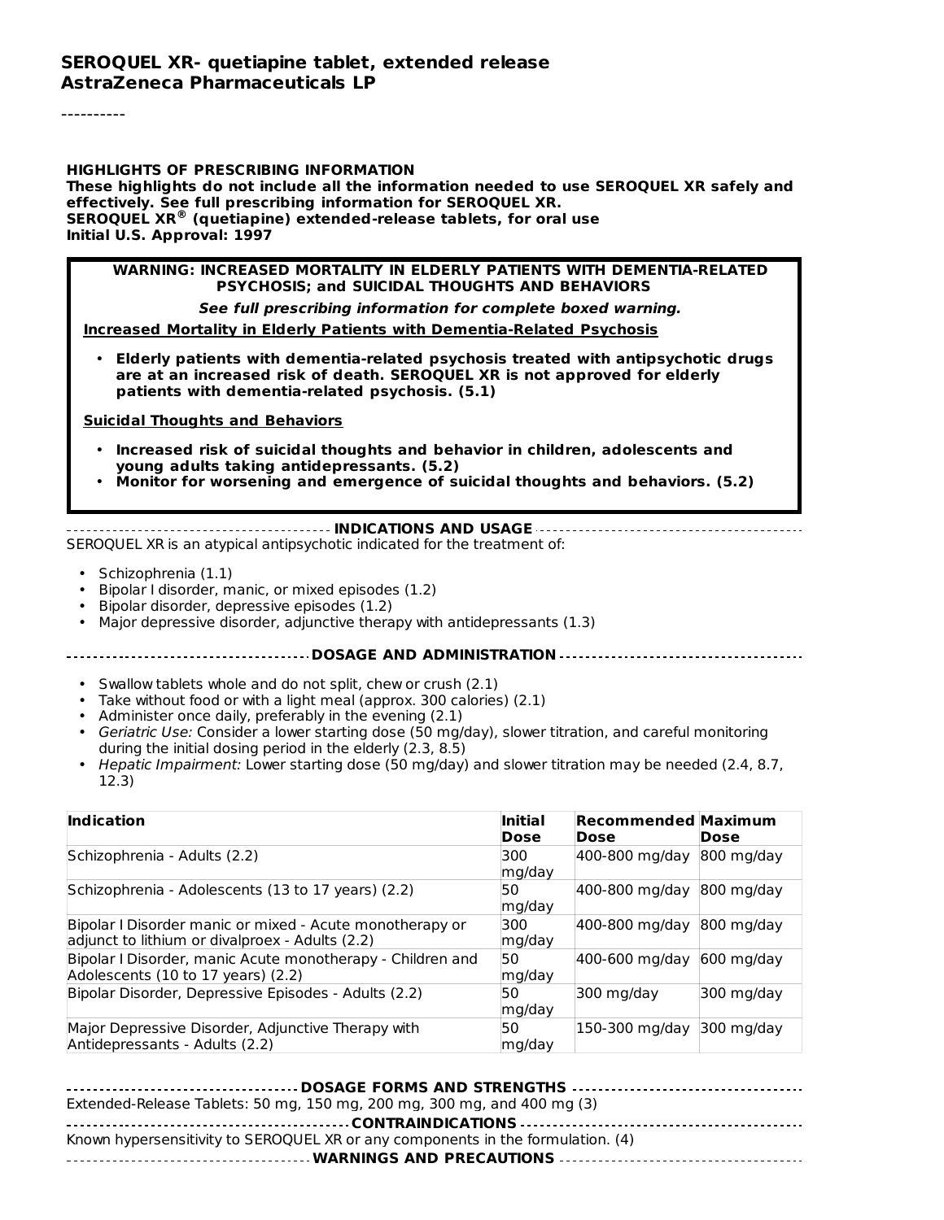**SEROQUEL XR- quetiapine tablet, extended release**
**AstraZeneca Pharmaceuticals LP**

----------

**HIGHLIGHTS OF PRESCRIBING INFORMATION**
**These highlights do not include all the information needed to use SEROQUEL XR safely and effectively. See full prescribing information for SEROQUEL XR.**
**SEROQUEL XR® (quetiapine) extended-release tablets, for oral use**
**Initial U.S. Approval: 1997**

**WARNING: INCREASED MORTALITY IN ELDERLY PATIENTS WITH DEMENTIA-RELATED PSYCHOSIS; and SUICIDAL THOUGHTS AND BEHAVIORS**

***See full prescribing information for complete boxed warning.***

**Increased Mortality in Elderly Patients with Dementia-Related Psychosis**

- **Elderly patients with dementia-related psychosis treated with antipsychotic drugs are at an increased risk of death. SEROQUEL XR is not approved for elderly patients with dementia-related psychosis. (5.1)**

**Suicidal Thoughts and Behaviors**

- **Increased risk of suicidal thoughts and behavior in children, adolescents and young adults taking antidepressants. (5.2)**
- **Monitor for worsening and emergence of suicidal thoughts and behaviors. (5.2)**

**INDICATIONS AND USAGE**

SEROQUEL XR is an atypical antipsychotic indicated for the treatment of:

- Schizophrenia (1.1)
- Bipolar I disorder, manic, or mixed episodes (1.2)
- Bipolar disorder, depressive episodes (1.2)
- Major depressive disorder, adjunctive therapy with antidepressants (1.3)

**DOSAGE AND ADMINISTRATION**

- Swallow tablets whole and do not split, chew or crush (2.1)
- Take without food or with a light meal (approx. 300 calories) (2.1)
- Administer once daily, preferably in the evening (2.1)
- *Geriatric Use:* Consider a lower starting dose (50 mg/day), slower titration, and careful monitoring during the initial dosing period in the elderly (2.3, 8.5)
- *Hepatic Impairment:* Lower starting dose (50 mg/day) and slower titration may be needed (2.4, 8.7, 12.3)

| Indication | Initial Dose | Recommended Dose | Maximum Dose |
|---|---|---|---|
| Schizophrenia - Adults (2.2) | 300 mg/day | 400-800 mg/day | 800 mg/day |
| Schizophrenia - Adolescents (13 to 17 years) (2.2) | 50 mg/day | 400-800 mg/day | 800 mg/day |
| Bipolar I Disorder manic or mixed - Acute monotherapy or adjunct to lithium or divalproex - Adults (2.2) | 300 mg/day | 400-800 mg/day | 800 mg/day |
| Bipolar I Disorder, manic Acute monotherapy - Children and Adolescents (10 to 17 years) (2.2) | 50 mg/day | 400-600 mg/day | 600 mg/day |
| Bipolar Disorder, Depressive Episodes - Adults (2.2) | 50 mg/day | 300 mg/day | 300 mg/day |
| Major Depressive Disorder, Adjunctive Therapy with Antidepressants - Adults (2.2) | 50 mg/day | 150-300 mg/day | 300 mg/day |

**DOSAGE FORMS AND STRENGTHS**

Extended-Release Tablets: 50 mg, 150 mg, 200 mg, 300 mg, and 400 mg (3)

**CONTRAINDICATIONS**

Known hypersensitivity to SEROQUEL XR or any components in the formulation. (4)

**WARNINGS AND PRECAUTIONS**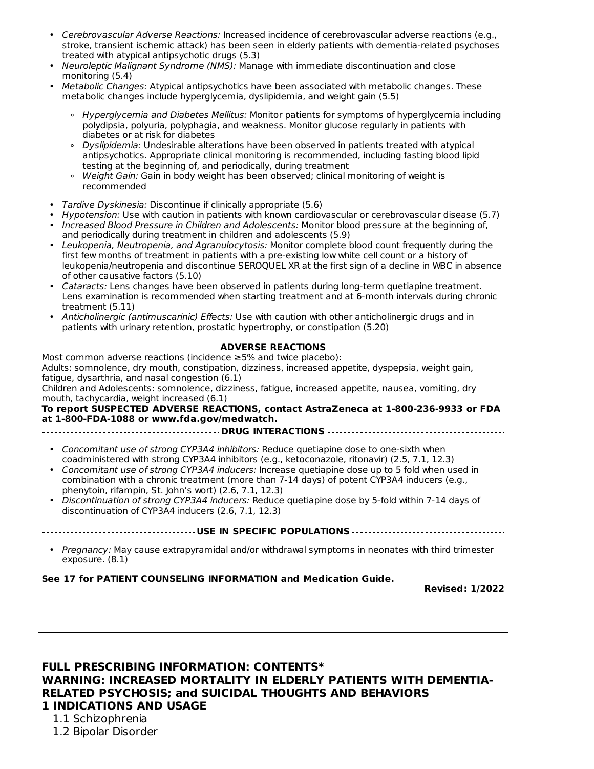- *Cerebrovascular Adverse Reactions:* Increased incidence of cerebrovascular adverse reactions (e.g., stroke, transient ischemic attack) has been seen in elderly patients with dementia-related psychoses treated with atypical antipsychotic drugs (5.3)
- *Neuroleptic Malignant Syndrome (NMS):* Manage with immediate discontinuation and close monitoring (5.4)
- *Metabolic Changes:* Atypical antipsychotics have been associated with metabolic changes. These metabolic changes include hyperglycemia, dyslipidemia, and weight gain (5.5)
    - *Hyperglycemia and Diabetes Mellitus:* Monitor patients for symptoms of hyperglycemia including polydipsia, polyuria, polyphagia, and weakness. Monitor glucose regularly in patients with diabetes or at risk for diabetes
    - *Dyslipidemia:* Undesirable alterations have been observed in patients treated with atypical antipsychotics. Appropriate clinical monitoring is recommended, including fasting blood lipid testing at the beginning of, and periodically, during treatment
    - *Weight Gain:* Gain in body weight has been observed; clinical monitoring of weight is recommended
- *Tardive Dyskinesia:* Discontinue if clinically appropriate (5.6)
- *Hypotension:* Use with caution in patients with known cardiovascular or cerebrovascular disease (5.7)
- *Increased Blood Pressure in Children and Adolescents:* Monitor blood pressure at the beginning of, and periodically during treatment in children and adolescents (5.9)
- *Leukopenia, Neutropenia, and Agranulocytosis:* Monitor complete blood count frequently during the first few months of treatment in patients with a pre-existing low white cell count or a history of leukopenia/neutropenia and discontinue SEROQUEL XR at the first sign of a decline in WBC in absence of other causative factors (5.10)
- *Cataracts:* Lens changes have been observed in patients during long-term quetiapine treatment. Lens examination is recommended when starting treatment and at 6-month intervals during chronic treatment (5.11)
- *Anticholinergic (antimuscarinic) Effects:* Use with caution with other anticholinergic drugs and in patients with urinary retention, prostatic hypertrophy, or constipation (5.20)

**ADVERSE REACTIONS**

Most common adverse reactions (incidence ≥5% and twice placebo):
Adults: somnolence, dry mouth, constipation, dizziness, increased appetite, dyspepsia, weight gain, fatigue, dysarthria, and nasal congestion (6.1)
Children and Adolescents: somnolence, dizziness, fatigue, increased appetite, nausea, vomiting, dry mouth, tachycardia, weight increased (6.1)

**To report SUSPECTED ADVERSE REACTIONS, contact AstraZeneca at 1-800-236-9933 or FDA at 1-800-FDA-1088 or www.fda.gov/medwatch.**

**DRUG INTERACTIONS**

- *Concomitant use of strong CYP3A4 inhibitors:* Reduce quetiapine dose to one-sixth when coadministered with strong CYP3A4 inhibitors (e.g., ketoconazole, ritonavir) (2.5, 7.1, 12.3)
- *Concomitant use of strong CYP3A4 inducers:* Increase quetiapine dose up to 5 fold when used in combination with a chronic treatment (more than 7-14 days) of potent CYP3A4 inducers (e.g., phenytoin, rifampin, St. John's wort) (2.6, 7.1, 12.3)
- *Discontinuation of strong CYP3A4 inducers:* Reduce quetiapine dose by 5-fold within 7-14 days of discontinuation of CYP3A4 inducers (2.6, 7.1, 12.3)

**USE IN SPECIFIC POPULATIONS**

- *Pregnancy:* May cause extrapyramidal and/or withdrawal symptoms in neonates with third trimester exposure. (8.1)

**See 17 for PATIENT COUNSELING INFORMATION and Medication Guide.**

**Revised: 1/2022**

---

## FULL PRESCRIBING INFORMATION: CONTENTS*

**WARNING: INCREASED MORTALITY IN ELDERLY PATIENTS WITH DEMENTIA-RELATED PSYCHOSIS; and SUICIDAL THOUGHTS AND BEHAVIORS**

**1 INDICATIONS AND USAGE**

1.1 Schizophrenia
1.2 Bipolar Disorder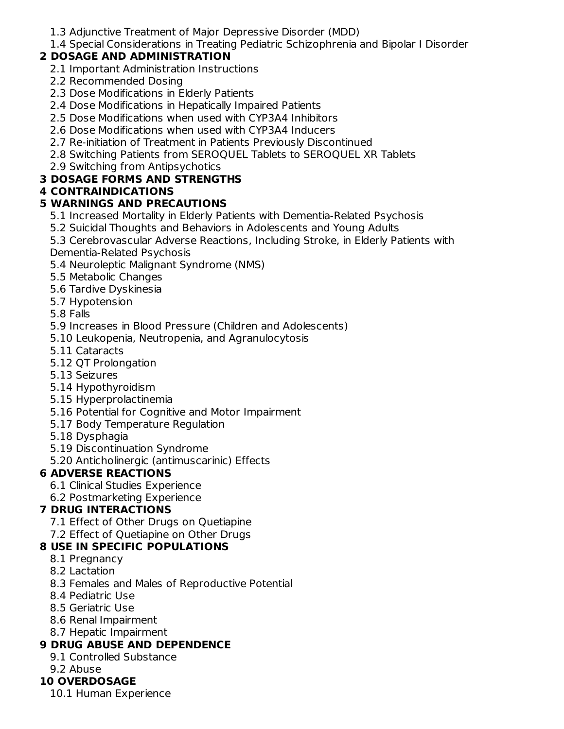1.3 Adjunctive Treatment of Major Depressive Disorder (MDD)
1.4 Special Considerations in Treating Pediatric Schizophrenia and Bipolar I Disorder

**2 DOSAGE AND ADMINISTRATION**

2.1 Important Administration Instructions
2.2 Recommended Dosing
2.3 Dose Modifications in Elderly Patients
2.4 Dose Modifications in Hepatically Impaired Patients
2.5 Dose Modifications when used with CYP3A4 Inhibitors
2.6 Dose Modifications when used with CYP3A4 Inducers
2.7 Re-initiation of Treatment in Patients Previously Discontinued
2.8 Switching Patients from SEROQUEL Tablets to SEROQUEL XR Tablets
2.9 Switching from Antipsychotics

**3 DOSAGE FORMS AND STRENGTHS**

**4 CONTRAINDICATIONS**

**5 WARNINGS AND PRECAUTIONS**

5.1 Increased Mortality in Elderly Patients with Dementia-Related Psychosis
5.2 Suicidal Thoughts and Behaviors in Adolescents and Young Adults
5.3 Cerebrovascular Adverse Reactions, Including Stroke, in Elderly Patients with Dementia-Related Psychosis
5.4 Neuroleptic Malignant Syndrome (NMS)
5.5 Metabolic Changes
5.6 Tardive Dyskinesia
5.7 Hypotension
5.8 Falls
5.9 Increases in Blood Pressure (Children and Adolescents)
5.10 Leukopenia, Neutropenia, and Agranulocytosis
5.11 Cataracts
5.12 QT Prolongation
5.13 Seizures
5.14 Hypothyroidism
5.15 Hyperprolactinemia
5.16 Potential for Cognitive and Motor Impairment
5.17 Body Temperature Regulation
5.18 Dysphagia
5.19 Discontinuation Syndrome
5.20 Anticholinergic (antimuscarinic) Effects

**6 ADVERSE REACTIONS**

6.1 Clinical Studies Experience
6.2 Postmarketing Experience

**7 DRUG INTERACTIONS**

7.1 Effect of Other Drugs on Quetiapine
7.2 Effect of Quetiapine on Other Drugs

**8 USE IN SPECIFIC POPULATIONS**

8.1 Pregnancy
8.2 Lactation
8.3 Females and Males of Reproductive Potential
8.4 Pediatric Use
8.5 Geriatric Use
8.6 Renal Impairment
8.7 Hepatic Impairment

**9 DRUG ABUSE AND DEPENDENCE**

9.1 Controlled Substance
9.2 Abuse

**10 OVERDOSAGE**

10.1 Human Experience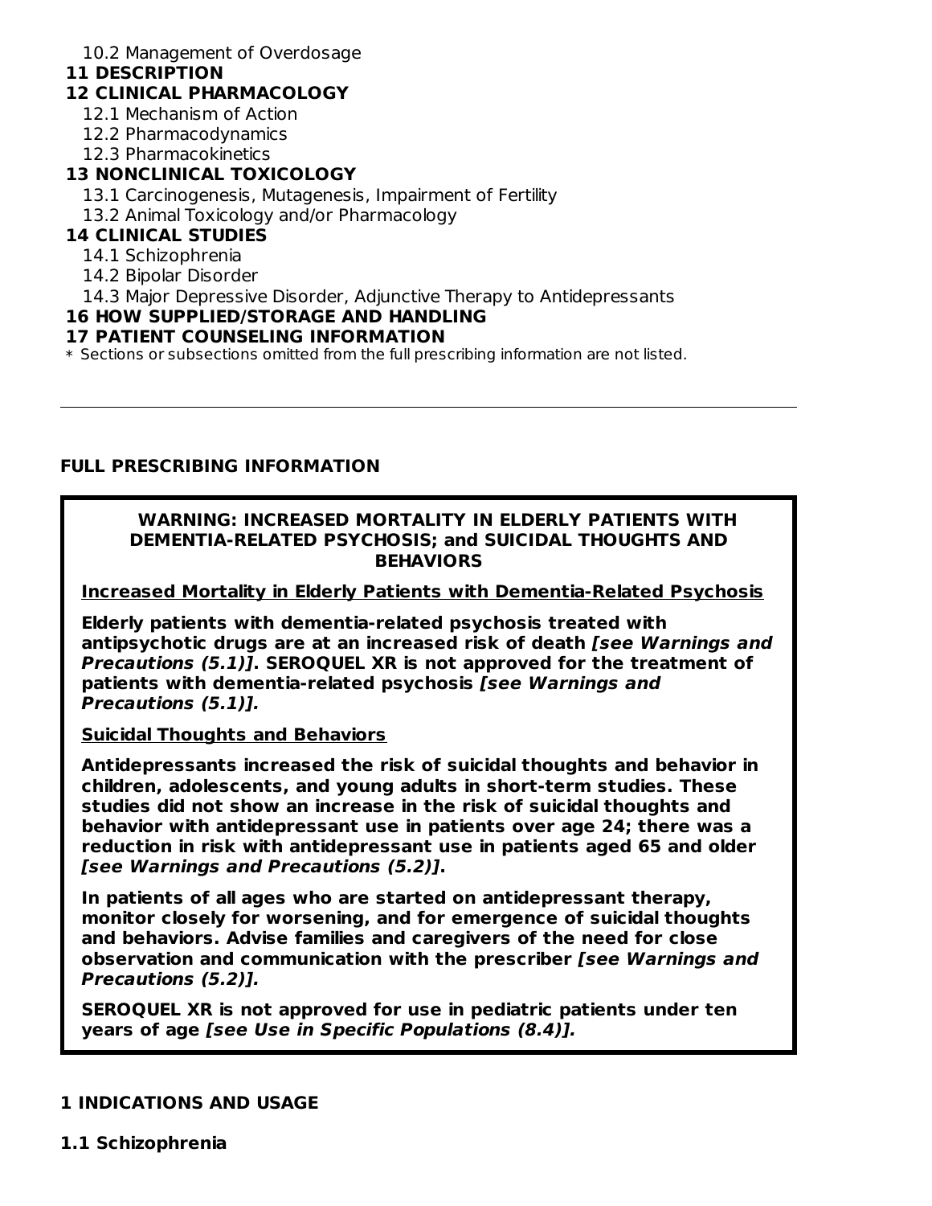10.2 Management of Overdosage

**11 DESCRIPTION**

**12 CLINICAL PHARMACOLOGY**

12.1 Mechanism of Action

12.2 Pharmacodynamics

12.3 Pharmacokinetics

**13 NONCLINICAL TOXICOLOGY**

13.1 Carcinogenesis, Mutagenesis, Impairment of Fertility

13.2 Animal Toxicology and/or Pharmacology

**14 CLINICAL STUDIES**

14.1 Schizophrenia

14.2 Bipolar Disorder

14.3 Major Depressive Disorder, Adjunctive Therapy to Antidepressants

**16 HOW SUPPLIED/STORAGE AND HANDLING**

**17 PATIENT COUNSELING INFORMATION**

* Sections or subsections omitted from the full prescribing information are not listed.

---

**FULL PRESCRIBING INFORMATION**

**WARNING: INCREASED MORTALITY IN ELDERLY PATIENTS WITH DEMENTIA-RELATED PSYCHOSIS; and SUICIDAL THOUGHTS AND BEHAVIORS**

**Increased Mortality in Elderly Patients with Dementia-Related Psychosis**

**Elderly patients with dementia-related psychosis treated with antipsychotic drugs are at an increased risk of death *[see Warnings and Precautions (5.1)]*. SEROQUEL XR is not approved for the treatment of patients with dementia-related psychosis *[see Warnings and Precautions (5.1)].***

**Suicidal Thoughts and Behaviors**

**Antidepressants increased the risk of suicidal thoughts and behavior in children, adolescents, and young adults in short-term studies. These studies did not show an increase in the risk of suicidal thoughts and behavior with antidepressant use in patients over age 24; there was a reduction in risk with antidepressant use in patients aged 65 and older *[see Warnings and Precautions (5.2)]*.**

**In patients of all ages who are started on antidepressant therapy, monitor closely for worsening, and for emergence of suicidal thoughts and behaviors. Advise families and caregivers of the need for close observation and communication with the prescriber *[see Warnings and Precautions (5.2)].***

**SEROQUEL XR is not approved for use in pediatric patients under ten years of age *[see Use in Specific Populations (8.4)].***

## 1 INDICATIONS AND USAGE

### 1.1 Schizophrenia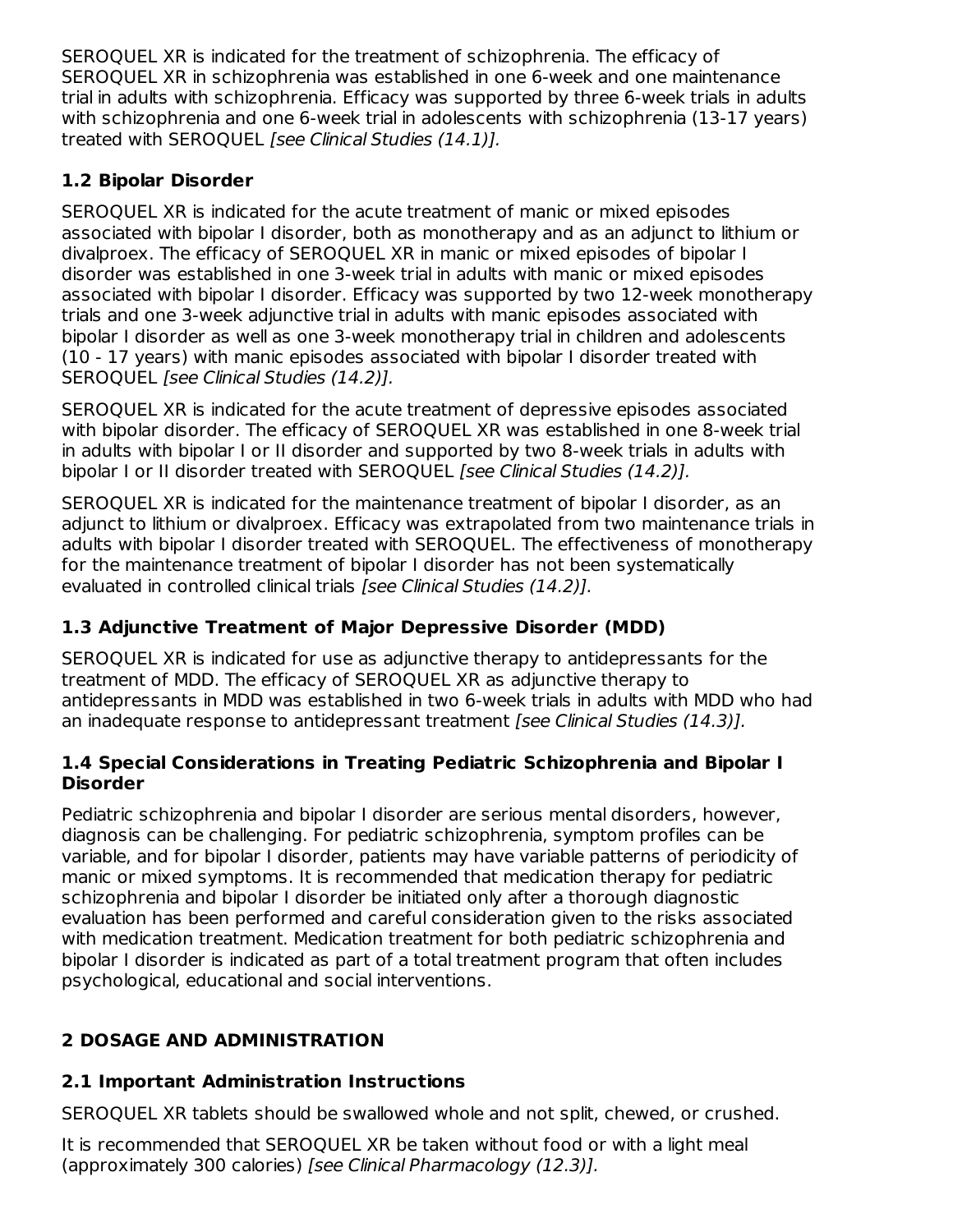SEROQUEL XR is indicated for the treatment of schizophrenia. The efficacy of SEROQUEL XR in schizophrenia was established in one 6-week and one maintenance trial in adults with schizophrenia. Efficacy was supported by three 6-week trials in adults with schizophrenia and one 6-week trial in adolescents with schizophrenia (13-17 years) treated with SEROQUEL *[see Clinical Studies (14.1)].*

### 1.2 Bipolar Disorder

SEROQUEL XR is indicated for the acute treatment of manic or mixed episodes associated with bipolar I disorder, both as monotherapy and as an adjunct to lithium or divalproex. The efficacy of SEROQUEL XR in manic or mixed episodes of bipolar I disorder was established in one 3-week trial in adults with manic or mixed episodes associated with bipolar I disorder. Efficacy was supported by two 12-week monotherapy trials and one 3-week adjunctive trial in adults with manic episodes associated with bipolar I disorder as well as one 3-week monotherapy trial in children and adolescents (10 - 17 years) with manic episodes associated with bipolar I disorder treated with SEROQUEL *[see Clinical Studies (14.2)].*

SEROQUEL XR is indicated for the acute treatment of depressive episodes associated with bipolar disorder. The efficacy of SEROQUEL XR was established in one 8-week trial in adults with bipolar I or II disorder and supported by two 8-week trials in adults with bipolar I or II disorder treated with SEROQUEL *[see Clinical Studies (14.2)].*

SEROQUEL XR is indicated for the maintenance treatment of bipolar I disorder, as an adjunct to lithium or divalproex. Efficacy was extrapolated from two maintenance trials in adults with bipolar I disorder treated with SEROQUEL. The effectiveness of monotherapy for the maintenance treatment of bipolar I disorder has not been systematically evaluated in controlled clinical trials *[see Clinical Studies (14.2)].*

### 1.3 Adjunctive Treatment of Major Depressive Disorder (MDD)

SEROQUEL XR is indicated for use as adjunctive therapy to antidepressants for the treatment of MDD. The efficacy of SEROQUEL XR as adjunctive therapy to antidepressants in MDD was established in two 6-week trials in adults with MDD who had an inadequate response to antidepressant treatment *[see Clinical Studies (14.3)].*

### 1.4 Special Considerations in Treating Pediatric Schizophrenia and Bipolar I Disorder

Pediatric schizophrenia and bipolar I disorder are serious mental disorders, however, diagnosis can be challenging. For pediatric schizophrenia, symptom profiles can be variable, and for bipolar I disorder, patients may have variable patterns of periodicity of manic or mixed symptoms. It is recommended that medication therapy for pediatric schizophrenia and bipolar I disorder be initiated only after a thorough diagnostic evaluation has been performed and careful consideration given to the risks associated with medication treatment. Medication treatment for both pediatric schizophrenia and bipolar I disorder is indicated as part of a total treatment program that often includes psychological, educational and social interventions.

## 2 DOSAGE AND ADMINISTRATION

### 2.1 Important Administration Instructions

SEROQUEL XR tablets should be swallowed whole and not split, chewed, or crushed.

It is recommended that SEROQUEL XR be taken without food or with a light meal (approximately 300 calories) *[see Clinical Pharmacology (12.3)].*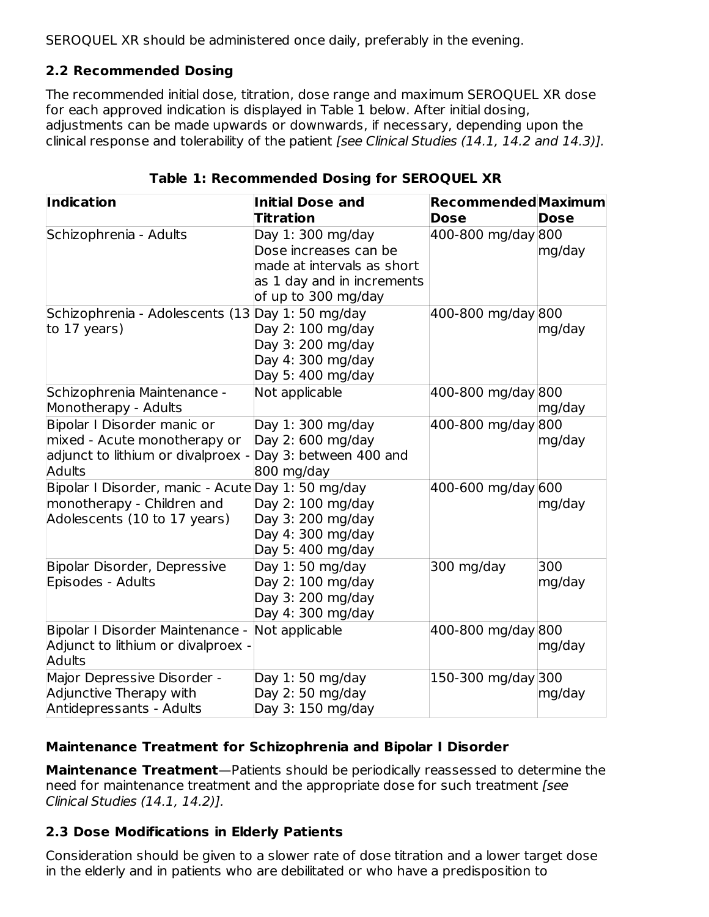SEROQUEL XR should be administered once daily, preferably in the evening.

## 2.2 Recommended Dosing

The recommended initial dose, titration, dose range and maximum SEROQUEL XR dose for each approved indication is displayed in Table 1 below. After initial dosing, adjustments can be made upwards or downwards, if necessary, depending upon the clinical response and tolerability of the patient *[see Clinical Studies (14.1, 14.2 and 14.3)]*.

**Table 1: Recommended Dosing for SEROQUEL XR**

| Indication | Initial Dose and Titration | Recommended Dose | Maximum Dose |
|---|---|---|---|
| Schizophrenia - Adults | Day 1: 300 mg/day<br>Dose increases can be made at intervals as short as 1 day and in increments of up to 300 mg/day | 400-800 mg/day | 800 mg/day |
| Schizophrenia - Adolescents (13 to 17 years) | Day 1: 50 mg/day<br>Day 2: 100 mg/day<br>Day 3: 200 mg/day<br>Day 4: 300 mg/day<br>Day 5: 400 mg/day | 400-800 mg/day | 800 mg/day |
| Schizophrenia Maintenance - Monotherapy - Adults | Not applicable | 400-800 mg/day | 800 mg/day |
| Bipolar I Disorder manic or mixed - Acute monotherapy or adjunct to lithium or divalproex - Adults | Day 1: 300 mg/day<br>Day 2: 600 mg/day<br>Day 3: between 400 and 800 mg/day | 400-800 mg/day | 800 mg/day |
| Bipolar I Disorder, manic - Acute monotherapy - Children and Adolescents (10 to 17 years) | Day 1: 50 mg/day<br>Day 2: 100 mg/day<br>Day 3: 200 mg/day<br>Day 4: 300 mg/day<br>Day 5: 400 mg/day | 400-600 mg/day | 600 mg/day |
| Bipolar Disorder, Depressive Episodes - Adults | Day 1: 50 mg/day<br>Day 2: 100 mg/day<br>Day 3: 200 mg/day<br>Day 4: 300 mg/day | 300 mg/day | 300 mg/day |
| Bipolar I Disorder Maintenance - Adjunct to lithium or divalproex - Adults | Not applicable | 400-800 mg/day | 800 mg/day |
| Major Depressive Disorder - Adjunctive Therapy with Antidepressants - Adults | Day 1: 50 mg/day<br>Day 2: 50 mg/day<br>Day 3: 150 mg/day | 150-300 mg/day | 300 mg/day |

**Maintenance Treatment for Schizophrenia and Bipolar I Disorder**

**Maintenance Treatment**—Patients should be periodically reassessed to determine the need for maintenance treatment and the appropriate dose for such treatment *[see Clinical Studies (14.1, 14.2)]*.

## 2.3 Dose Modifications in Elderly Patients

Consideration should be given to a slower rate of dose titration and a lower target dose in the elderly and in patients who are debilitated or who have a predisposition to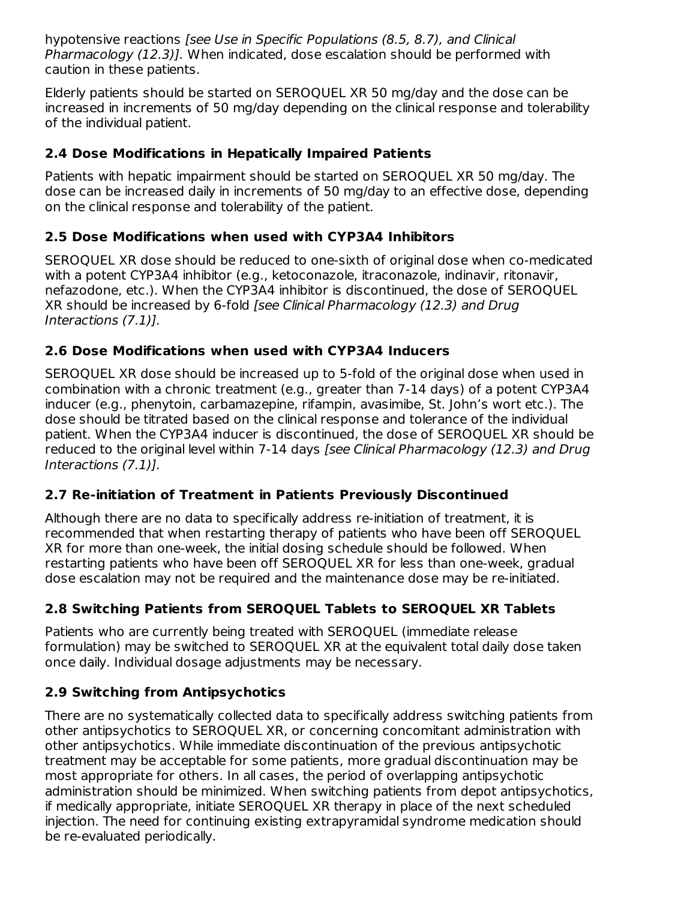hypotensive reactions *[see Use in Specific Populations (8.5, 8.7), and Clinical Pharmacology (12.3)]*. When indicated, dose escalation should be performed with caution in these patients.

Elderly patients should be started on SEROQUEL XR 50 mg/day and the dose can be increased in increments of 50 mg/day depending on the clinical response and tolerability of the individual patient.

### 2.4 Dose Modifications in Hepatically Impaired Patients

Patients with hepatic impairment should be started on SEROQUEL XR 50 mg/day. The dose can be increased daily in increments of 50 mg/day to an effective dose, depending on the clinical response and tolerability of the patient.

### 2.5 Dose Modifications when used with CYP3A4 Inhibitors

SEROQUEL XR dose should be reduced to one-sixth of original dose when co-medicated with a potent CYP3A4 inhibitor (e.g., ketoconazole, itraconazole, indinavir, ritonavir, nefazodone, etc.). When the CYP3A4 inhibitor is discontinued, the dose of SEROQUEL XR should be increased by 6-fold *[see Clinical Pharmacology (12.3) and Drug Interactions (7.1)]*.

### 2.6 Dose Modifications when used with CYP3A4 Inducers

SEROQUEL XR dose should be increased up to 5-fold of the original dose when used in combination with a chronic treatment (e.g., greater than 7-14 days) of a potent CYP3A4 inducer (e.g., phenytoin, carbamazepine, rifampin, avasimibe, St. John's wort etc.). The dose should be titrated based on the clinical response and tolerance of the individual patient. When the CYP3A4 inducer is discontinued, the dose of SEROQUEL XR should be reduced to the original level within 7-14 days *[see Clinical Pharmacology (12.3) and Drug Interactions (7.1)]*.

### 2.7 Re-initiation of Treatment in Patients Previously Discontinued

Although there are no data to specifically address re-initiation of treatment, it is recommended that when restarting therapy of patients who have been off SEROQUEL XR for more than one-week, the initial dosing schedule should be followed. When restarting patients who have been off SEROQUEL XR for less than one-week, gradual dose escalation may not be required and the maintenance dose may be re-initiated.

### 2.8 Switching Patients from SEROQUEL Tablets to SEROQUEL XR Tablets

Patients who are currently being treated with SEROQUEL (immediate release formulation) may be switched to SEROQUEL XR at the equivalent total daily dose taken once daily. Individual dosage adjustments may be necessary.

### 2.9 Switching from Antipsychotics

There are no systematically collected data to specifically address switching patients from other antipsychotics to SEROQUEL XR, or concerning concomitant administration with other antipsychotics. While immediate discontinuation of the previous antipsychotic treatment may be acceptable for some patients, more gradual discontinuation may be most appropriate for others. In all cases, the period of overlapping antipsychotic administration should be minimized. When switching patients from depot antipsychotics, if medically appropriate, initiate SEROQUEL XR therapy in place of the next scheduled injection. The need for continuing existing extrapyramidal syndrome medication should be re-evaluated periodically.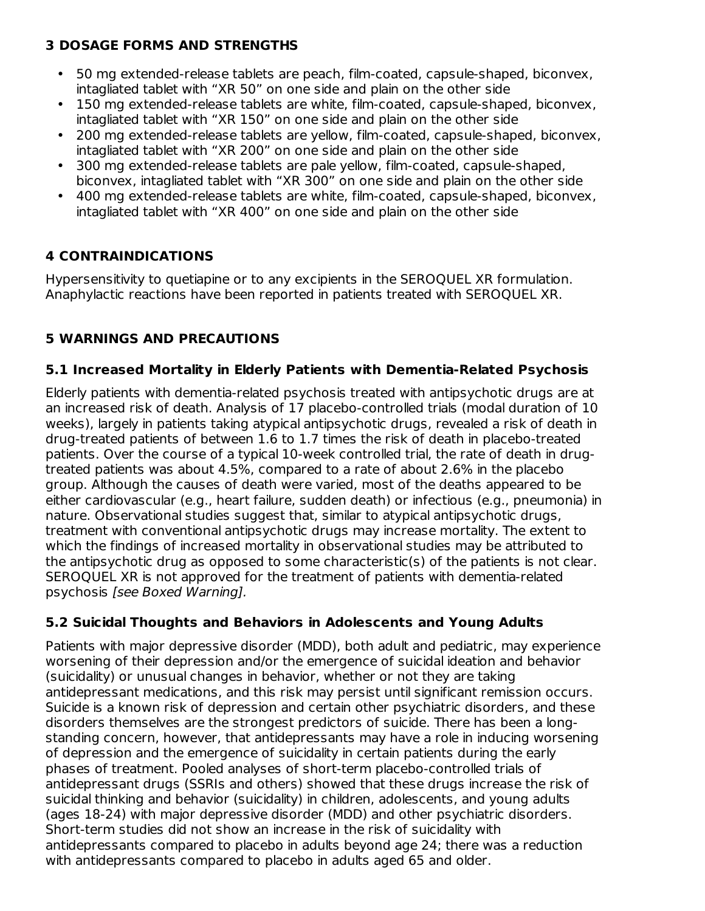## 3 DOSAGE FORMS AND STRENGTHS

- 50 mg extended-release tablets are peach, film-coated, capsule-shaped, biconvex, intagliated tablet with "XR 50" on one side and plain on the other side
- 150 mg extended-release tablets are white, film-coated, capsule-shaped, biconvex, intagliated tablet with "XR 150" on one side and plain on the other side
- 200 mg extended-release tablets are yellow, film-coated, capsule-shaped, biconvex, intagliated tablet with "XR 200" on one side and plain on the other side
- 300 mg extended-release tablets are pale yellow, film-coated, capsule-shaped, biconvex, intagliated tablet with "XR 300" on one side and plain on the other side
- 400 mg extended-release tablets are white, film-coated, capsule-shaped, biconvex, intagliated tablet with "XR 400" on one side and plain on the other side

## 4 CONTRAINDICATIONS

Hypersensitivity to quetiapine or to any excipients in the SEROQUEL XR formulation. Anaphylactic reactions have been reported in patients treated with SEROQUEL XR.

## 5 WARNINGS AND PRECAUTIONS

### 5.1 Increased Mortality in Elderly Patients with Dementia-Related Psychosis

Elderly patients with dementia-related psychosis treated with antipsychotic drugs are at an increased risk of death. Analysis of 17 placebo-controlled trials (modal duration of 10 weeks), largely in patients taking atypical antipsychotic drugs, revealed a risk of death in drug-treated patients of between 1.6 to 1.7 times the risk of death in placebo-treated patients. Over the course of a typical 10-week controlled trial, the rate of death in drug-treated patients was about 4.5%, compared to a rate of about 2.6% in the placebo group. Although the causes of death were varied, most of the deaths appeared to be either cardiovascular (e.g., heart failure, sudden death) or infectious (e.g., pneumonia) in nature. Observational studies suggest that, similar to atypical antipsychotic drugs, treatment with conventional antipsychotic drugs may increase mortality. The extent to which the findings of increased mortality in observational studies may be attributed to the antipsychotic drug as opposed to some characteristic(s) of the patients is not clear. SEROQUEL XR is not approved for the treatment of patients with dementia-related psychosis *[see Boxed Warning]*.

### 5.2 Suicidal Thoughts and Behaviors in Adolescents and Young Adults

Patients with major depressive disorder (MDD), both adult and pediatric, may experience worsening of their depression and/or the emergence of suicidal ideation and behavior (suicidality) or unusual changes in behavior, whether or not they are taking antidepressant medications, and this risk may persist until significant remission occurs. Suicide is a known risk of depression and certain other psychiatric disorders, and these disorders themselves are the strongest predictors of suicide. There has been a long-standing concern, however, that antidepressants may have a role in inducing worsening of depression and the emergence of suicidality in certain patients during the early phases of treatment. Pooled analyses of short-term placebo-controlled trials of antidepressant drugs (SSRIs and others) showed that these drugs increase the risk of suicidal thinking and behavior (suicidality) in children, adolescents, and young adults (ages 18-24) with major depressive disorder (MDD) and other psychiatric disorders. Short-term studies did not show an increase in the risk of suicidality with antidepressants compared to placebo in adults beyond age 24; there was a reduction with antidepressants compared to placebo in adults aged 65 and older.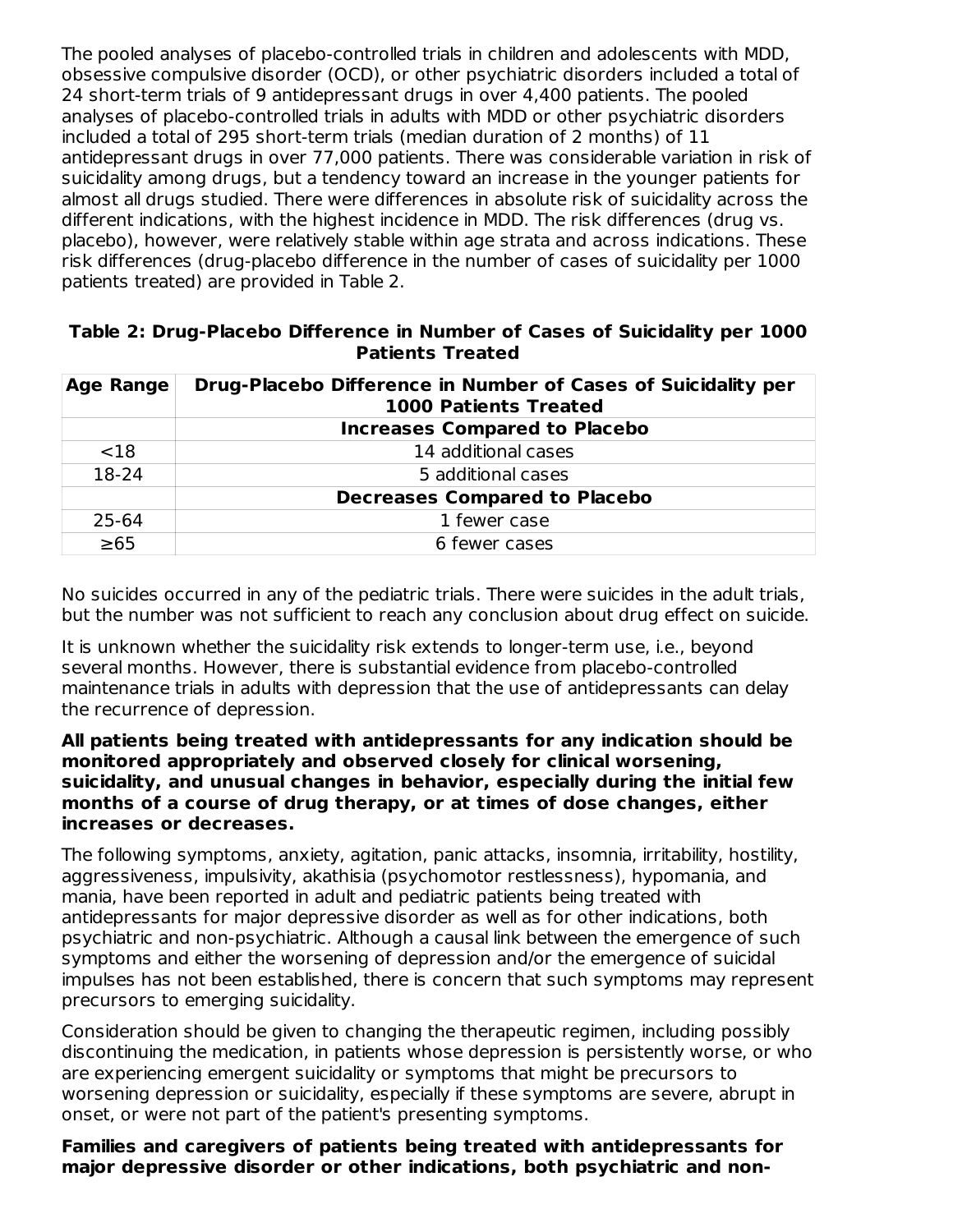The pooled analyses of placebo-controlled trials in children and adolescents with MDD, obsessive compulsive disorder (OCD), or other psychiatric disorders included a total of 24 short-term trials of 9 antidepressant drugs in over 4,400 patients. The pooled analyses of placebo-controlled trials in adults with MDD or other psychiatric disorders included a total of 295 short-term trials (median duration of 2 months) of 11 antidepressant drugs in over 77,000 patients. There was considerable variation in risk of suicidality among drugs, but a tendency toward an increase in the younger patients for almost all drugs studied. There were differences in absolute risk of suicidality across the different indications, with the highest incidence in MDD. The risk differences (drug vs. placebo), however, were relatively stable within age strata and across indications. These risk differences (drug-placebo difference in the number of cases of suicidality per 1000 patients treated) are provided in Table 2.

**Table 2: Drug-Placebo Difference in Number of Cases of Suicidality per 1000 Patients Treated**

| Age Range | Drug-Placebo Difference in Number of Cases of Suicidality per 1000 Patients Treated |
|---|---|
| | **Increases Compared to Placebo** |
| <18 | 14 additional cases |
| 18-24 | 5 additional cases |
| | **Decreases Compared to Placebo** |
| 25-64 | 1 fewer case |
| ≥65 | 6 fewer cases |

No suicides occurred in any of the pediatric trials. There were suicides in the adult trials, but the number was not sufficient to reach any conclusion about drug effect on suicide.

It is unknown whether the suicidality risk extends to longer-term use, i.e., beyond several months. However, there is substantial evidence from placebo-controlled maintenance trials in adults with depression that the use of antidepressants can delay the recurrence of depression.

**All patients being treated with antidepressants for any indication should be monitored appropriately and observed closely for clinical worsening, suicidality, and unusual changes in behavior, especially during the initial few months of a course of drug therapy, or at times of dose changes, either increases or decreases.**

The following symptoms, anxiety, agitation, panic attacks, insomnia, irritability, hostility, aggressiveness, impulsivity, akathisia (psychomotor restlessness), hypomania, and mania, have been reported in adult and pediatric patients being treated with antidepressants for major depressive disorder as well as for other indications, both psychiatric and non-psychiatric. Although a causal link between the emergence of such symptoms and either the worsening of depression and/or the emergence of suicidal impulses has not been established, there is concern that such symptoms may represent precursors to emerging suicidality.

Consideration should be given to changing the therapeutic regimen, including possibly discontinuing the medication, in patients whose depression is persistently worse, or who are experiencing emergent suicidality or symptoms that might be precursors to worsening depression or suicidality, especially if these symptoms are severe, abrupt in onset, or were not part of the patient's presenting symptoms.

**Families and caregivers of patients being treated with antidepressants for major depressive disorder or other indications, both psychiatric and non-**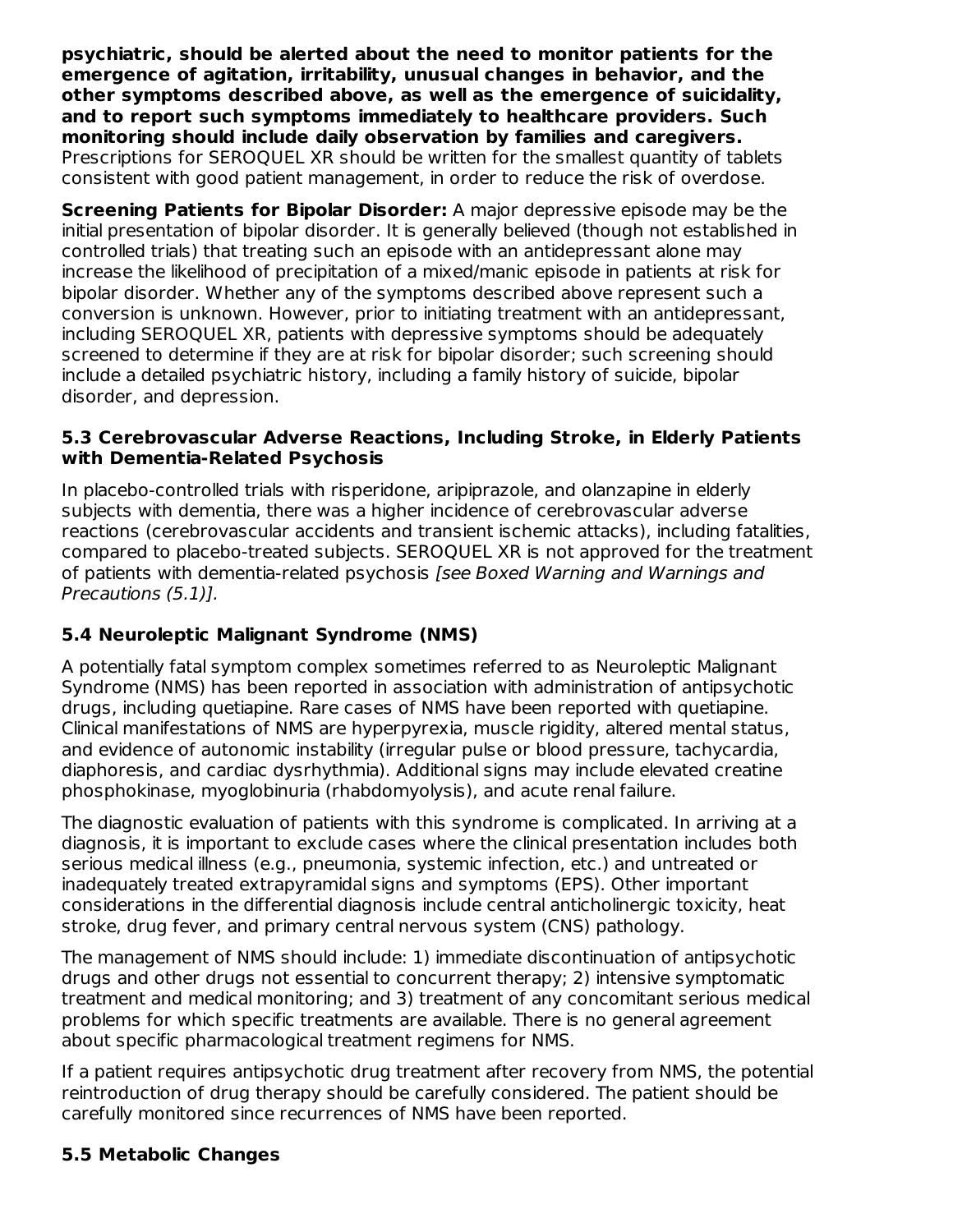**psychiatric, should be alerted about the need to monitor patients for the emergence of agitation, irritability, unusual changes in behavior, and the other symptoms described above, as well as the emergence of suicidality, and to report such symptoms immediately to healthcare providers. Such monitoring should include daily observation by families and caregivers.** Prescriptions for SEROQUEL XR should be written for the smallest quantity of tablets consistent with good patient management, in order to reduce the risk of overdose.

**Screening Patients for Bipolar Disorder:** A major depressive episode may be the initial presentation of bipolar disorder. It is generally believed (though not established in controlled trials) that treating such an episode with an antidepressant alone may increase the likelihood of precipitation of a mixed/manic episode in patients at risk for bipolar disorder. Whether any of the symptoms described above represent such a conversion is unknown. However, prior to initiating treatment with an antidepressant, including SEROQUEL XR, patients with depressive symptoms should be adequately screened to determine if they are at risk for bipolar disorder; such screening should include a detailed psychiatric history, including a family history of suicide, bipolar disorder, and depression.

### 5.3 Cerebrovascular Adverse Reactions, Including Stroke, in Elderly Patients with Dementia-Related Psychosis

In placebo-controlled trials with risperidone, aripiprazole, and olanzapine in elderly subjects with dementia, there was a higher incidence of cerebrovascular adverse reactions (cerebrovascular accidents and transient ischemic attacks), including fatalities, compared to placebo-treated subjects. SEROQUEL XR is not approved for the treatment of patients with dementia-related psychosis *[see Boxed Warning and Warnings and Precautions (5.1)]*.

### 5.4 Neuroleptic Malignant Syndrome (NMS)

A potentially fatal symptom complex sometimes referred to as Neuroleptic Malignant Syndrome (NMS) has been reported in association with administration of antipsychotic drugs, including quetiapine. Rare cases of NMS have been reported with quetiapine. Clinical manifestations of NMS are hyperpyrexia, muscle rigidity, altered mental status, and evidence of autonomic instability (irregular pulse or blood pressure, tachycardia, diaphoresis, and cardiac dysrhythmia). Additional signs may include elevated creatine phosphokinase, myoglobinuria (rhabdomyolysis), and acute renal failure.

The diagnostic evaluation of patients with this syndrome is complicated. In arriving at a diagnosis, it is important to exclude cases where the clinical presentation includes both serious medical illness (e.g., pneumonia, systemic infection, etc.) and untreated or inadequately treated extrapyramidal signs and symptoms (EPS). Other important considerations in the differential diagnosis include central anticholinergic toxicity, heat stroke, drug fever, and primary central nervous system (CNS) pathology.

The management of NMS should include: 1) immediate discontinuation of antipsychotic drugs and other drugs not essential to concurrent therapy; 2) intensive symptomatic treatment and medical monitoring; and 3) treatment of any concomitant serious medical problems for which specific treatments are available. There is no general agreement about specific pharmacological treatment regimens for NMS.

If a patient requires antipsychotic drug treatment after recovery from NMS, the potential reintroduction of drug therapy should be carefully considered. The patient should be carefully monitored since recurrences of NMS have been reported.

### 5.5 Metabolic Changes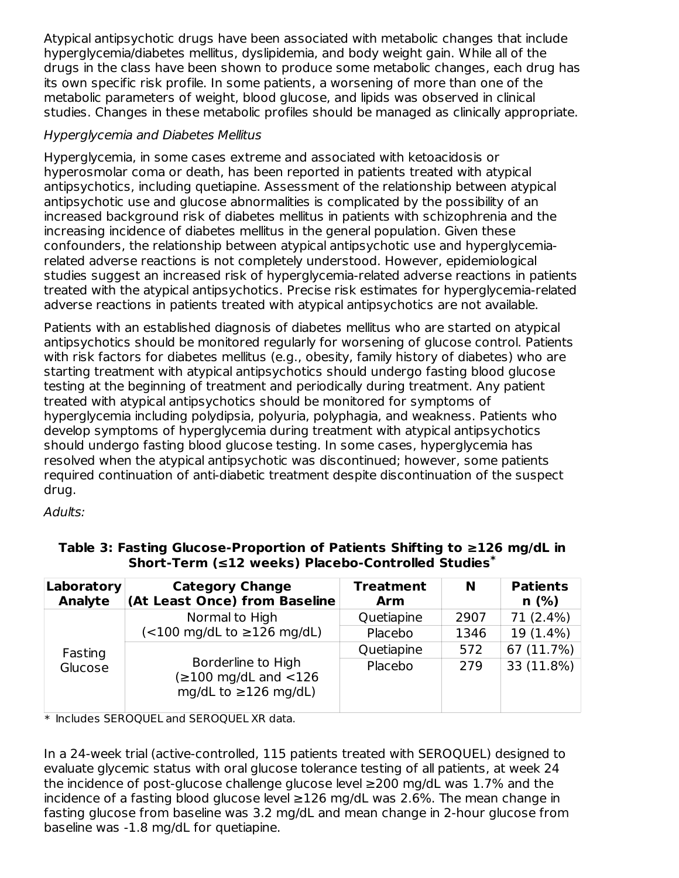Atypical antipsychotic drugs have been associated with metabolic changes that include hyperglycemia/diabetes mellitus, dyslipidemia, and body weight gain. While all of the drugs in the class have been shown to produce some metabolic changes, each drug has its own specific risk profile. In some patients, a worsening of more than one of the metabolic parameters of weight, blood glucose, and lipids was observed in clinical studies. Changes in these metabolic profiles should be managed as clinically appropriate.

*Hyperglycemia and Diabetes Mellitus*

Hyperglycemia, in some cases extreme and associated with ketoacidosis or hyperosmolar coma or death, has been reported in patients treated with atypical antipsychotics, including quetiapine. Assessment of the relationship between atypical antipsychotic use and glucose abnormalities is complicated by the possibility of an increased background risk of diabetes mellitus in patients with schizophrenia and the increasing incidence of diabetes mellitus in the general population. Given these confounders, the relationship between atypical antipsychotic use and hyperglycemia-related adverse reactions is not completely understood. However, epidemiological studies suggest an increased risk of hyperglycemia-related adverse reactions in patients treated with the atypical antipsychotics. Precise risk estimates for hyperglycemia-related adverse reactions in patients treated with atypical antipsychotics are not available.

Patients with an established diagnosis of diabetes mellitus who are started on atypical antipsychotics should be monitored regularly for worsening of glucose control. Patients with risk factors for diabetes mellitus (e.g., obesity, family history of diabetes) who are starting treatment with atypical antipsychotics should undergo fasting blood glucose testing at the beginning of treatment and periodically during treatment. Any patient treated with atypical antipsychotics should be monitored for symptoms of hyperglycemia including polydipsia, polyuria, polyphagia, and weakness. Patients who develop symptoms of hyperglycemia during treatment with atypical antipsychotics should undergo fasting blood glucose testing. In some cases, hyperglycemia has resolved when the atypical antipsychotic was discontinued; however, some patients required continuation of anti-diabetic treatment despite discontinuation of the suspect drug.

*Adults:*

**Table 3: Fasting Glucose-Proportion of Patients Shifting to ≥126 mg/dL in Short-Term (≤12 weeks) Placebo-Controlled Studies***

| Laboratory Analyte | Category Change (At Least Once) from Baseline | Treatment Arm | N | Patients n (%) |
|---|---|---|---|---|
| Fasting Glucose | Normal to High (<100 mg/dL to ≥126 mg/dL) | Quetiapine | 2907 | 71 (2.4%) |
| | | Placebo | 1346 | 19 (1.4%) |
| | Borderline to High (≥100 mg/dL and <126 mg/dL to ≥126 mg/dL) | Quetiapine | 572 | 67 (11.7%) |
| | | Placebo | 279 | 33 (11.8%) |

\* Includes SEROQUEL and SEROQUEL XR data.

In a 24-week trial (active-controlled, 115 patients treated with SEROQUEL) designed to evaluate glycemic status with oral glucose tolerance testing of all patients, at week 24 the incidence of post-glucose challenge glucose level ≥200 mg/dL was 1.7% and the incidence of a fasting blood glucose level ≥126 mg/dL was 2.6%. The mean change in fasting glucose from baseline was 3.2 mg/dL and mean change in 2-hour glucose from baseline was -1.8 mg/dL for quetiapine.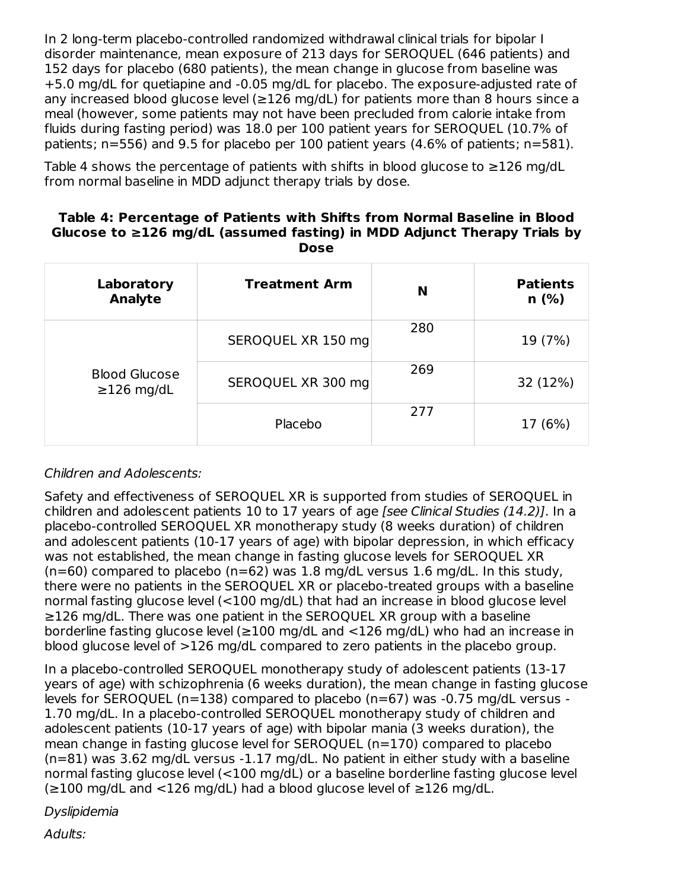In 2 long-term placebo-controlled randomized withdrawal clinical trials for bipolar I disorder maintenance, mean exposure of 213 days for SEROQUEL (646 patients) and 152 days for placebo (680 patients), the mean change in glucose from baseline was +5.0 mg/dL for quetiapine and -0.05 mg/dL for placebo. The exposure-adjusted rate of any increased blood glucose level (≥126 mg/dL) for patients more than 8 hours since a meal (however, some patients may not have been precluded from calorie intake from fluids during fasting period) was 18.0 per 100 patient years for SEROQUEL (10.7% of patients; n=556) and 9.5 for placebo per 100 patient years (4.6% of patients; n=581).

Table 4 shows the percentage of patients with shifts in blood glucose to ≥126 mg/dL from normal baseline in MDD adjunct therapy trials by dose.

**Table 4: Percentage of Patients with Shifts from Normal Baseline in Blood Glucose to ≥126 mg/dL (assumed fasting) in MDD Adjunct Therapy Trials by Dose**

| Laboratory Analyte | Treatment Arm | N | Patients n (%) |
|---|---|---|---|
| Blood Glucose ≥126 mg/dL | SEROQUEL XR 150 mg | 280 | 19 (7%) |
| | SEROQUEL XR 300 mg | 269 | 32 (12%) |
| | Placebo | 277 | 17 (6%) |

*Children and Adolescents:*

Safety and effectiveness of SEROQUEL XR is supported from studies of SEROQUEL in children and adolescent patients 10 to 17 years of age *[see Clinical Studies (14.2)]*. In a placebo-controlled SEROQUEL XR monotherapy study (8 weeks duration) of children and adolescent patients (10-17 years of age) with bipolar depression, in which efficacy was not established, the mean change in fasting glucose levels for SEROQUEL XR (n=60) compared to placebo (n=62) was 1.8 mg/dL versus 1.6 mg/dL. In this study, there were no patients in the SEROQUEL XR or placebo-treated groups with a baseline normal fasting glucose level (<100 mg/dL) that had an increase in blood glucose level ≥126 mg/dL. There was one patient in the SEROQUEL XR group with a baseline borderline fasting glucose level (≥100 mg/dL and <126 mg/dL) who had an increase in blood glucose level of >126 mg/dL compared to zero patients in the placebo group.

In a placebo-controlled SEROQUEL monotherapy study of adolescent patients (13-17 years of age) with schizophrenia (6 weeks duration), the mean change in fasting glucose levels for SEROQUEL (n=138) compared to placebo (n=67) was -0.75 mg/dL versus -1.70 mg/dL. In a placebo-controlled SEROQUEL monotherapy study of children and adolescent patients (10-17 years of age) with bipolar mania (3 weeks duration), the mean change in fasting glucose level for SEROQUEL (n=170) compared to placebo (n=81) was 3.62 mg/dL versus -1.17 mg/dL. No patient in either study with a baseline normal fasting glucose level (<100 mg/dL) or a baseline borderline fasting glucose level (≥100 mg/dL and <126 mg/dL) had a blood glucose level of ≥126 mg/dL.

*Dyslipidemia*

*Adults:*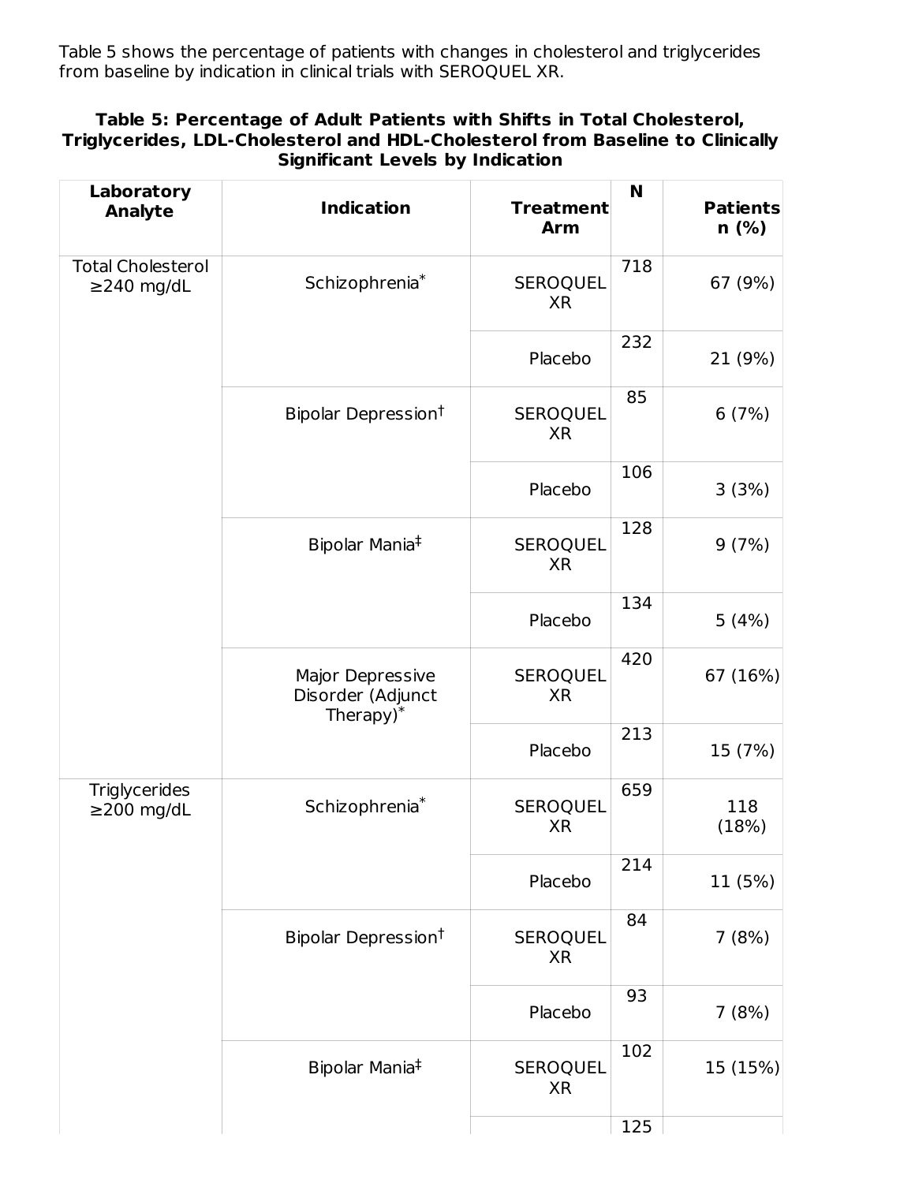Table 5 shows the percentage of patients with changes in cholesterol and triglycerides from baseline by indication in clinical trials with SEROQUEL XR.

**Table 5: Percentage of Adult Patients with Shifts in Total Cholesterol, Triglycerides, LDL-Cholesterol and HDL-Cholesterol from Baseline to Clinically Significant Levels by Indication**

| Laboratory Analyte | Indication | Treatment Arm | N | Patients n (%) |
|---|---|---|---|---|
| Total Cholesterol ≥240 mg/dL | Schizophrenia* | SEROQUEL XR | 718 | 67 (9%) |
| | | Placebo | 232 | 21 (9%) |
| | Bipolar Depression† | SEROQUEL XR | 85 | 6 (7%) |
| | | Placebo | 106 | 3 (3%) |
| | Bipolar Mania‡ | SEROQUEL XR | 128 | 9 (7%) |
| | | Placebo | 134 | 5 (4%) |
| | Major Depressive Disorder (Adjunct Therapy)* | SEROQUEL XR | 420 | 67 (16%) |
| | | Placebo | 213 | 15 (7%) |
| Triglycerides ≥200 mg/dL | Schizophrenia* | SEROQUEL XR | 659 | 118 (18%) |
| | | Placebo | 214 | 11 (5%) |
| | Bipolar Depression† | SEROQUEL XR | 84 | 7 (8%) |
| | | Placebo | 93 | 7 (8%) |
| | Bipolar Mania‡ | SEROQUEL XR | 102 | 15 (15%) |
| | | | 125 | |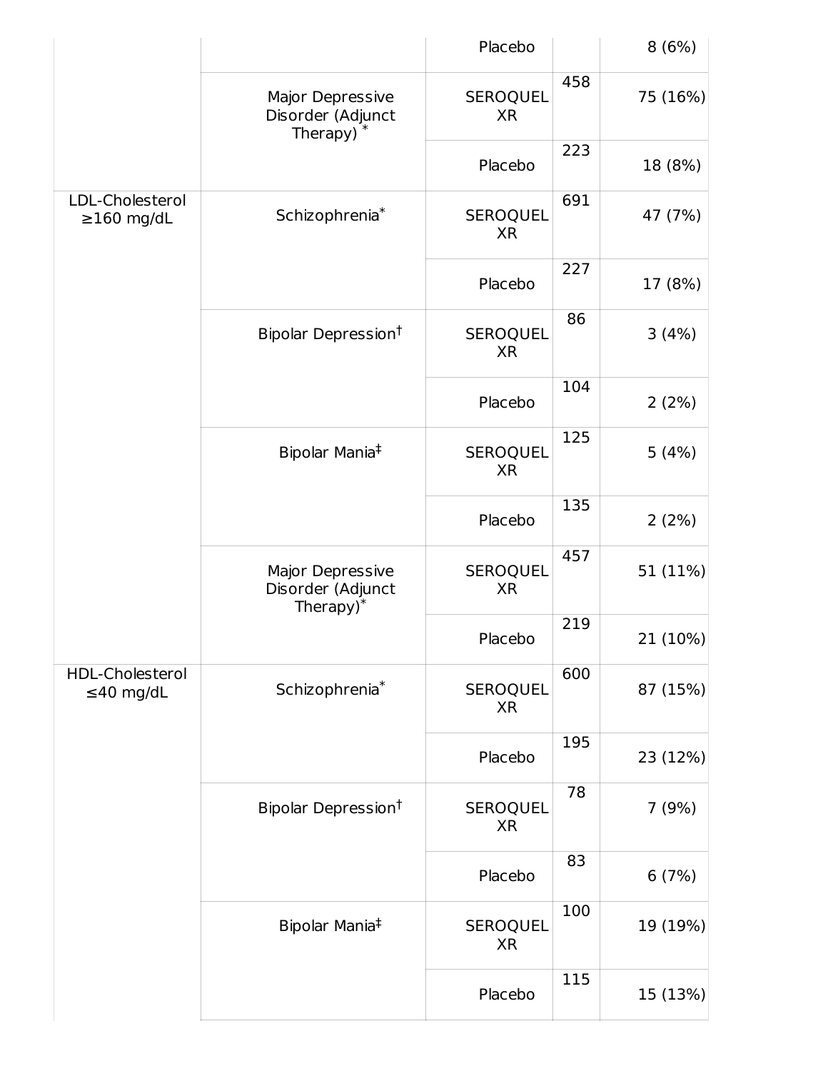| | | Placebo | | 8 (6%) |
|---|---|---|---|---|
| | Major Depressive Disorder (Adjunct Therapy) * | SEROQUEL XR | 458 | 75 (16%) |
| | | Placebo | 223 | 18 (8%) |
| LDL-Cholesterol ≥160 mg/dL | Schizophrenia* | SEROQUEL XR | 691 | 47 (7%) |
| | | Placebo | 227 | 17 (8%) |
| | Bipolar Depression† | SEROQUEL XR | 86 | 3 (4%) |
| | | Placebo | 104 | 2 (2%) |
| | Bipolar Mania‡ | SEROQUEL XR | 125 | 5 (4%) |
| | | Placebo | 135 | 2 (2%) |
| | Major Depressive Disorder (Adjunct Therapy)* | SEROQUEL XR | 457 | 51 (11%) |
| | | Placebo | 219 | 21 (10%) |
| HDL-Cholesterol ≤40 mg/dL | Schizophrenia* | SEROQUEL XR | 600 | 87 (15%) |
| | | Placebo | 195 | 23 (12%) |
| | Bipolar Depression† | SEROQUEL XR | 78 | 7 (9%) |
| | | Placebo | 83 | 6 (7%) |
| | Bipolar Mania‡ | SEROQUEL XR | 100 | 19 (19%) |
| | | Placebo | 115 | 15 (13%) |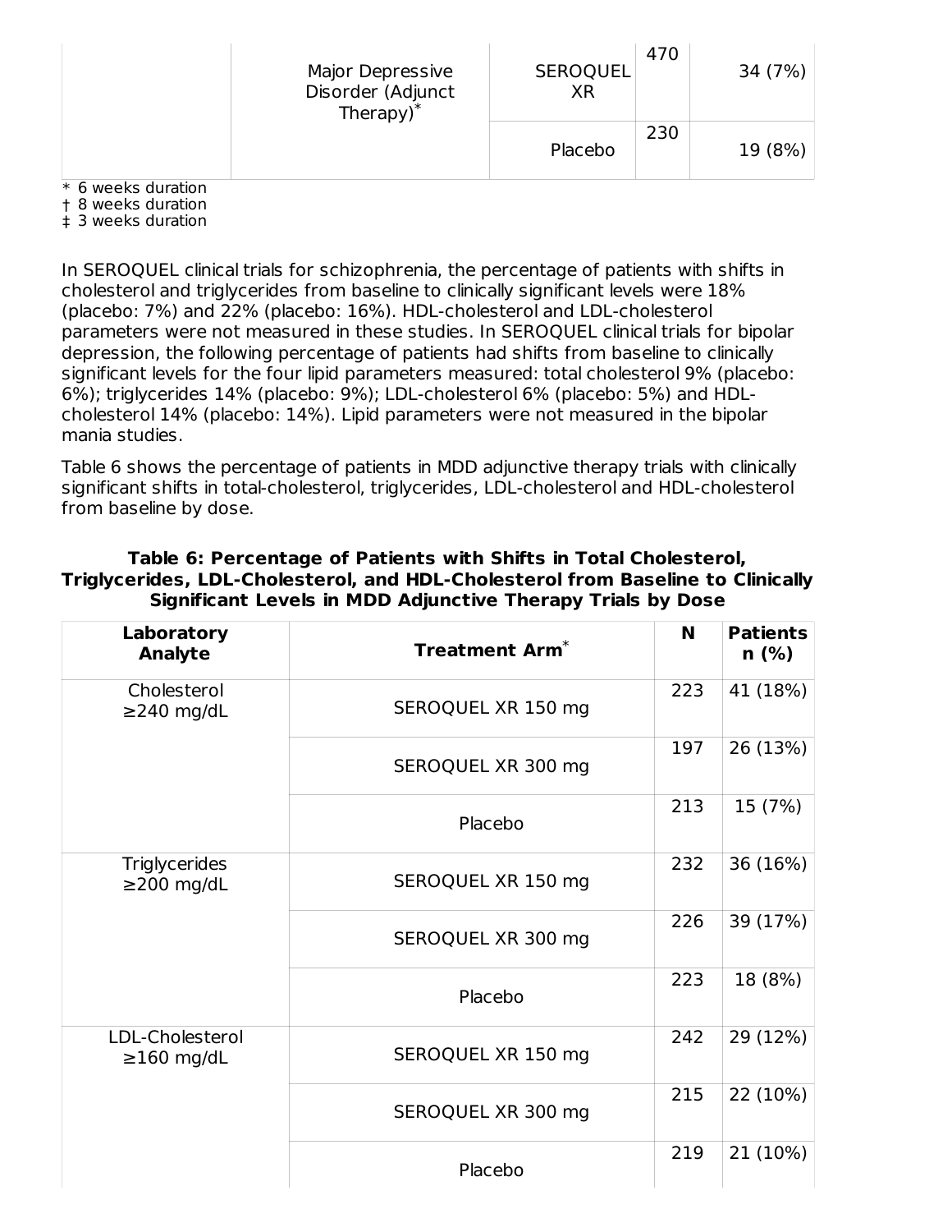| | | | | |
|---|---|---|---|---|
| | Major Depressive Disorder (Adjunct Therapy)* | SEROQUEL XR | 470 | 34 (7%) |
| | | Placebo | 230 | 19 (8%) |

\* 6 weeks duration
† 8 weeks duration
‡ 3 weeks duration

In SEROQUEL clinical trials for schizophrenia, the percentage of patients with shifts in cholesterol and triglycerides from baseline to clinically significant levels were 18% (placebo: 7%) and 22% (placebo: 16%). HDL-cholesterol and LDL-cholesterol parameters were not measured in these studies. In SEROQUEL clinical trials for bipolar depression, the following percentage of patients had shifts from baseline to clinically significant levels for the four lipid parameters measured: total cholesterol 9% (placebo: 6%); triglycerides 14% (placebo: 9%); LDL-cholesterol 6% (placebo: 5%) and HDL-cholesterol 14% (placebo: 14%). Lipid parameters were not measured in the bipolar mania studies.

Table 6 shows the percentage of patients in MDD adjunctive therapy trials with clinically significant shifts in total-cholesterol, triglycerides, LDL-cholesterol and HDL-cholesterol from baseline by dose.

**Table 6: Percentage of Patients with Shifts in Total Cholesterol, Triglycerides, LDL-Cholesterol, and HDL-Cholesterol from Baseline to Clinically Significant Levels in MDD Adjunctive Therapy Trials by Dose**

| Laboratory Analyte | Treatment Arm* | N | Patients n (%) |
|---|---|---|---|
| Cholesterol ≥240 mg/dL | SEROQUEL XR 150 mg | 223 | 41 (18%) |
| | SEROQUEL XR 300 mg | 197 | 26 (13%) |
| | Placebo | 213 | 15 (7%) |
| Triglycerides ≥200 mg/dL | SEROQUEL XR 150 mg | 232 | 36 (16%) |
| | SEROQUEL XR 300 mg | 226 | 39 (17%) |
| | Placebo | 223 | 18 (8%) |
| LDL-Cholesterol ≥160 mg/dL | SEROQUEL XR 150 mg | 242 | 29 (12%) |
| | SEROQUEL XR 300 mg | 215 | 22 (10%) |
| | Placebo | 219 | 21 (10%) |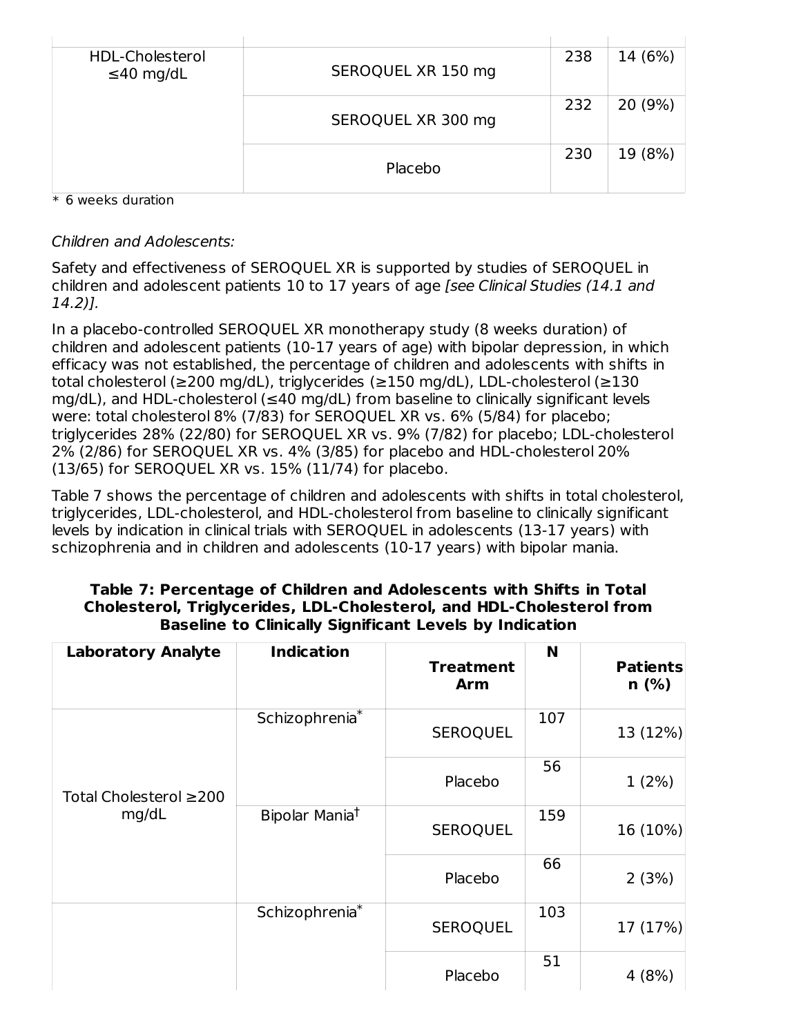| | | | |
|---|---|---|---|
| HDL-Cholesterol ≤40 mg/dL | SEROQUEL XR 150 mg | 238 | 14 (6%) |
| | SEROQUEL XR 300 mg | 232 | 20 (9%) |
| | Placebo | 230 | 19 (8%) |

* 6 weeks duration

*Children and Adolescents:*

Safety and effectiveness of SEROQUEL XR is supported by studies of SEROQUEL in children and adolescent patients 10 to 17 years of age *[see Clinical Studies (14.1 and 14.2)]*.

In a placebo-controlled SEROQUEL XR monotherapy study (8 weeks duration) of children and adolescent patients (10-17 years of age) with bipolar depression, in which efficacy was not established, the percentage of children and adolescents with shifts in total cholesterol (≥200 mg/dL), triglycerides (≥150 mg/dL), LDL-cholesterol (≥130 mg/dL), and HDL-cholesterol (≤40 mg/dL) from baseline to clinically significant levels were: total cholesterol 8% (7/83) for SEROQUEL XR vs. 6% (5/84) for placebo; triglycerides 28% (22/80) for SEROQUEL XR vs. 9% (7/82) for placebo; LDL-cholesterol 2% (2/86) for SEROQUEL XR vs. 4% (3/85) for placebo and HDL-cholesterol 20% (13/65) for SEROQUEL XR vs. 15% (11/74) for placebo.

Table 7 shows the percentage of children and adolescents with shifts in total cholesterol, triglycerides, LDL-cholesterol, and HDL-cholesterol from baseline to clinically significant levels by indication in clinical trials with SEROQUEL in adolescents (13-17 years) with schizophrenia and in children and adolescents (10-17 years) with bipolar mania.

**Table 7: Percentage of Children and Adolescents with Shifts in Total Cholesterol, Triglycerides, LDL-Cholesterol, and HDL-Cholesterol from Baseline to Clinically Significant Levels by Indication**

| Laboratory Analyte | Indication | Treatment Arm | N | Patients n (%) |
|---|---|---|---|---|
| Total Cholesterol ≥200 mg/dL | Schizophrenia* | SEROQUEL | 107 | 13 (12%) |
| | | Placebo | 56 | 1 (2%) |
| | Bipolar Mania† | SEROQUEL | 159 | 16 (10%) |
| | | Placebo | 66 | 2 (3%) |
| | Schizophrenia* | SEROQUEL | 103 | 17 (17%) |
| | | Placebo | 51 | 4 (8%) |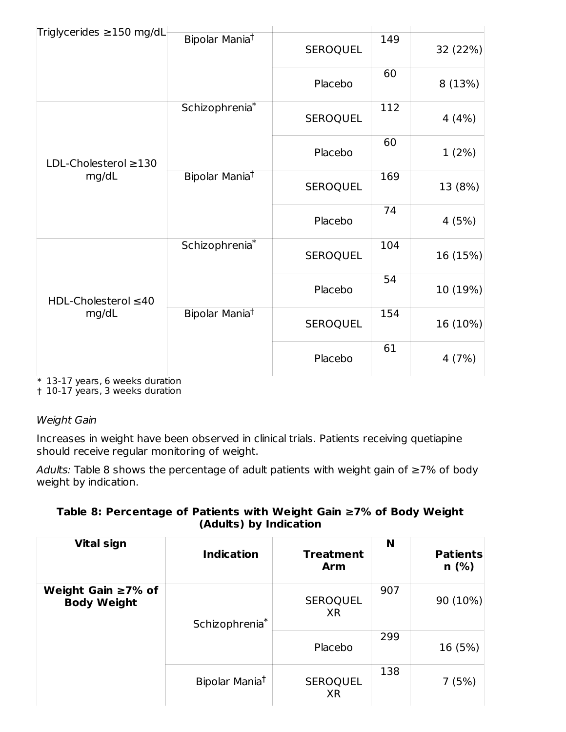| | | | | |
|---|---|---|---|---|
| Triglycerides ≥150 mg/dL | Bipolar Mania† | SEROQUEL | 149 | 32 (22%) |
| | | Placebo | 60 | 8 (13%) |
| LDL-Cholesterol ≥130 mg/dL | Schizophrenia* | SEROQUEL | 112 | 4 (4%) |
| | | Placebo | 60 | 1 (2%) |
| | Bipolar Mania† | SEROQUEL | 169 | 13 (8%) |
| | | Placebo | 74 | 4 (5%) |
| HDL-Cholesterol ≤40 mg/dL | Schizophrenia* | SEROQUEL | 104 | 16 (15%) |
| | | Placebo | 54 | 10 (19%) |
| | Bipolar Mania† | SEROQUEL | 154 | 16 (10%) |
| | | Placebo | 61 | 4 (7%) |

\* 13-17 years, 6 weeks duration
† 10-17 years, 3 weeks duration

*Weight Gain*

Increases in weight have been observed in clinical trials. Patients receiving quetiapine should receive regular monitoring of weight.

*Adults:* Table 8 shows the percentage of adult patients with weight gain of ≥7% of body weight by indication.

**Table 8: Percentage of Patients with Weight Gain ≥7% of Body Weight (Adults) by Indication**

| Vital sign | Indication | Treatment Arm | N | Patients n (%) |
|---|---|---|---|---|
| **Weight Gain ≥7% of Body Weight** | Schizophrenia* | SEROQUEL XR | 907 | 90 (10%) |
| | | Placebo | 299 | 16 (5%) |
| | Bipolar Mania† | SEROQUEL XR | 138 | 7 (5%) |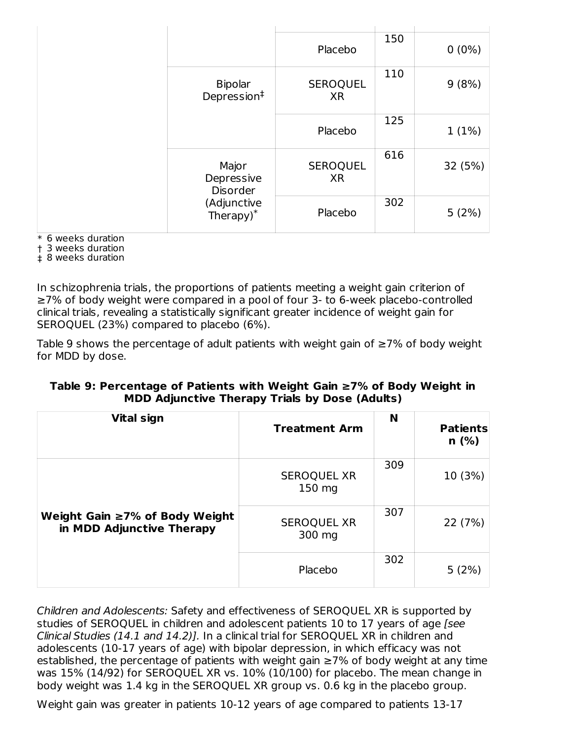| | | | |
|---|---|---|---|
| | | Placebo | 150 | 0 (0%) |
| | Bipolar Depression‡ | SEROQUEL XR | 110 | 9 (8%) |
| | | Placebo | 125 | 1 (1%) |
| | Major Depressive Disorder (Adjunctive Therapy)* | SEROQUEL XR | 616 | 32 (5%) |
| | | Placebo | 302 | 5 (2%) |

\* 6 weeks duration
† 3 weeks duration
‡ 8 weeks duration

In schizophrenia trials, the proportions of patients meeting a weight gain criterion of ≥7% of body weight were compared in a pool of four 3- to 6-week placebo-controlled clinical trials, revealing a statistically significant greater incidence of weight gain for SEROQUEL (23%) compared to placebo (6%).

Table 9 shows the percentage of adult patients with weight gain of ≥7% of body weight for MDD by dose.

**Table 9: Percentage of Patients with Weight Gain ≥7% of Body Weight in MDD Adjunctive Therapy Trials by Dose (Adults)**

| Vital sign | Treatment Arm | N | Patients n (%) |
|---|---|---|---|
| **Weight Gain ≥7% of Body Weight in MDD Adjunctive Therapy** | SEROQUEL XR 150 mg | 309 | 10 (3%) |
| | SEROQUEL XR 300 mg | 307 | 22 (7%) |
| | Placebo | 302 | 5 (2%) |

*Children and Adolescents:* Safety and effectiveness of SEROQUEL XR is supported by studies of SEROQUEL in children and adolescent patients 10 to 17 years of age *[see Clinical Studies (14.1 and 14.2)]*. In a clinical trial for SEROQUEL XR in children and adolescents (10-17 years of age) with bipolar depression, in which efficacy was not established, the percentage of patients with weight gain ≥7% of body weight at any time was 15% (14/92) for SEROQUEL XR vs. 10% (10/100) for placebo. The mean change in body weight was 1.4 kg in the SEROQUEL XR group vs. 0.6 kg in the placebo group.

Weight gain was greater in patients 10-12 years of age compared to patients 13-17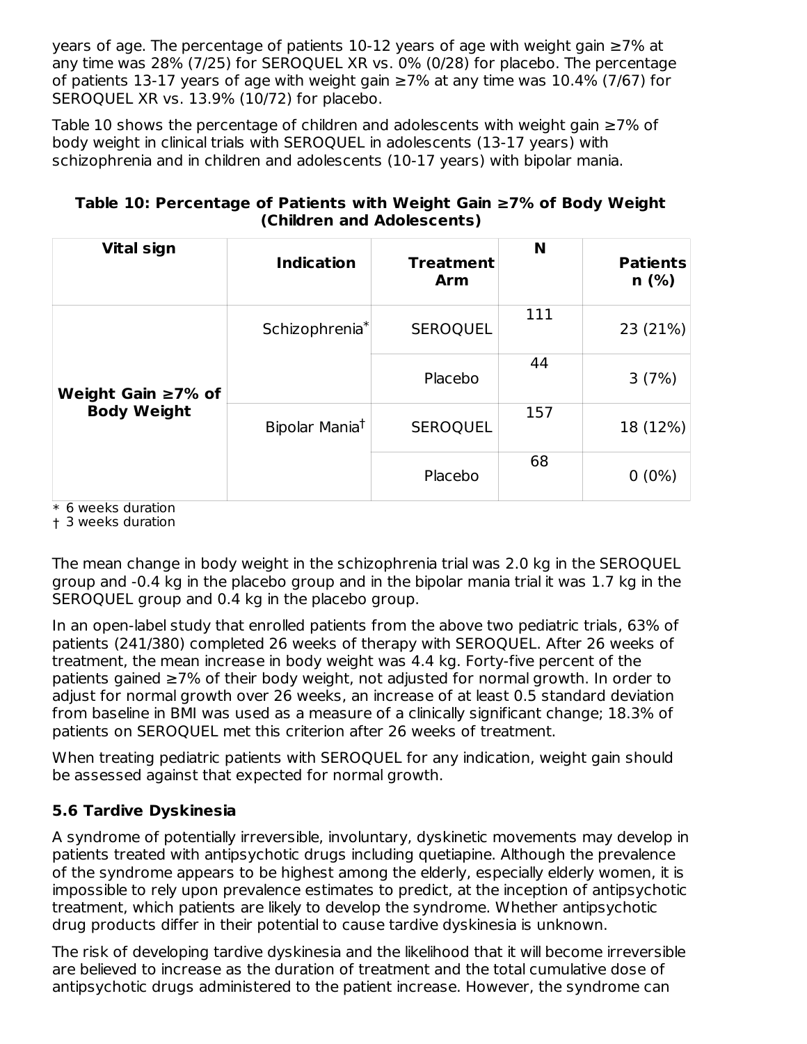years of age. The percentage of patients 10-12 years of age with weight gain ≥7% at any time was 28% (7/25) for SEROQUEL XR vs. 0% (0/28) for placebo. The percentage of patients 13-17 years of age with weight gain ≥7% at any time was 10.4% (7/67) for SEROQUEL XR vs. 13.9% (10/72) for placebo.

Table 10 shows the percentage of children and adolescents with weight gain ≥7% of body weight in clinical trials with SEROQUEL in adolescents (13-17 years) with schizophrenia and in children and adolescents (10-17 years) with bipolar mania.

**Table 10: Percentage of Patients with Weight Gain ≥7% of Body Weight (Children and Adolescents)**

| Vital sign | Indication | Treatment Arm | N | Patients n (%) |
|---|---|---|---|---|
| **Weight Gain ≥7% of Body Weight** | Schizophrenia* | SEROQUEL | 111 | 23 (21%) |
| | | Placebo | 44 | 3 (7%) |
| | Bipolar Mania† | SEROQUEL | 157 | 18 (12%) |
| | | Placebo | 68 | 0 (0%) |

\* 6 weeks duration
† 3 weeks duration

The mean change in body weight in the schizophrenia trial was 2.0 kg in the SEROQUEL group and -0.4 kg in the placebo group and in the bipolar mania trial it was 1.7 kg in the SEROQUEL group and 0.4 kg in the placebo group.

In an open-label study that enrolled patients from the above two pediatric trials, 63% of patients (241/380) completed 26 weeks of therapy with SEROQUEL. After 26 weeks of treatment, the mean increase in body weight was 4.4 kg. Forty-five percent of the patients gained ≥7% of their body weight, not adjusted for normal growth. In order to adjust for normal growth over 26 weeks, an increase of at least 0.5 standard deviation from baseline in BMI was used as a measure of a clinically significant change; 18.3% of patients on SEROQUEL met this criterion after 26 weeks of treatment.

When treating pediatric patients with SEROQUEL for any indication, weight gain should be assessed against that expected for normal growth.

### 5.6 Tardive Dyskinesia

A syndrome of potentially irreversible, involuntary, dyskinetic movements may develop in patients treated with antipsychotic drugs including quetiapine. Although the prevalence of the syndrome appears to be highest among the elderly, especially elderly women, it is impossible to rely upon prevalence estimates to predict, at the inception of antipsychotic treatment, which patients are likely to develop the syndrome. Whether antipsychotic drug products differ in their potential to cause tardive dyskinesia is unknown.

The risk of developing tardive dyskinesia and the likelihood that it will become irreversible are believed to increase as the duration of treatment and the total cumulative dose of antipsychotic drugs administered to the patient increase. However, the syndrome can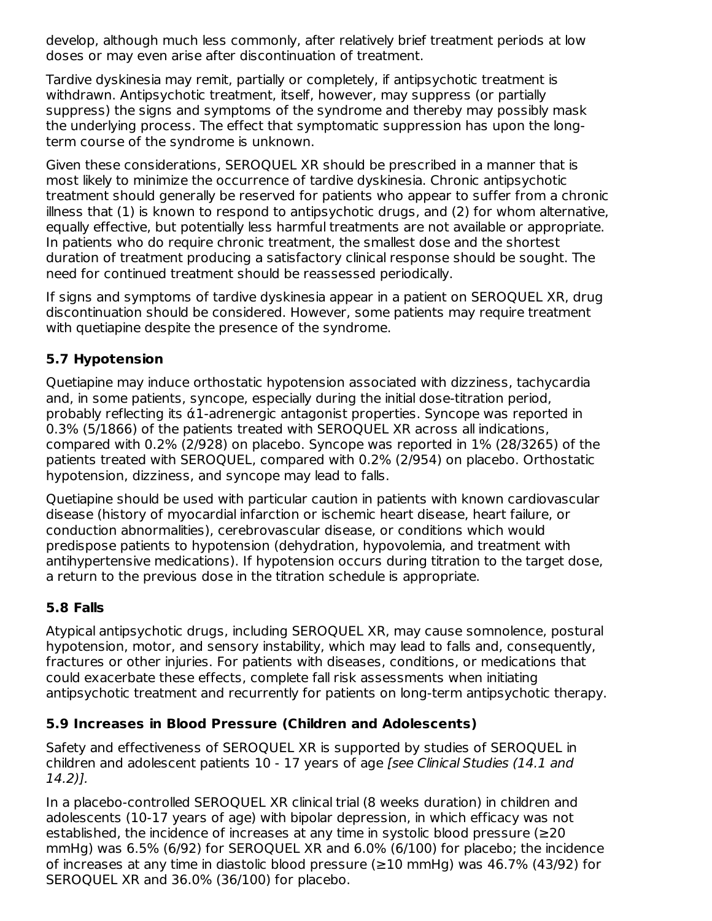develop, although much less commonly, after relatively brief treatment periods at low doses or may even arise after discontinuation of treatment.

Tardive dyskinesia may remit, partially or completely, if antipsychotic treatment is withdrawn. Antipsychotic treatment, itself, however, may suppress (or partially suppress) the signs and symptoms of the syndrome and thereby may possibly mask the underlying process. The effect that symptomatic suppression has upon the long-term course of the syndrome is unknown.

Given these considerations, SEROQUEL XR should be prescribed in a manner that is most likely to minimize the occurrence of tardive dyskinesia. Chronic antipsychotic treatment should generally be reserved for patients who appear to suffer from a chronic illness that (1) is known to respond to antipsychotic drugs, and (2) for whom alternative, equally effective, but potentially less harmful treatments are not available or appropriate. In patients who do require chronic treatment, the smallest dose and the shortest duration of treatment producing a satisfactory clinical response should be sought. The need for continued treatment should be reassessed periodically.

If signs and symptoms of tardive dyskinesia appear in a patient on SEROQUEL XR, drug discontinuation should be considered. However, some patients may require treatment with quetiapine despite the presence of the syndrome.

### 5.7 Hypotension

Quetiapine may induce orthostatic hypotension associated with dizziness, tachycardia and, in some patients, syncope, especially during the initial dose-titration period, probably reflecting its α1-adrenergic antagonist properties. Syncope was reported in 0.3% (5/1866) of the patients treated with SEROQUEL XR across all indications, compared with 0.2% (2/928) on placebo. Syncope was reported in 1% (28/3265) of the patients treated with SEROQUEL, compared with 0.2% (2/954) on placebo. Orthostatic hypotension, dizziness, and syncope may lead to falls.

Quetiapine should be used with particular caution in patients with known cardiovascular disease (history of myocardial infarction or ischemic heart disease, heart failure, or conduction abnormalities), cerebrovascular disease, or conditions which would predispose patients to hypotension (dehydration, hypovolemia, and treatment with antihypertensive medications). If hypotension occurs during titration to the target dose, a return to the previous dose in the titration schedule is appropriate.

### 5.8 Falls

Atypical antipsychotic drugs, including SEROQUEL XR, may cause somnolence, postural hypotension, motor, and sensory instability, which may lead to falls and, consequently, fractures or other injuries. For patients with diseases, conditions, or medications that could exacerbate these effects, complete fall risk assessments when initiating antipsychotic treatment and recurrently for patients on long-term antipsychotic therapy.

### 5.9 Increases in Blood Pressure (Children and Adolescents)

Safety and effectiveness of SEROQUEL XR is supported by studies of SEROQUEL in children and adolescent patients 10 - 17 years of age *[see Clinical Studies (14.1 and 14.2)]*.

In a placebo-controlled SEROQUEL XR clinical trial (8 weeks duration) in children and adolescents (10-17 years of age) with bipolar depression, in which efficacy was not established, the incidence of increases at any time in systolic blood pressure (≥20 mmHg) was 6.5% (6/92) for SEROQUEL XR and 6.0% (6/100) for placebo; the incidence of increases at any time in diastolic blood pressure (≥10 mmHg) was 46.7% (43/92) for SEROQUEL XR and 36.0% (36/100) for placebo.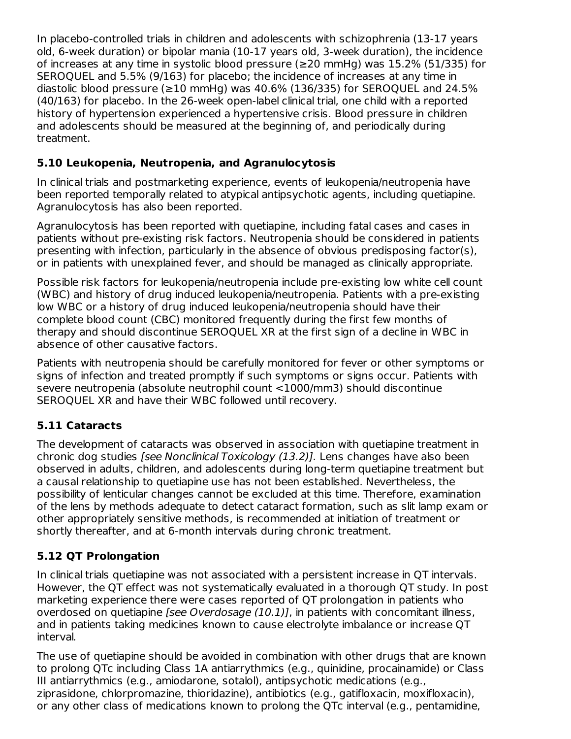In placebo-controlled trials in children and adolescents with schizophrenia (13-17 years old, 6-week duration) or bipolar mania (10-17 years old, 3-week duration), the incidence of increases at any time in systolic blood pressure (≥20 mmHg) was 15.2% (51/335) for SEROQUEL and 5.5% (9/163) for placebo; the incidence of increases at any time in diastolic blood pressure (≥10 mmHg) was 40.6% (136/335) for SEROQUEL and 24.5% (40/163) for placebo. In the 26-week open-label clinical trial, one child with a reported history of hypertension experienced a hypertensive crisis. Blood pressure in children and adolescents should be measured at the beginning of, and periodically during treatment.

### 5.10 Leukopenia, Neutropenia, and Agranulocytosis

In clinical trials and postmarketing experience, events of leukopenia/neutropenia have been reported temporally related to atypical antipsychotic agents, including quetiapine. Agranulocytosis has also been reported.

Agranulocytosis has been reported with quetiapine, including fatal cases and cases in patients without pre-existing risk factors. Neutropenia should be considered in patients presenting with infection, particularly in the absence of obvious predisposing factor(s), or in patients with unexplained fever, and should be managed as clinically appropriate.

Possible risk factors for leukopenia/neutropenia include pre-existing low white cell count (WBC) and history of drug induced leukopenia/neutropenia. Patients with a pre-existing low WBC or a history of drug induced leukopenia/neutropenia should have their complete blood count (CBC) monitored frequently during the first few months of therapy and should discontinue SEROQUEL XR at the first sign of a decline in WBC in absence of other causative factors.

Patients with neutropenia should be carefully monitored for fever or other symptoms or signs of infection and treated promptly if such symptoms or signs occur. Patients with severe neutropenia (absolute neutrophil count <1000/mm3) should discontinue SEROQUEL XR and have their WBC followed until recovery.

### 5.11 Cataracts

The development of cataracts was observed in association with quetiapine treatment in chronic dog studies *[see Nonclinical Toxicology (13.2)].* Lens changes have also been observed in adults, children, and adolescents during long-term quetiapine treatment but a causal relationship to quetiapine use has not been established. Nevertheless, the possibility of lenticular changes cannot be excluded at this time. Therefore, examination of the lens by methods adequate to detect cataract formation, such as slit lamp exam or other appropriately sensitive methods, is recommended at initiation of treatment or shortly thereafter, and at 6-month intervals during chronic treatment.

### 5.12 QT Prolongation

In clinical trials quetiapine was not associated with a persistent increase in QT intervals. However, the QT effect was not systematically evaluated in a thorough QT study. In post marketing experience there were cases reported of QT prolongation in patients who overdosed on quetiapine *[see Overdosage (10.1)]*, in patients with concomitant illness, and in patients taking medicines known to cause electrolyte imbalance or increase QT interval.

The use of quetiapine should be avoided in combination with other drugs that are known to prolong QTc including Class 1A antiarrythmics (e.g., quinidine, procainamide) or Class III antiarrythmics (e.g., amiodarone, sotalol), antipsychotic medications (e.g., ziprasidone, chlorpromazine, thioridazine), antibiotics (e.g., gatifloxacin, moxifloxacin), or any other class of medications known to prolong the QTc interval (e.g., pentamidine,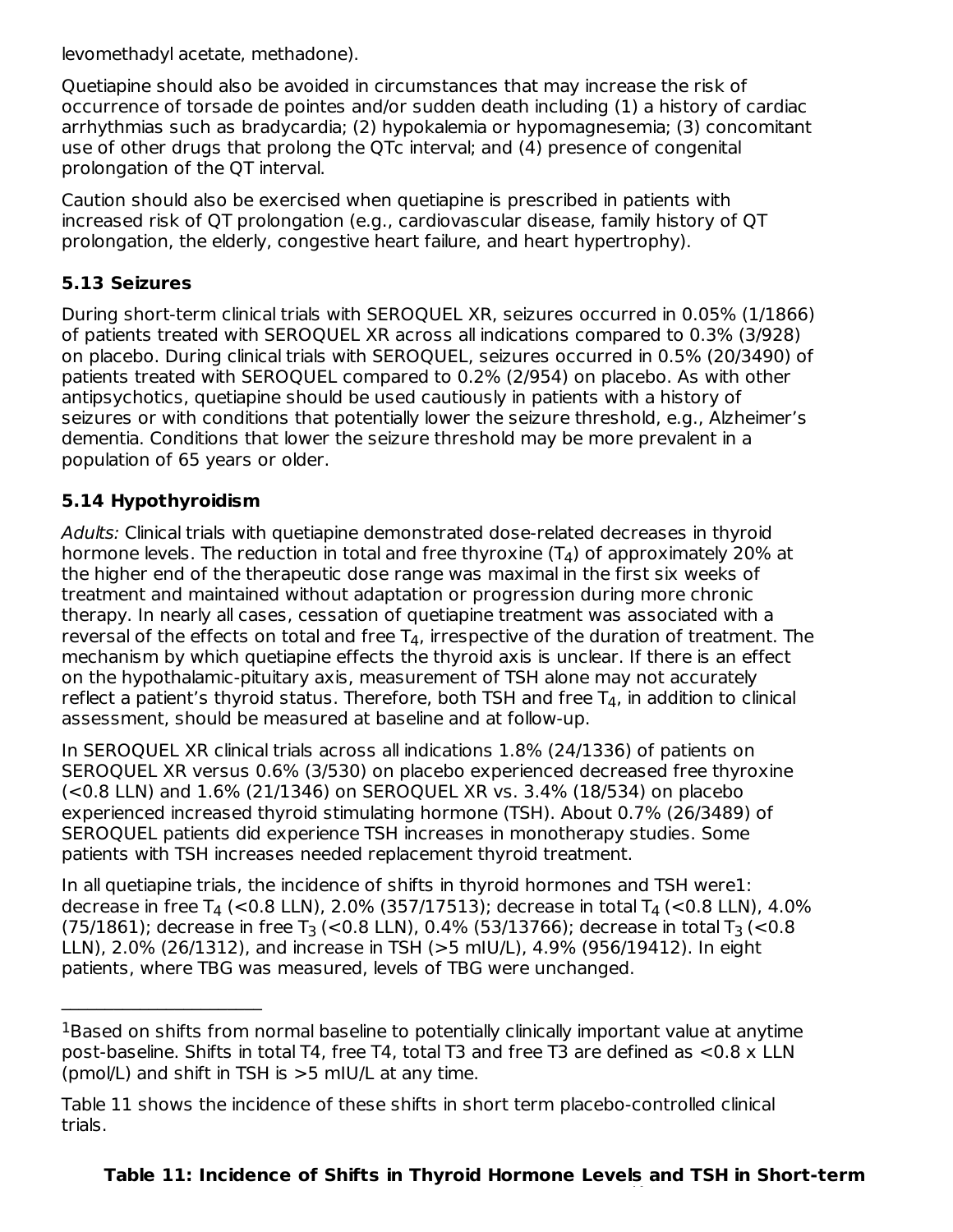levomethadyl acetate, methadone).

Quetiapine should also be avoided in circumstances that may increase the risk of occurrence of torsade de pointes and/or sudden death including (1) a history of cardiac arrhythmias such as bradycardia; (2) hypokalemia or hypomagnesemia; (3) concomitant use of other drugs that prolong the QTc interval; and (4) presence of congenital prolongation of the QT interval.

Caution should also be exercised when quetiapine is prescribed in patients with increased risk of QT prolongation (e.g., cardiovascular disease, family history of QT prolongation, the elderly, congestive heart failure, and heart hypertrophy).

### 5.13 Seizures

During short-term clinical trials with SEROQUEL XR, seizures occurred in 0.05% (1/1866) of patients treated with SEROQUEL XR across all indications compared to 0.3% (3/928) on placebo. During clinical trials with SEROQUEL, seizures occurred in 0.5% (20/3490) of patients treated with SEROQUEL compared to 0.2% (2/954) on placebo. As with other antipsychotics, quetiapine should be used cautiously in patients with a history of seizures or with conditions that potentially lower the seizure threshold, e.g., Alzheimer's dementia. Conditions that lower the seizure threshold may be more prevalent in a population of 65 years or older.

### 5.14 Hypothyroidism

*Adults:* Clinical trials with quetiapine demonstrated dose-related decreases in thyroid hormone levels. The reduction in total and free thyroxine ($T_4$) of approximately 20% at the higher end of the therapeutic dose range was maximal in the first six weeks of treatment and maintained without adaptation or progression during more chronic therapy. In nearly all cases, cessation of quetiapine treatment was associated with a reversal of the effects on total and free $T_4$, irrespective of the duration of treatment. The mechanism by which quetiapine effects the thyroid axis is unclear. If there is an effect on the hypothalamic-pituitary axis, measurement of TSH alone may not accurately reflect a patient's thyroid status. Therefore, both TSH and free $T_4$, in addition to clinical assessment, should be measured at baseline and at follow-up.

In SEROQUEL XR clinical trials across all indications 1.8% (24/1336) of patients on SEROQUEL XR versus 0.6% (3/530) on placebo experienced decreased free thyroxine (<0.8 LLN) and 1.6% (21/1346) on SEROQUEL XR vs. 3.4% (18/534) on placebo experienced increased thyroid stimulating hormone (TSH). About 0.7% (26/3489) of SEROQUEL patients did experience TSH increases in monotherapy studies. Some patients with TSH increases needed replacement thyroid treatment.

In all quetiapine trials, the incidence of shifts in thyroid hormones and TSH were[1]: decrease in free $T_4$ (<0.8 LLN), 2.0% (357/17513); decrease in total $T_4$ (<0.8 LLN), 4.0% (75/1861); decrease in free $T_3$ (<0.8 LLN), 0.4% (53/13766); decrease in total $T_3$ (<0.8 LLN), 2.0% (26/1312), and increase in TSH (>5 mIU/L), 4.9% (956/19412). In eight patients, where TBG was measured, levels of TBG were unchanged.

---

[1]Based on shifts from normal baseline to potentially clinically important value at anytime post-baseline. Shifts in total T4, free T4, total T3 and free T3 are defined as <0.8 x LLN (pmol/L) and shift in TSH is >5 mIU/L at any time.

Table 11 shows the incidence of these shifts in short term placebo-controlled clinical trials.

**Table 11: Incidence of Shifts in Thyroid Hormone Levels and TSH in Short-term**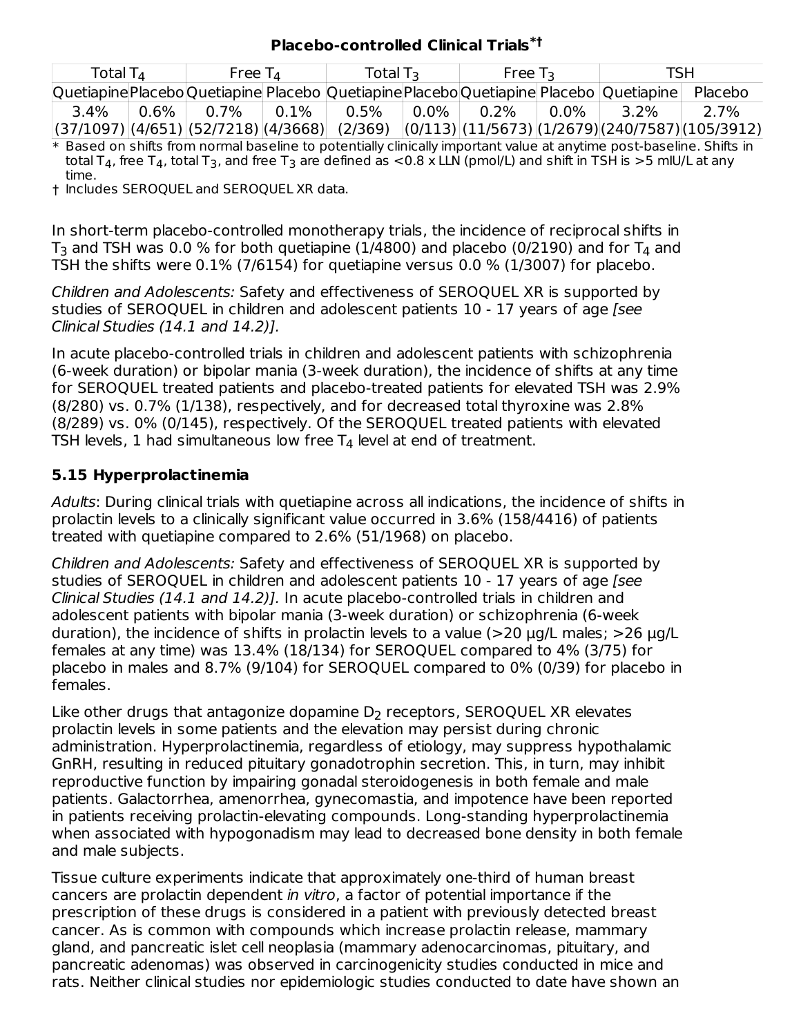**Placebo-controlled Clinical Trials[*†]**

| Total $T_4$ | | Free $T_4$ | | Total $T_3$ | | Free $T_3$ | | TSH | |
|---|---|---|---|---|---|---|---|---|---|
| Quetiapine | Placebo | Quetiapine | Placebo | Quetiapine | Placebo | Quetiapine | Placebo | Quetiapine | Placebo |
| 3.4% (37/1097) | 0.6% (4/651) | 0.7% (52/7218) | 0.1% (4/3668) | 0.5% (2/369) | 0.0% (0/113) | 0.2% (11/5673) | 0.0% (1/2679) | 3.2% (240/7587) | 2.7% (105/3912) |

\* Based on shifts from normal baseline to potentially clinically important value at anytime post-baseline. Shifts in total $T_4$, free $T_4$, total $T_3$, and free $T_3$ are defined as <0.8 x LLN (pmol/L) and shift in TSH is >5 mIU/L at any time.

† Includes SEROQUEL and SEROQUEL XR data.

In short-term placebo-controlled monotherapy trials, the incidence of reciprocal shifts in $T_3$ and TSH was 0.0 % for both quetiapine (1/4800) and placebo (0/2190) and for $T_4$ and TSH the shifts were 0.1% (7/6154) for quetiapine versus 0.0 % (1/3007) for placebo.

*Children and Adolescents:* Safety and effectiveness of SEROQUEL XR is supported by studies of SEROQUEL in children and adolescent patients 10 - 17 years of age *[see Clinical Studies (14.1 and 14.2)].*

In acute placebo-controlled trials in children and adolescent patients with schizophrenia (6-week duration) or bipolar mania (3-week duration), the incidence of shifts at any time for SEROQUEL treated patients and placebo-treated patients for elevated TSH was 2.9% (8/280) vs. 0.7% (1/138), respectively, and for decreased total thyroxine was 2.8% (8/289) vs. 0% (0/145), respectively. Of the SEROQUEL treated patients with elevated TSH levels, 1 had simultaneous low free $T_4$ level at end of treatment.

### 5.15 Hyperprolactinemia

*Adults*: During clinical trials with quetiapine across all indications, the incidence of shifts in prolactin levels to a clinically significant value occurred in 3.6% (158/4416) of patients treated with quetiapine compared to 2.6% (51/1968) on placebo.

*Children and Adolescents:* Safety and effectiveness of SEROQUEL XR is supported by studies of SEROQUEL in children and adolescent patients 10 - 17 years of age *[see Clinical Studies (14.1 and 14.2)].* In acute placebo-controlled trials in children and adolescent patients with bipolar mania (3-week duration) or schizophrenia (6-week duration), the incidence of shifts in prolactin levels to a value (>20 µg/L males; >26 µg/L females at any time) was 13.4% (18/134) for SEROQUEL compared to 4% (3/75) for placebo in males and 8.7% (9/104) for SEROQUEL compared to 0% (0/39) for placebo in females.

Like other drugs that antagonize dopamine $D_2$ receptors, SEROQUEL XR elevates prolactin levels in some patients and the elevation may persist during chronic administration. Hyperprolactinemia, regardless of etiology, may suppress hypothalamic GnRH, resulting in reduced pituitary gonadotrophin secretion. This, in turn, may inhibit reproductive function by impairing gonadal steroidogenesis in both female and male patients. Galactorrhea, amenorrhea, gynecomastia, and impotence have been reported in patients receiving prolactin-elevating compounds. Long-standing hyperprolactinemia when associated with hypogonadism may lead to decreased bone density in both female and male subjects.

Tissue culture experiments indicate that approximately one-third of human breast cancers are prolactin dependent *in vitro*, a factor of potential importance if the prescription of these drugs is considered in a patient with previously detected breast cancer. As is common with compounds which increase prolactin release, mammary gland, and pancreatic islet cell neoplasia (mammary adenocarcinomas, pituitary, and pancreatic adenomas) was observed in carcinogenicity studies conducted in mice and rats. Neither clinical studies nor epidemiologic studies conducted to date have shown an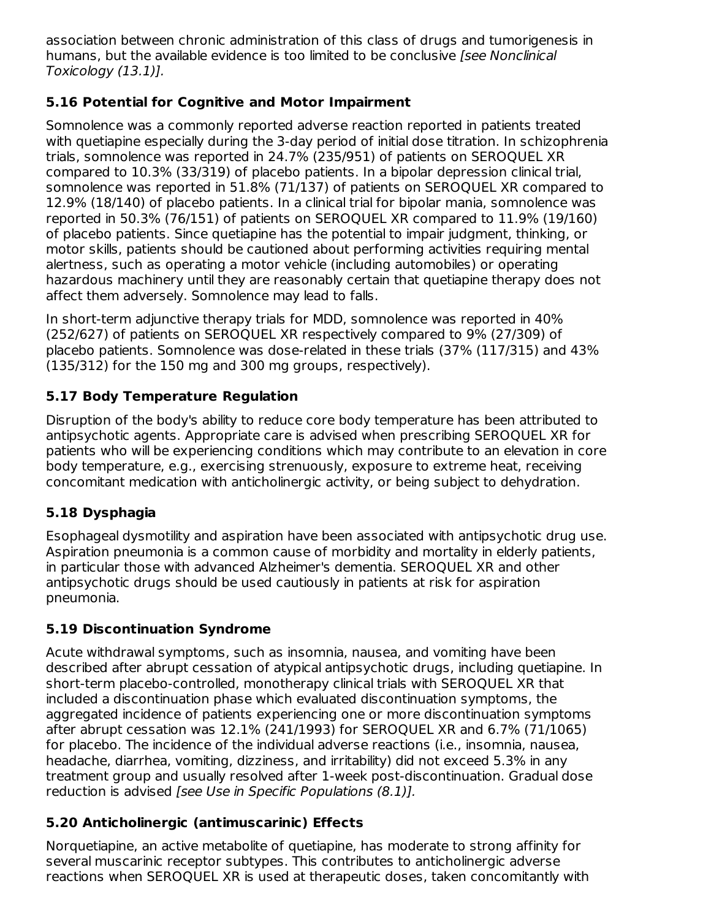association between chronic administration of this class of drugs and tumorigenesis in humans, but the available evidence is too limited to be conclusive *[see Nonclinical Toxicology (13.1)].*

### 5.16 Potential for Cognitive and Motor Impairment

Somnolence was a commonly reported adverse reaction reported in patients treated with quetiapine especially during the 3-day period of initial dose titration. In schizophrenia trials, somnolence was reported in 24.7% (235/951) of patients on SEROQUEL XR compared to 10.3% (33/319) of placebo patients. In a bipolar depression clinical trial, somnolence was reported in 51.8% (71/137) of patients on SEROQUEL XR compared to 12.9% (18/140) of placebo patients. In a clinical trial for bipolar mania, somnolence was reported in 50.3% (76/151) of patients on SEROQUEL XR compared to 11.9% (19/160) of placebo patients. Since quetiapine has the potential to impair judgment, thinking, or motor skills, patients should be cautioned about performing activities requiring mental alertness, such as operating a motor vehicle (including automobiles) or operating hazardous machinery until they are reasonably certain that quetiapine therapy does not affect them adversely. Somnolence may lead to falls.

In short-term adjunctive therapy trials for MDD, somnolence was reported in 40% (252/627) of patients on SEROQUEL XR respectively compared to 9% (27/309) of placebo patients. Somnolence was dose-related in these trials (37% (117/315) and 43% (135/312) for the 150 mg and 300 mg groups, respectively).

### 5.17 Body Temperature Regulation

Disruption of the body's ability to reduce core body temperature has been attributed to antipsychotic agents. Appropriate care is advised when prescribing SEROQUEL XR for patients who will be experiencing conditions which may contribute to an elevation in core body temperature, e.g., exercising strenuously, exposure to extreme heat, receiving concomitant medication with anticholinergic activity, or being subject to dehydration.

### 5.18 Dysphagia

Esophageal dysmotility and aspiration have been associated with antipsychotic drug use. Aspiration pneumonia is a common cause of morbidity and mortality in elderly patients, in particular those with advanced Alzheimer's dementia. SEROQUEL XR and other antipsychotic drugs should be used cautiously in patients at risk for aspiration pneumonia.

### 5.19 Discontinuation Syndrome

Acute withdrawal symptoms, such as insomnia, nausea, and vomiting have been described after abrupt cessation of atypical antipsychotic drugs, including quetiapine. In short-term placebo-controlled, monotherapy clinical trials with SEROQUEL XR that included a discontinuation phase which evaluated discontinuation symptoms, the aggregated incidence of patients experiencing one or more discontinuation symptoms after abrupt cessation was 12.1% (241/1993) for SEROQUEL XR and 6.7% (71/1065) for placebo. The incidence of the individual adverse reactions (i.e., insomnia, nausea, headache, diarrhea, vomiting, dizziness, and irritability) did not exceed 5.3% in any treatment group and usually resolved after 1-week post-discontinuation. Gradual dose reduction is advised *[see Use in Specific Populations (8.1)].*

### 5.20 Anticholinergic (antimuscarinic) Effects

Norquetiapine, an active metabolite of quetiapine, has moderate to strong affinity for several muscarinic receptor subtypes. This contributes to anticholinergic adverse reactions when SEROQUEL XR is used at therapeutic doses, taken concomitantly with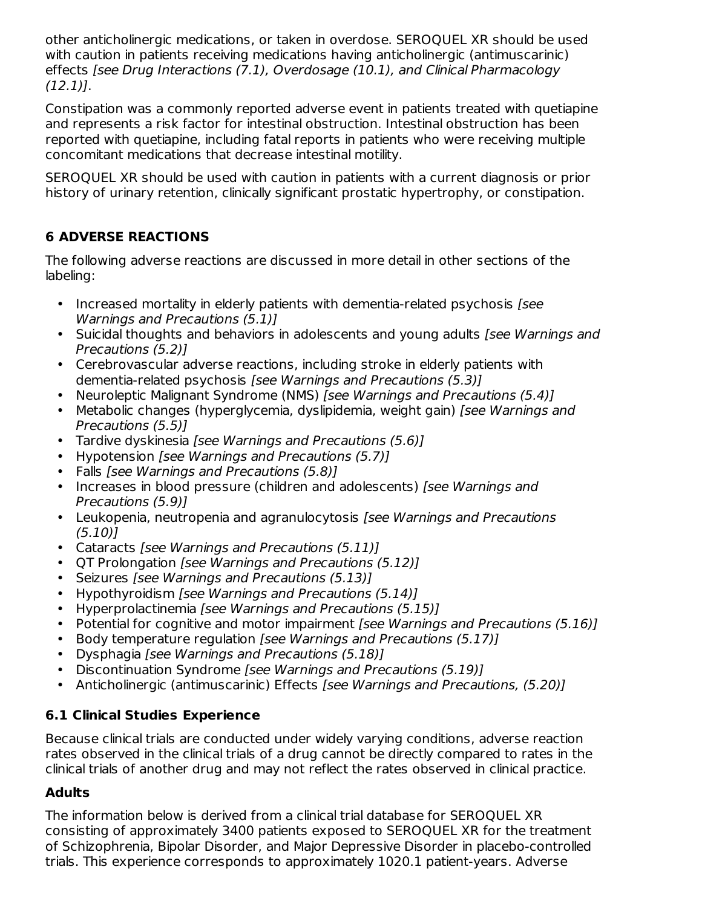other anticholinergic medications, or taken in overdose. SEROQUEL XR should be used with caution in patients receiving medications having anticholinergic (antimuscarinic) effects *[see Drug Interactions (7.1), Overdosage (10.1), and Clinical Pharmacology (12.1)]*.

Constipation was a commonly reported adverse event in patients treated with quetiapine and represents a risk factor for intestinal obstruction. Intestinal obstruction has been reported with quetiapine, including fatal reports in patients who were receiving multiple concomitant medications that decrease intestinal motility.

SEROQUEL XR should be used with caution in patients with a current diagnosis or prior history of urinary retention, clinically significant prostatic hypertrophy, or constipation.

## 6 ADVERSE REACTIONS

The following adverse reactions are discussed in more detail in other sections of the labeling:

- Increased mortality in elderly patients with dementia-related psychosis *[see Warnings and Precautions (5.1)]*
- Suicidal thoughts and behaviors in adolescents and young adults *[see Warnings and Precautions (5.2)]*
- Cerebrovascular adverse reactions, including stroke in elderly patients with dementia-related psychosis *[see Warnings and Precautions (5.3)]*
- Neuroleptic Malignant Syndrome (NMS) *[see Warnings and Precautions (5.4)]*
- Metabolic changes (hyperglycemia, dyslipidemia, weight gain) *[see Warnings and Precautions (5.5)]*
- Tardive dyskinesia *[see Warnings and Precautions (5.6)]*
- Hypotension *[see Warnings and Precautions (5.7)]*
- Falls *[see Warnings and Precautions (5.8)]*
- Increases in blood pressure (children and adolescents) *[see Warnings and Precautions (5.9)]*
- Leukopenia, neutropenia and agranulocytosis *[see Warnings and Precautions (5.10)]*
- Cataracts *[see Warnings and Precautions (5.11)]*
- QT Prolongation *[see Warnings and Precautions (5.12)]*
- Seizures *[see Warnings and Precautions (5.13)]*
- Hypothyroidism *[see Warnings and Precautions (5.14)]*
- Hyperprolactinemia *[see Warnings and Precautions (5.15)]*
- Potential for cognitive and motor impairment *[see Warnings and Precautions (5.16)]*
- Body temperature regulation *[see Warnings and Precautions (5.17)]*
- Dysphagia *[see Warnings and Precautions (5.18)]*
- Discontinuation Syndrome *[see Warnings and Precautions (5.19)]*
- Anticholinergic (antimuscarinic) Effects *[see Warnings and Precautions, (5.20)]*

### 6.1 Clinical Studies Experience

Because clinical trials are conducted under widely varying conditions, adverse reaction rates observed in the clinical trials of a drug cannot be directly compared to rates in the clinical trials of another drug and may not reflect the rates observed in clinical practice.

**Adults**

The information below is derived from a clinical trial database for SEROQUEL XR consisting of approximately 3400 patients exposed to SEROQUEL XR for the treatment of Schizophrenia, Bipolar Disorder, and Major Depressive Disorder in placebo-controlled trials. This experience corresponds to approximately 1020.1 patient-years. Adverse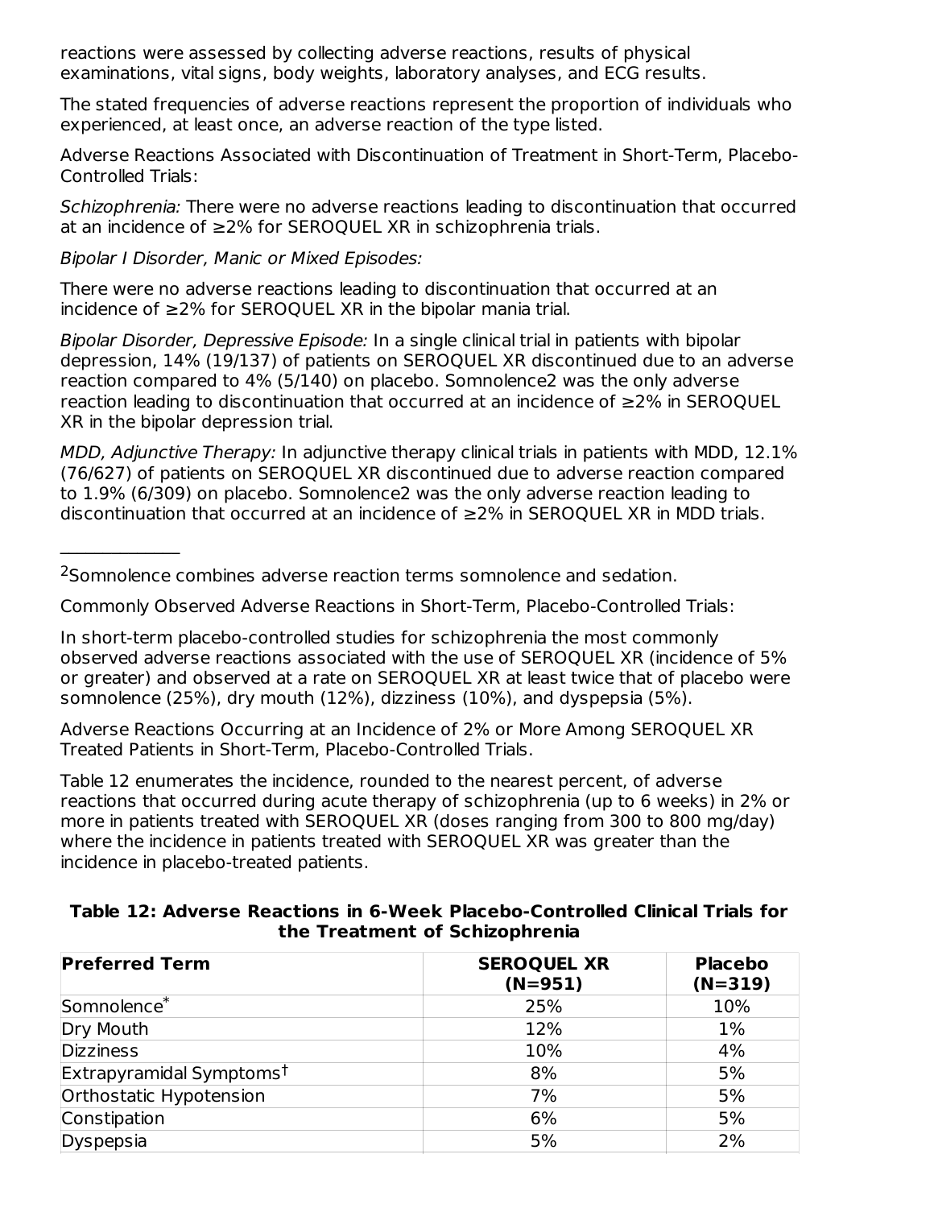reactions were assessed by collecting adverse reactions, results of physical examinations, vital signs, body weights, laboratory analyses, and ECG results.

The stated frequencies of adverse reactions represent the proportion of individuals who experienced, at least once, an adverse reaction of the type listed.

Adverse Reactions Associated with Discontinuation of Treatment in Short-Term, Placebo-Controlled Trials:

*Schizophrenia:* There were no adverse reactions leading to discontinuation that occurred at an incidence of ≥2% for SEROQUEL XR in schizophrenia trials.

*Bipolar I Disorder, Manic or Mixed Episodes:*

There were no adverse reactions leading to discontinuation that occurred at an incidence of ≥2% for SEROQUEL XR in the bipolar mania trial.

*Bipolar Disorder, Depressive Episode:* In a single clinical trial in patients with bipolar depression, 14% (19/137) of patients on SEROQUEL XR discontinued due to an adverse reaction compared to 4% (5/140) on placebo. Somnolence2 was the only adverse reaction leading to discontinuation that occurred at an incidence of ≥2% in SEROQUEL XR in the bipolar depression trial.

*MDD, Adjunctive Therapy:* In adjunctive therapy clinical trials in patients with MDD, 12.1% (76/627) of patients on SEROQUEL XR discontinued due to adverse reaction compared to 1.9% (6/309) on placebo. Somnolence2 was the only adverse reaction leading to discontinuation that occurred at an incidence of ≥2% in SEROQUEL XR in MDD trials.

---

[2]Somnolence combines adverse reaction terms somnolence and sedation.

Commonly Observed Adverse Reactions in Short-Term, Placebo-Controlled Trials:

In short-term placebo-controlled studies for schizophrenia the most commonly observed adverse reactions associated with the use of SEROQUEL XR (incidence of 5% or greater) and observed at a rate on SEROQUEL XR at least twice that of placebo were somnolence (25%), dry mouth (12%), dizziness (10%), and dyspepsia (5%).

Adverse Reactions Occurring at an Incidence of 2% or More Among SEROQUEL XR Treated Patients in Short-Term, Placebo-Controlled Trials.

Table 12 enumerates the incidence, rounded to the nearest percent, of adverse reactions that occurred during acute therapy of schizophrenia (up to 6 weeks) in 2% or more in patients treated with SEROQUEL XR (doses ranging from 300 to 800 mg/day) where the incidence in patients treated with SEROQUEL XR was greater than the incidence in placebo-treated patients.

**Table 12: Adverse Reactions in 6-Week Placebo-Controlled Clinical Trials for the Treatment of Schizophrenia**

| Preferred Term | SEROQUEL XR (N=951) | Placebo (N=319) |
|---|---|---|
| Somnolence* | 25% | 10% |
| Dry Mouth | 12% | 1% |
| Dizziness | 10% | 4% |
| Extrapyramidal Symptoms† | 8% | 5% |
| Orthostatic Hypotension | 7% | 5% |
| Constipation | 6% | 5% |
| Dyspepsia | 5% | 2% |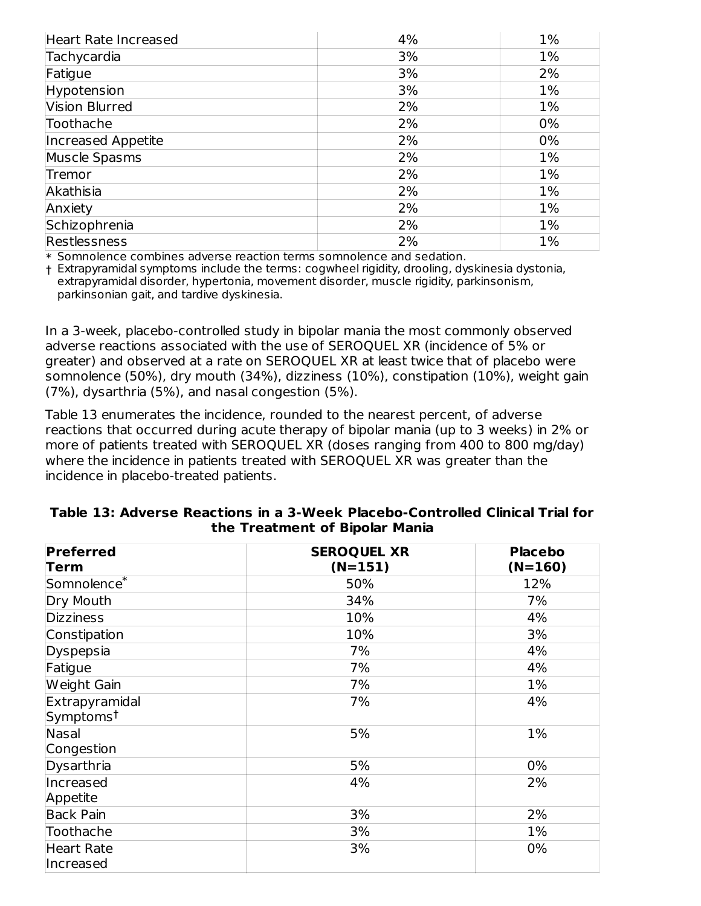| Heart Rate Increased | 4% | 1% |
|---|---|---|
| Tachycardia | 3% | 1% |
| Fatigue | 3% | 2% |
| Hypotension | 3% | 1% |
| Vision Blurred | 2% | 1% |
| Toothache | 2% | 0% |
| Increased Appetite | 2% | 0% |
| Muscle Spasms | 2% | 1% |
| Tremor | 2% | 1% |
| Akathisia | 2% | 1% |
| Anxiety | 2% | 1% |
| Schizophrenia | 2% | 1% |
| Restlessness | 2% | 1% |

* Somnolence combines adverse reaction terms somnolence and sedation.
† Extrapyramidal symptoms include the terms: cogwheel rigidity, drooling, dyskinesia dystonia, extrapyramidal disorder, hypertonia, movement disorder, muscle rigidity, parkinsonism, parkinsonian gait, and tardive dyskinesia.

In a 3-week, placebo-controlled study in bipolar mania the most commonly observed adverse reactions associated with the use of SEROQUEL XR (incidence of 5% or greater) and observed at a rate on SEROQUEL XR at least twice that of placebo were somnolence (50%), dry mouth (34%), dizziness (10%), constipation (10%), weight gain (7%), dysarthria (5%), and nasal congestion (5%).

Table 13 enumerates the incidence, rounded to the nearest percent, of adverse reactions that occurred during acute therapy of bipolar mania (up to 3 weeks) in 2% or more of patients treated with SEROQUEL XR (doses ranging from 400 to 800 mg/day) where the incidence in patients treated with SEROQUEL XR was greater than the incidence in placebo-treated patients.

**Table 13: Adverse Reactions in a 3-Week Placebo-Controlled Clinical Trial for the Treatment of Bipolar Mania**

| Preferred Term | SEROQUEL XR (N=151) | Placebo (N=160) |
|---|---|---|
| Somnolence* | 50% | 12% |
| Dry Mouth | 34% | 7% |
| Dizziness | 10% | 4% |
| Constipation | 10% | 3% |
| Dyspepsia | 7% | 4% |
| Fatigue | 7% | 4% |
| Weight Gain | 7% | 1% |
| Extrapyramidal Symptoms† | 7% | 4% |
| Nasal Congestion | 5% | 1% |
| Dysarthria | 5% | 0% |
| Increased Appetite | 4% | 2% |
| Back Pain | 3% | 2% |
| Toothache | 3% | 1% |
| Heart Rate Increased | 3% | 0% |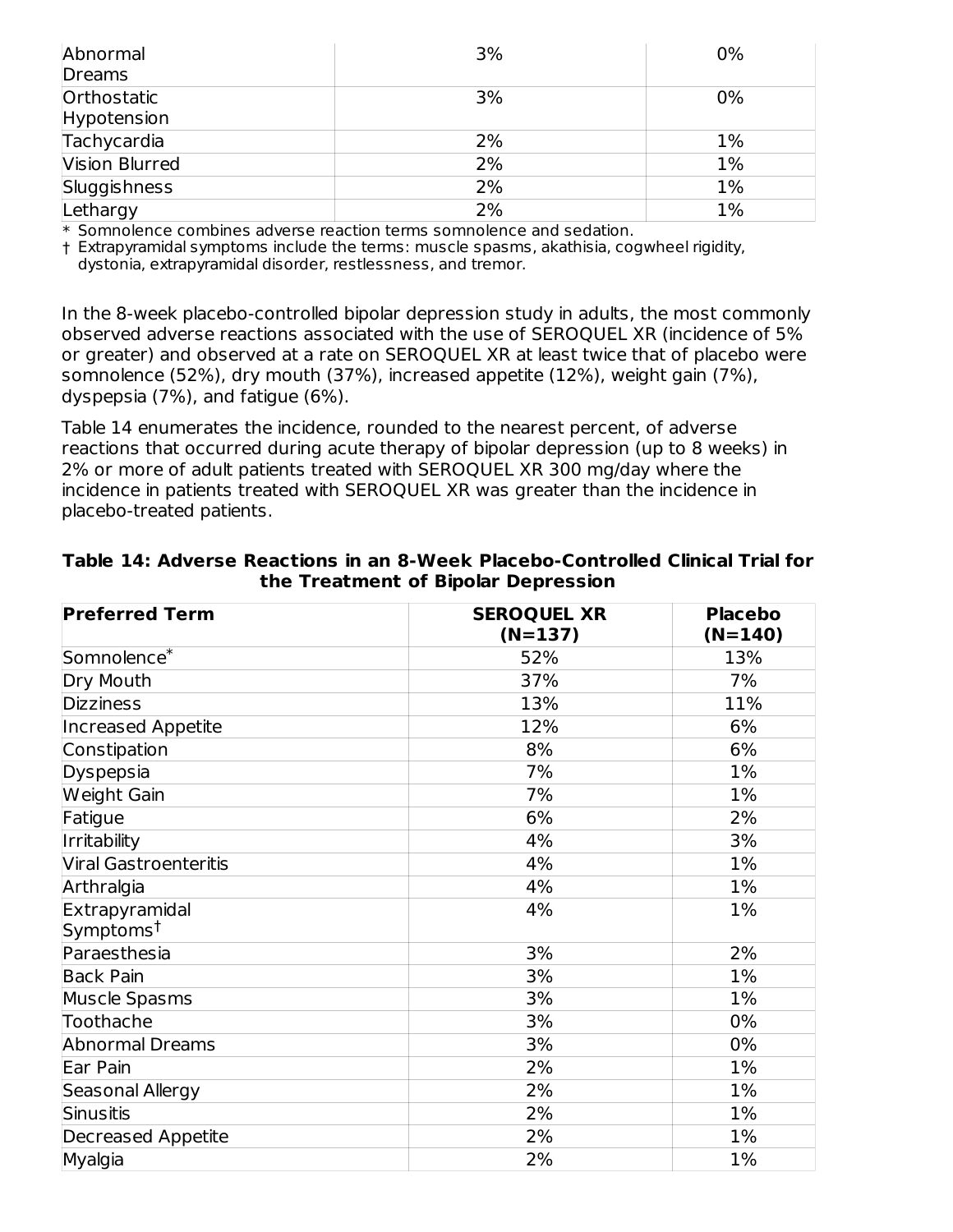| Abnormal Dreams | 3% | 0% |
|---|---|---|
| Orthostatic Hypotension | 3% | 0% |
| Tachycardia | 2% | 1% |
| Vision Blurred | 2% | 1% |
| Sluggishness | 2% | 1% |
| Lethargy | 2% | 1% |

\* Somnolence combines adverse reaction terms somnolence and sedation.
† Extrapyramidal symptoms include the terms: muscle spasms, akathisia, cogwheel rigidity, dystonia, extrapyramidal disorder, restlessness, and tremor.

In the 8-week placebo-controlled bipolar depression study in adults, the most commonly observed adverse reactions associated with the use of SEROQUEL XR (incidence of 5% or greater) and observed at a rate on SEROQUEL XR at least twice that of placebo were somnolence (52%), dry mouth (37%), increased appetite (12%), weight gain (7%), dyspepsia (7%), and fatigue (6%).

Table 14 enumerates the incidence, rounded to the nearest percent, of adverse reactions that occurred during acute therapy of bipolar depression (up to 8 weeks) in 2% or more of adult patients treated with SEROQUEL XR 300 mg/day where the incidence in patients treated with SEROQUEL XR was greater than the incidence in placebo-treated patients.

**Table 14: Adverse Reactions in an 8-Week Placebo-Controlled Clinical Trial for the Treatment of Bipolar Depression**

| Preferred Term | SEROQUEL XR (N=137) | Placebo (N=140) |
|---|---|---|
| Somnolence* | 52% | 13% |
| Dry Mouth | 37% | 7% |
| Dizziness | 13% | 11% |
| Increased Appetite | 12% | 6% |
| Constipation | 8% | 6% |
| Dyspepsia | 7% | 1% |
| Weight Gain | 7% | 1% |
| Fatigue | 6% | 2% |
| Irritability | 4% | 3% |
| Viral Gastroenteritis | 4% | 1% |
| Arthralgia | 4% | 1% |
| Extrapyramidal Symptoms† | 4% | 1% |
| Paraesthesia | 3% | 2% |
| Back Pain | 3% | 1% |
| Muscle Spasms | 3% | 1% |
| Toothache | 3% | 0% |
| Abnormal Dreams | 3% | 0% |
| Ear Pain | 2% | 1% |
| Seasonal Allergy | 2% | 1% |
| Sinusitis | 2% | 1% |
| Decreased Appetite | 2% | 1% |
| Myalgia | 2% | 1% |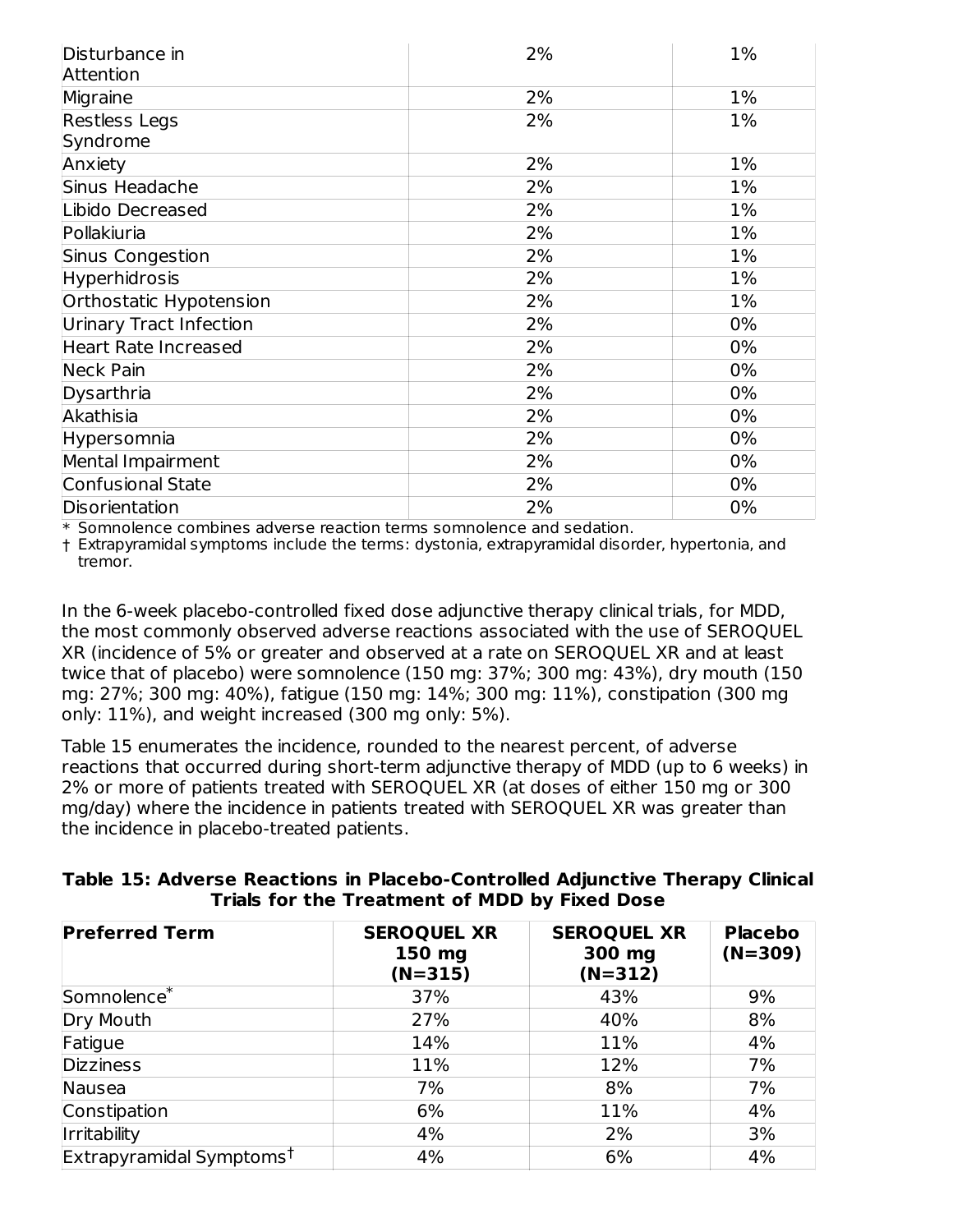| Disturbance in Attention | 2% | 1% |
|---|---|---|
| Migraine | 2% | 1% |
| Restless Legs Syndrome | 2% | 1% |
| Anxiety | 2% | 1% |
| Sinus Headache | 2% | 1% |
| Libido Decreased | 2% | 1% |
| Pollakiuria | 2% | 1% |
| Sinus Congestion | 2% | 1% |
| Hyperhidrosis | 2% | 1% |
| Orthostatic Hypotension | 2% | 1% |
| Urinary Tract Infection | 2% | 0% |
| Heart Rate Increased | 2% | 0% |
| Neck Pain | 2% | 0% |
| Dysarthria | 2% | 0% |
| Akathisia | 2% | 0% |
| Hypersomnia | 2% | 0% |
| Mental Impairment | 2% | 0% |
| Confusional State | 2% | 0% |
| Disorientation | 2% | 0% |

\* Somnolence combines adverse reaction terms somnolence and sedation.
† Extrapyramidal symptoms include the terms: dystonia, extrapyramidal disorder, hypertonia, and tremor.

In the 6-week placebo-controlled fixed dose adjunctive therapy clinical trials, for MDD, the most commonly observed adverse reactions associated with the use of SEROQUEL XR (incidence of 5% or greater and observed at a rate on SEROQUEL XR and at least twice that of placebo) were somnolence (150 mg: 37%; 300 mg: 43%), dry mouth (150 mg: 27%; 300 mg: 40%), fatigue (150 mg: 14%; 300 mg: 11%), constipation (300 mg only: 11%), and weight increased (300 mg only: 5%).

Table 15 enumerates the incidence, rounded to the nearest percent, of adverse reactions that occurred during short-term adjunctive therapy of MDD (up to 6 weeks) in 2% or more of patients treated with SEROQUEL XR (at doses of either 150 mg or 300 mg/day) where the incidence in patients treated with SEROQUEL XR was greater than the incidence in placebo-treated patients.

**Table 15: Adverse Reactions in Placebo-Controlled Adjunctive Therapy Clinical Trials for the Treatment of MDD by Fixed Dose**

| Preferred Term | SEROQUEL XR 150 mg (N=315) | SEROQUEL XR 300 mg (N=312) | Placebo (N=309) |
|---|---|---|---|
| Somnolence* | 37% | 43% | 9% |
| Dry Mouth | 27% | 40% | 8% |
| Fatigue | 14% | 11% | 4% |
| Dizziness | 11% | 12% | 7% |
| Nausea | 7% | 8% | 7% |
| Constipation | 6% | 11% | 4% |
| Irritability | 4% | 2% | 3% |
| Extrapyramidal Symptoms† | 4% | 6% | 4% |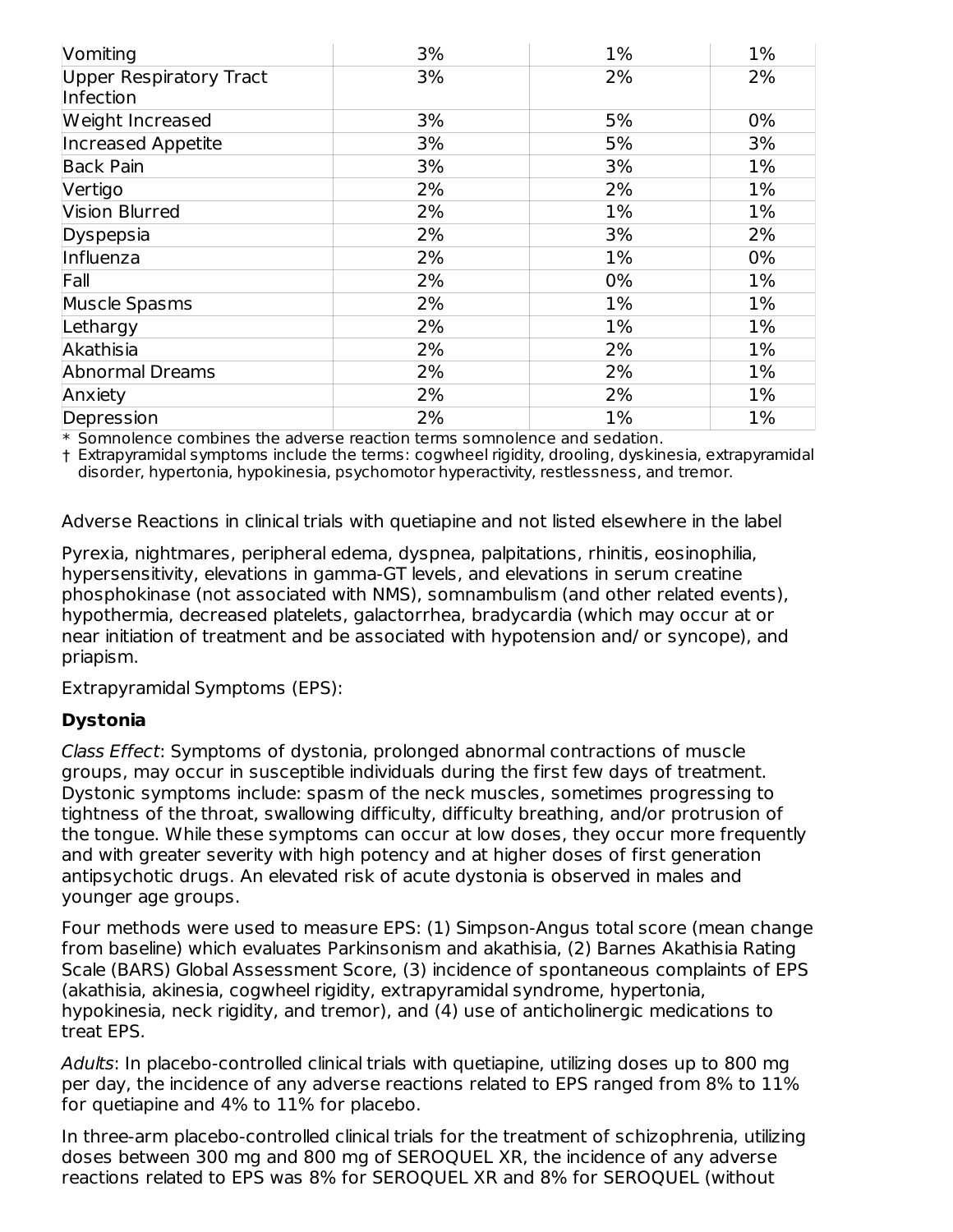| Vomiting | 3% | 1% | 1% |
|---|---|---|---|
| Upper Respiratory Tract Infection | 3% | 2% | 2% |
| Weight Increased | 3% | 5% | 0% |
| Increased Appetite | 3% | 5% | 3% |
| Back Pain | 3% | 3% | 1% |
| Vertigo | 2% | 2% | 1% |
| Vision Blurred | 2% | 1% | 1% |
| Dyspepsia | 2% | 3% | 2% |
| Influenza | 2% | 1% | 0% |
| Fall | 2% | 0% | 1% |
| Muscle Spasms | 2% | 1% | 1% |
| Lethargy | 2% | 1% | 1% |
| Akathisia | 2% | 2% | 1% |
| Abnormal Dreams | 2% | 2% | 1% |
| Anxiety | 2% | 2% | 1% |
| Depression | 2% | 1% | 1% |

\* Somnolence combines the adverse reaction terms somnolence and sedation.

† Extrapyramidal symptoms include the terms: cogwheel rigidity, drooling, dyskinesia, extrapyramidal disorder, hypertonia, hypokinesia, psychomotor hyperactivity, restlessness, and tremor.

Adverse Reactions in clinical trials with quetiapine and not listed elsewhere in the label

Pyrexia, nightmares, peripheral edema, dyspnea, palpitations, rhinitis, eosinophilia, hypersensitivity, elevations in gamma-GT levels, and elevations in serum creatine phosphokinase (not associated with NMS), somnambulism (and other related events), hypothermia, decreased platelets, galactorrhea, bradycardia (which may occur at or near initiation of treatment and be associated with hypotension and/ or syncope), and priapism.

Extrapyramidal Symptoms (EPS):

**Dystonia**

*Class Effect*: Symptoms of dystonia, prolonged abnormal contractions of muscle groups, may occur in susceptible individuals during the first few days of treatment. Dystonic symptoms include: spasm of the neck muscles, sometimes progressing to tightness of the throat, swallowing difficulty, difficulty breathing, and/or protrusion of the tongue. While these symptoms can occur at low doses, they occur more frequently and with greater severity with high potency and at higher doses of first generation antipsychotic drugs. An elevated risk of acute dystonia is observed in males and younger age groups.

Four methods were used to measure EPS: (1) Simpson-Angus total score (mean change from baseline) which evaluates Parkinsonism and akathisia, (2) Barnes Akathisia Rating Scale (BARS) Global Assessment Score, (3) incidence of spontaneous complaints of EPS (akathisia, akinesia, cogwheel rigidity, extrapyramidal syndrome, hypertonia, hypokinesia, neck rigidity, and tremor), and (4) use of anticholinergic medications to treat EPS.

*Adults*: In placebo-controlled clinical trials with quetiapine, utilizing doses up to 800 mg per day, the incidence of any adverse reactions related to EPS ranged from 8% to 11% for quetiapine and 4% to 11% for placebo.

In three-arm placebo-controlled clinical trials for the treatment of schizophrenia, utilizing doses between 300 mg and 800 mg of SEROQUEL XR, the incidence of any adverse reactions related to EPS was 8% for SEROQUEL XR and 8% for SEROQUEL (without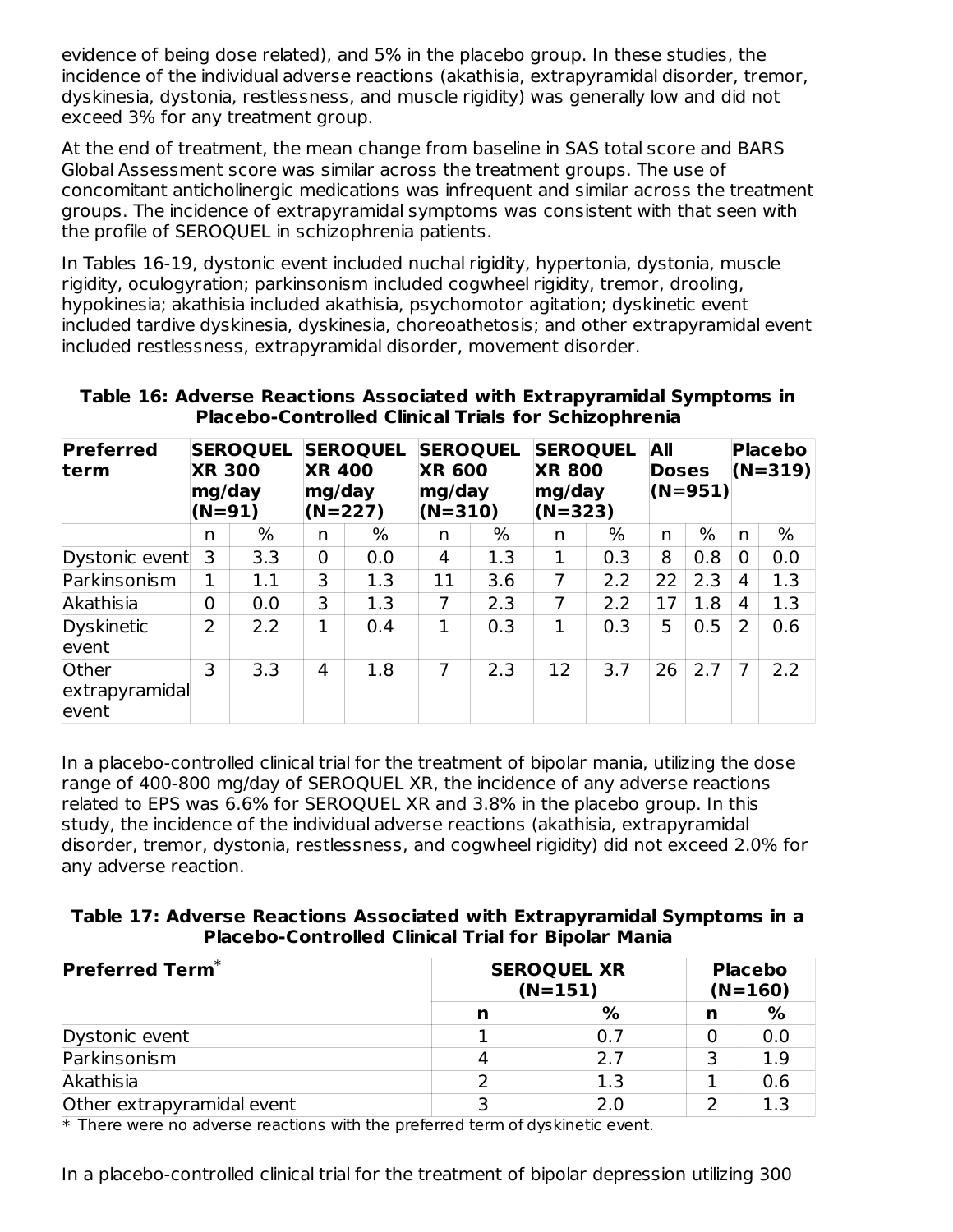evidence of being dose related), and 5% in the placebo group. In these studies, the incidence of the individual adverse reactions (akathisia, extrapyramidal disorder, tremor, dyskinesia, dystonia, restlessness, and muscle rigidity) was generally low and did not exceed 3% for any treatment group.

At the end of treatment, the mean change from baseline in SAS total score and BARS Global Assessment score was similar across the treatment groups. The use of concomitant anticholinergic medications was infrequent and similar across the treatment groups. The incidence of extrapyramidal symptoms was consistent with that seen with the profile of SEROQUEL in schizophrenia patients.

In Tables 16-19, dystonic event included nuchal rigidity, hypertonia, dystonia, muscle rigidity, oculogyration; parkinsonism included cogwheel rigidity, tremor, drooling, hypokinesia; akathisia included akathisia, psychomotor agitation; dyskinetic event included tardive dyskinesia, dyskinesia, choreoathetosis; and other extrapyramidal event included restlessness, extrapyramidal disorder, movement disorder.

**Table 16: Adverse Reactions Associated with Extrapyramidal Symptoms in Placebo-Controlled Clinical Trials for Schizophrenia**

| Preferred term | SEROQUEL XR 300 mg/day (N=91) | | SEROQUEL XR 400 mg/day (N=227) | | SEROQUEL XR 600 mg/day (N=310) | | SEROQUEL XR 800 mg/day (N=323) | | All Doses (N=951) | | Placebo (N=319) | |
|---|---|---|---|---|---|---|---|---|---|---|---|---|
| | n | % | n | % | n | % | n | % | n | % | n | % |
| Dystonic event | 3 | 3.3 | 0 | 0.0 | 4 | 1.3 | 1 | 0.3 | 8 | 0.8 | 0 | 0.0 |
| Parkinsonism | 1 | 1.1 | 3 | 1.3 | 11 | 3.6 | 7 | 2.2 | 22 | 2.3 | 4 | 1.3 |
| Akathisia | 0 | 0.0 | 3 | 1.3 | 7 | 2.3 | 7 | 2.2 | 17 | 1.8 | 4 | 1.3 |
| Dyskinetic event | 2 | 2.2 | 1 | 0.4 | 1 | 0.3 | 1 | 0.3 | 5 | 0.5 | 2 | 0.6 |
| Other extrapyramidal event | 3 | 3.3 | 4 | 1.8 | 7 | 2.3 | 12 | 3.7 | 26 | 2.7 | 7 | 2.2 |

In a placebo-controlled clinical trial for the treatment of bipolar mania, utilizing the dose range of 400-800 mg/day of SEROQUEL XR, the incidence of any adverse reactions related to EPS was 6.6% for SEROQUEL XR and 3.8% in the placebo group. In this study, the incidence of the individual adverse reactions (akathisia, extrapyramidal disorder, tremor, dystonia, restlessness, and cogwheel rigidity) did not exceed 2.0% for any adverse reaction.

**Table 17: Adverse Reactions Associated with Extrapyramidal Symptoms in a Placebo-Controlled Clinical Trial for Bipolar Mania**

| Preferred Term* | SEROQUEL XR (N=151) | | Placebo (N=160) | |
|---|---|---|---|---|
| | n | % | n | % |
| Dystonic event | 1 | 0.7 | 0 | 0.0 |
| Parkinsonism | 4 | 2.7 | 3 | 1.9 |
| Akathisia | 2 | 1.3 | 1 | 0.6 |
| Other extrapyramidal event | 3 | 2.0 | 2 | 1.3 |

* There were no adverse reactions with the preferred term of dyskinetic event.

In a placebo-controlled clinical trial for the treatment of bipolar depression utilizing 300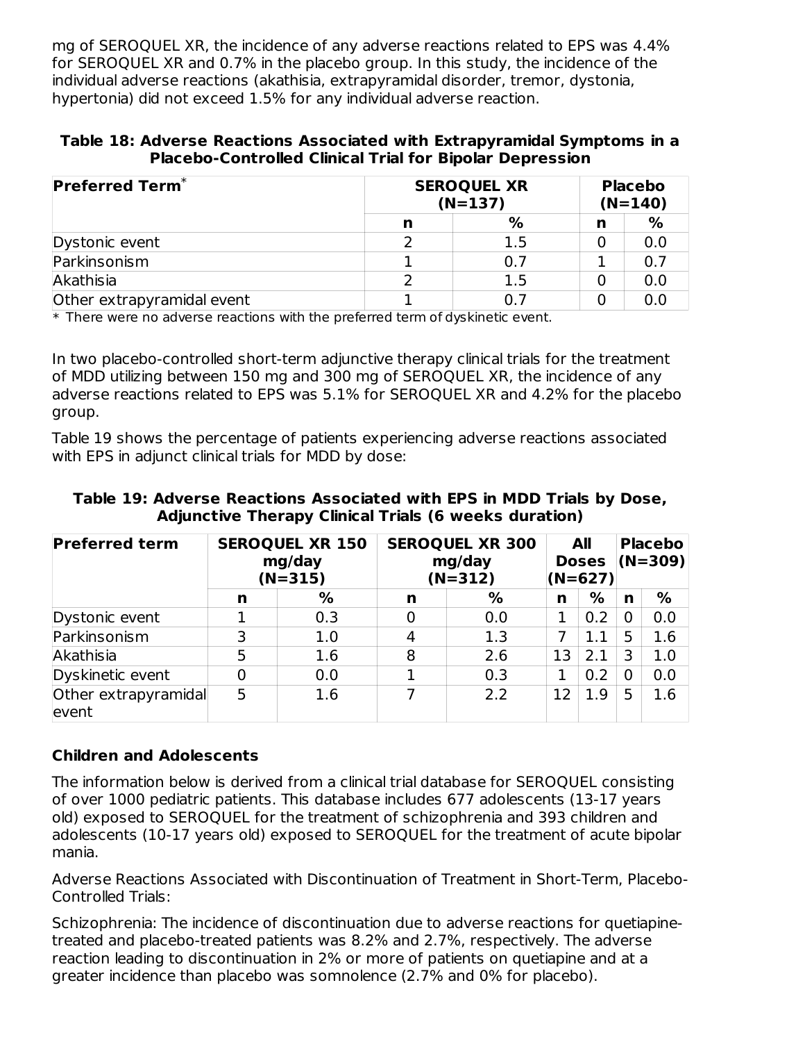mg of SEROQUEL XR, the incidence of any adverse reactions related to EPS was 4.4% for SEROQUEL XR and 0.7% in the placebo group. In this study, the incidence of the individual adverse reactions (akathisia, extrapyramidal disorder, tremor, dystonia, hypertonia) did not exceed 1.5% for any individual adverse reaction.

**Table 18: Adverse Reactions Associated with Extrapyramidal Symptoms in a Placebo-Controlled Clinical Trial for Bipolar Depression**

| Preferred Term* | SEROQUEL XR (N=137) | | Placebo (N=140) | |
|---|---|---|---|---|
| | n | % | n | % |
| Dystonic event | 2 | 1.5 | 0 | 0.0 |
| Parkinsonism | 1 | 0.7 | 1 | 0.7 |
| Akathisia | 2 | 1.5 | 0 | 0.0 |
| Other extrapyramidal event | 1 | 0.7 | 0 | 0.0 |

* There were no adverse reactions with the preferred term of dyskinetic event.

In two placebo-controlled short-term adjunctive therapy clinical trials for the treatment of MDD utilizing between 150 mg and 300 mg of SEROQUEL XR, the incidence of any adverse reactions related to EPS was 5.1% for SEROQUEL XR and 4.2% for the placebo group.

Table 19 shows the percentage of patients experiencing adverse reactions associated with EPS in adjunct clinical trials for MDD by dose:

**Table 19: Adverse Reactions Associated with EPS in MDD Trials by Dose, Adjunctive Therapy Clinical Trials (6 weeks duration)**

| Preferred term | SEROQUEL XR 150 mg/day (N=315) | | SEROQUEL XR 300 mg/day (N=312) | | All Doses (N=627) | | Placebo (N=309) | |
|---|---|---|---|---|---|---|---|---|
| | n | % | n | % | n | % | n | % |
| Dystonic event | 1 | 0.3 | 0 | 0.0 | 1 | 0.2 | 0 | 0.0 |
| Parkinsonism | 3 | 1.0 | 4 | 1.3 | 7 | 1.1 | 5 | 1.6 |
| Akathisia | 5 | 1.6 | 8 | 2.6 | 13 | 2.1 | 3 | 1.0 |
| Dyskinetic event | 0 | 0.0 | 1 | 0.3 | 1 | 0.2 | 0 | 0.0 |
| Other extrapyramidal event | 5 | 1.6 | 7 | 2.2 | 12 | 1.9 | 5 | 1.6 |

**Children and Adolescents**

The information below is derived from a clinical trial database for SEROQUEL consisting of over 1000 pediatric patients. This database includes 677 adolescents (13-17 years old) exposed to SEROQUEL for the treatment of schizophrenia and 393 children and adolescents (10-17 years old) exposed to SEROQUEL for the treatment of acute bipolar mania.

Adverse Reactions Associated with Discontinuation of Treatment in Short-Term, Placebo-Controlled Trials:

Schizophrenia: The incidence of discontinuation due to adverse reactions for quetiapine-treated and placebo-treated patients was 8.2% and 2.7%, respectively. The adverse reaction leading to discontinuation in 2% or more of patients on quetiapine and at a greater incidence than placebo was somnolence (2.7% and 0% for placebo).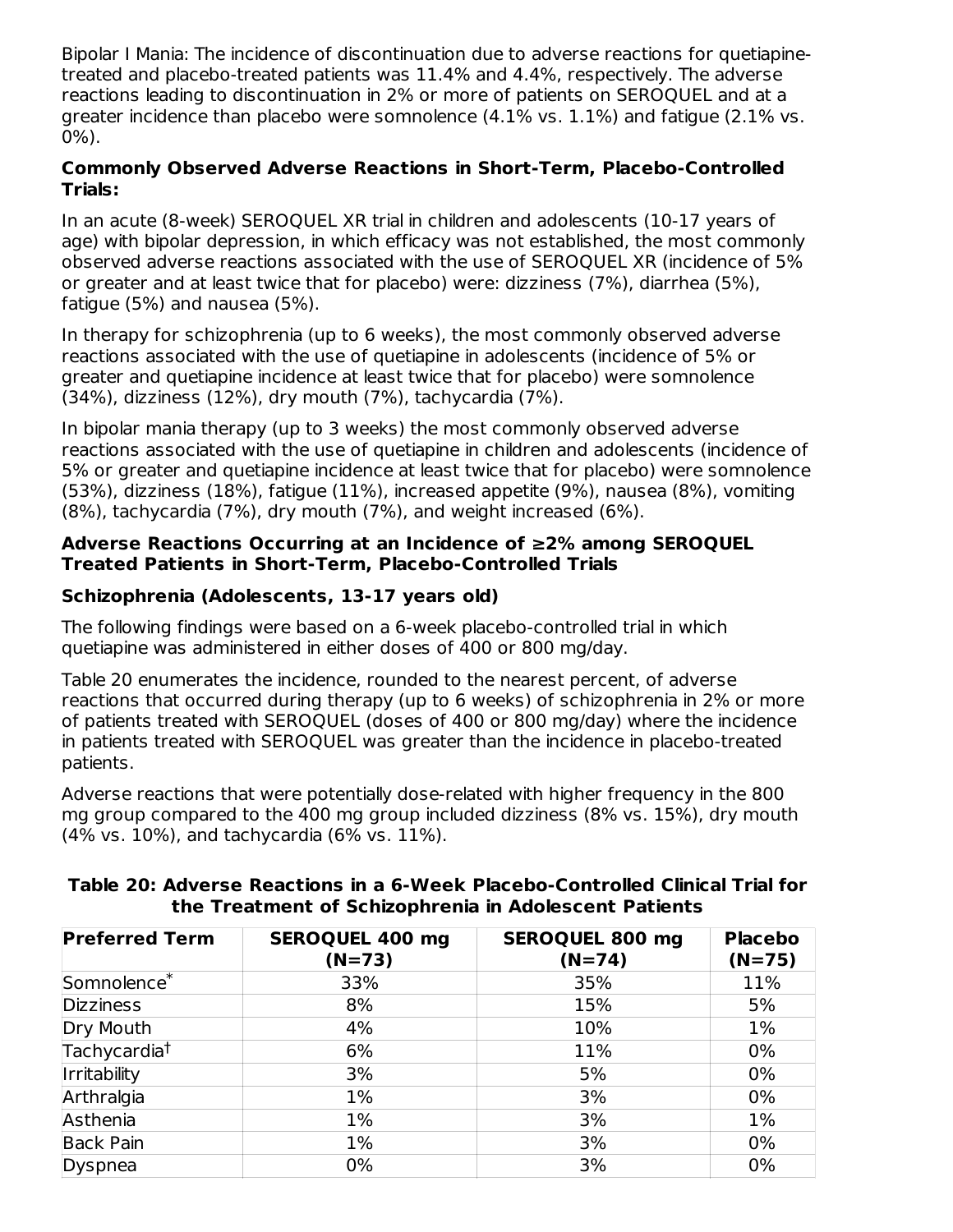Bipolar I Mania: The incidence of discontinuation due to adverse reactions for quetiapine-treated and placebo-treated patients was 11.4% and 4.4%, respectively. The adverse reactions leading to discontinuation in 2% or more of patients on SEROQUEL and at a greater incidence than placebo were somnolence (4.1% vs. 1.1%) and fatigue (2.1% vs. 0%).

**Commonly Observed Adverse Reactions in Short-Term, Placebo-Controlled Trials:**

In an acute (8-week) SEROQUEL XR trial in children and adolescents (10-17 years of age) with bipolar depression, in which efficacy was not established, the most commonly observed adverse reactions associated with the use of SEROQUEL XR (incidence of 5% or greater and at least twice that for placebo) were: dizziness (7%), diarrhea (5%), fatigue (5%) and nausea (5%).

In therapy for schizophrenia (up to 6 weeks), the most commonly observed adverse reactions associated with the use of quetiapine in adolescents (incidence of 5% or greater and quetiapine incidence at least twice that for placebo) were somnolence (34%), dizziness (12%), dry mouth (7%), tachycardia (7%).

In bipolar mania therapy (up to 3 weeks) the most commonly observed adverse reactions associated with the use of quetiapine in children and adolescents (incidence of 5% or greater and quetiapine incidence at least twice that for placebo) were somnolence (53%), dizziness (18%), fatigue (11%), increased appetite (9%), nausea (8%), vomiting (8%), tachycardia (7%), dry mouth (7%), and weight increased (6%).

**Adverse Reactions Occurring at an Incidence of ≥2% among SEROQUEL Treated Patients in Short-Term, Placebo-Controlled Trials**

**Schizophrenia (Adolescents, 13-17 years old)**

The following findings were based on a 6-week placebo-controlled trial in which quetiapine was administered in either doses of 400 or 800 mg/day.

Table 20 enumerates the incidence, rounded to the nearest percent, of adverse reactions that occurred during therapy (up to 6 weeks) of schizophrenia in 2% or more of patients treated with SEROQUEL (doses of 400 or 800 mg/day) where the incidence in patients treated with SEROQUEL was greater than the incidence in placebo-treated patients.

Adverse reactions that were potentially dose-related with higher frequency in the 800 mg group compared to the 400 mg group included dizziness (8% vs. 15%), dry mouth (4% vs. 10%), and tachycardia (6% vs. 11%).

**Table 20: Adverse Reactions in a 6-Week Placebo-Controlled Clinical Trial for the Treatment of Schizophrenia in Adolescent Patients**

| Preferred Term | SEROQUEL 400 mg (N=73) | SEROQUEL 800 mg (N=74) | Placebo (N=75) |
|---|---|---|---|
| Somnolence* | 33% | 35% | 11% |
| Dizziness | 8% | 15% | 5% |
| Dry Mouth | 4% | 10% | 1% |
| Tachycardia† | 6% | 11% | 0% |
| Irritability | 3% | 5% | 0% |
| Arthralgia | 1% | 3% | 0% |
| Asthenia | 1% | 3% | 1% |
| Back Pain | 1% | 3% | 0% |
| Dyspnea | 0% | 3% | 0% |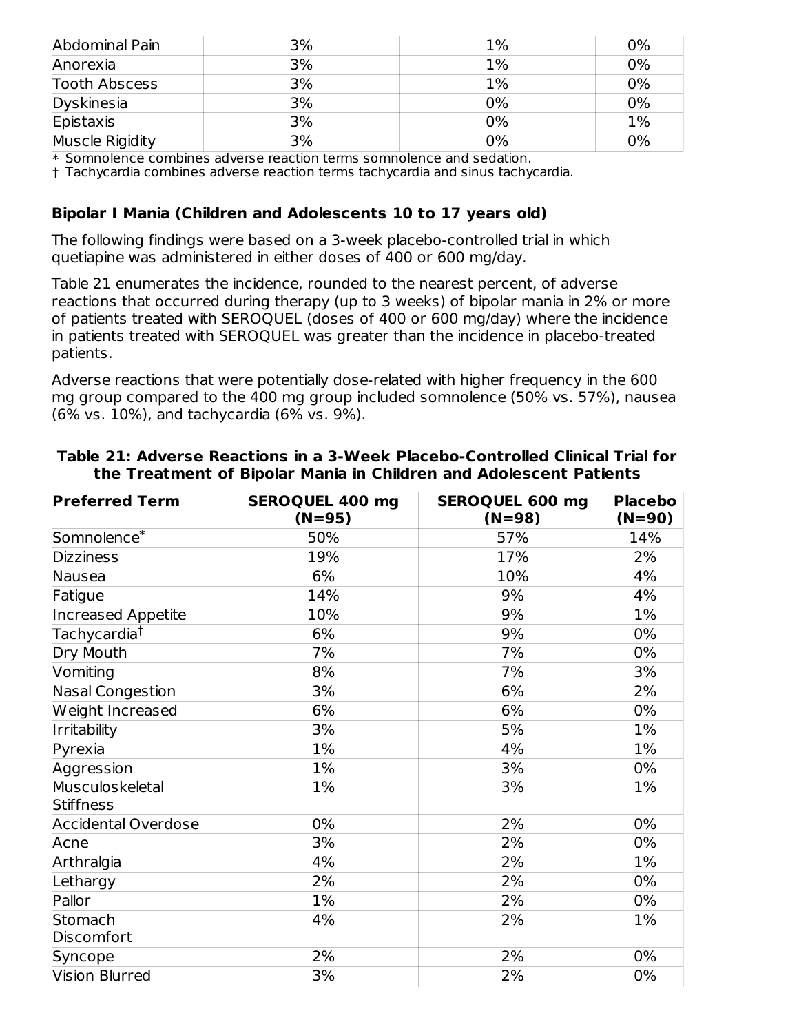| Abdominal Pain | 3% | 1% | 0% |
|---|---|---|---|
| Anorexia | 3% | 1% | 0% |
| Tooth Abscess | 3% | 1% | 0% |
| Dyskinesia | 3% | 0% | 0% |
| Epistaxis | 3% | 0% | 1% |
| Muscle Rigidity | 3% | 0% | 0% |

* Somnolence combines adverse reaction terms somnolence and sedation.
† Tachycardia combines adverse reaction terms tachycardia and sinus tachycardia.

**Bipolar I Mania (Children and Adolescents 10 to 17 years old)**

The following findings were based on a 3-week placebo-controlled trial in which quetiapine was administered in either doses of 400 or 600 mg/day.

Table 21 enumerates the incidence, rounded to the nearest percent, of adverse reactions that occurred during therapy (up to 3 weeks) of bipolar mania in 2% or more of patients treated with SEROQUEL (doses of 400 or 600 mg/day) where the incidence in patients treated with SEROQUEL was greater than the incidence in placebo-treated patients.

Adverse reactions that were potentially dose-related with higher frequency in the 600 mg group compared to the 400 mg group included somnolence (50% vs. 57%), nausea (6% vs. 10%), and tachycardia (6% vs. 9%).

**Table 21: Adverse Reactions in a 3-Week Placebo-Controlled Clinical Trial for the Treatment of Bipolar Mania in Children and Adolescent Patients**

| Preferred Term | SEROQUEL 400 mg (N=95) | SEROQUEL 600 mg (N=98) | Placebo (N=90) |
|---|---|---|---|
| Somnolence* | 50% | 57% | 14% |
| Dizziness | 19% | 17% | 2% |
| Nausea | 6% | 10% | 4% |
| Fatigue | 14% | 9% | 4% |
| Increased Appetite | 10% | 9% | 1% |
| Tachycardia† | 6% | 9% | 0% |
| Dry Mouth | 7% | 7% | 0% |
| Vomiting | 8% | 7% | 3% |
| Nasal Congestion | 3% | 6% | 2% |
| Weight Increased | 6% | 6% | 0% |
| Irritability | 3% | 5% | 1% |
| Pyrexia | 1% | 4% | 1% |
| Aggression | 1% | 3% | 0% |
| Musculoskeletal Stiffness | 1% | 3% | 1% |
| Accidental Overdose | 0% | 2% | 0% |
| Acne | 3% | 2% | 0% |
| Arthralgia | 4% | 2% | 1% |
| Lethargy | 2% | 2% | 0% |
| Pallor | 1% | 2% | 0% |
| Stomach Discomfort | 4% | 2% | 1% |
| Syncope | 2% | 2% | 0% |
| Vision Blurred | 3% | 2% | 0% |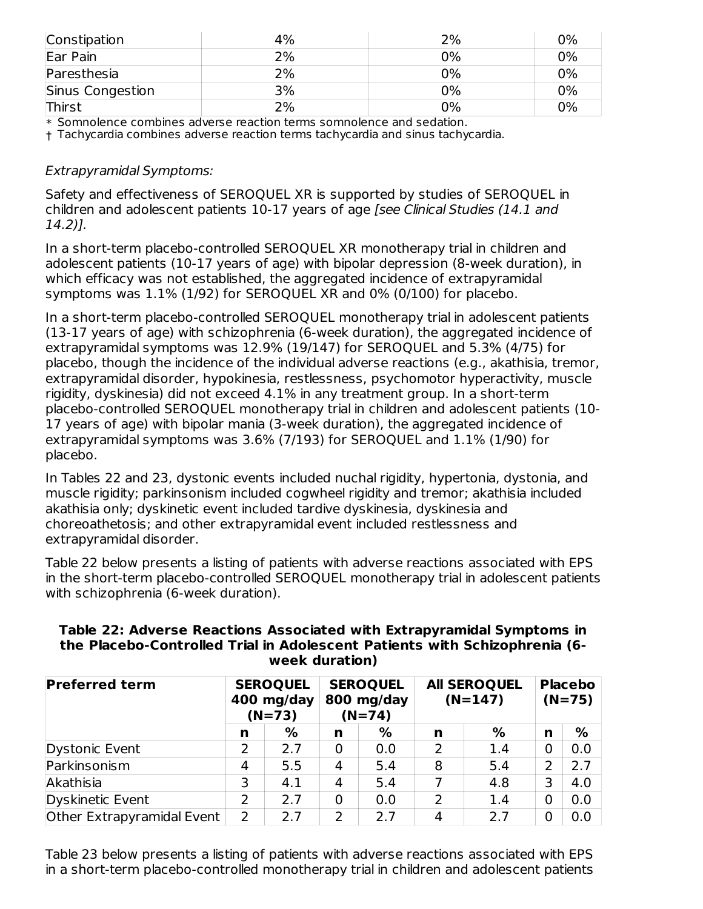| Constipation | 4% | 2% | 0% |
|---|---|---|---|
| Ear Pain | 2% | 0% | 0% |
| Paresthesia | 2% | 0% | 0% |
| Sinus Congestion | 3% | 0% | 0% |
| Thirst | 2% | 0% | 0% |

* Somnolence combines adverse reaction terms somnolence and sedation.
† Tachycardia combines adverse reaction terms tachycardia and sinus tachycardia.

*Extrapyramidal Symptoms:*

Safety and effectiveness of SEROQUEL XR is supported by studies of SEROQUEL in children and adolescent patients 10-17 years of age *[see Clinical Studies (14.1 and 14.2)].*

In a short-term placebo-controlled SEROQUEL XR monotherapy trial in children and adolescent patients (10-17 years of age) with bipolar depression (8-week duration), in which efficacy was not established, the aggregated incidence of extrapyramidal symptoms was 1.1% (1/92) for SEROQUEL XR and 0% (0/100) for placebo.

In a short-term placebo-controlled SEROQUEL monotherapy trial in adolescent patients (13-17 years of age) with schizophrenia (6-week duration), the aggregated incidence of extrapyramidal symptoms was 12.9% (19/147) for SEROQUEL and 5.3% (4/75) for placebo, though the incidence of the individual adverse reactions (e.g., akathisia, tremor, extrapyramidal disorder, hypokinesia, restlessness, psychomotor hyperactivity, muscle rigidity, dyskinesia) did not exceed 4.1% in any treatment group. In a short-term placebo-controlled SEROQUEL monotherapy trial in children and adolescent patients (10-17 years of age) with bipolar mania (3-week duration), the aggregated incidence of extrapyramidal symptoms was 3.6% (7/193) for SEROQUEL and 1.1% (1/90) for placebo.

In Tables 22 and 23, dystonic events included nuchal rigidity, hypertonia, dystonia, and muscle rigidity; parkinsonism included cogwheel rigidity and tremor; akathisia included akathisia only; dyskinetic event included tardive dyskinesia, dyskinesia and choreoathetosis; and other extrapyramidal event included restlessness and extrapyramidal disorder.

Table 22 below presents a listing of patients with adverse reactions associated with EPS in the short-term placebo-controlled SEROQUEL monotherapy trial in adolescent patients with schizophrenia (6-week duration).

**Table 22: Adverse Reactions Associated with Extrapyramidal Symptoms in the Placebo-Controlled Trial in Adolescent Patients with Schizophrenia (6-week duration)**

| Preferred term | SEROQUEL 400 mg/day (N=73) | | SEROQUEL 800 mg/day (N=74) | | All SEROQUEL (N=147) | | Placebo (N=75) | |
|---|---|---|---|---|---|---|---|---|
| | n | % | n | % | n | % | n | % |
| Dystonic Event | 2 | 2.7 | 0 | 0.0 | 2 | 1.4 | 0 | 0.0 |
| Parkinsonism | 4 | 5.5 | 4 | 5.4 | 8 | 5.4 | 2 | 2.7 |
| Akathisia | 3 | 4.1 | 4 | 5.4 | 7 | 4.8 | 3 | 4.0 |
| Dyskinetic Event | 2 | 2.7 | 0 | 0.0 | 2 | 1.4 | 0 | 0.0 |
| Other Extrapyramidal Event | 2 | 2.7 | 2 | 2.7 | 4 | 2.7 | 0 | 0.0 |

Table 23 below presents a listing of patients with adverse reactions associated with EPS in a short-term placebo-controlled monotherapy trial in children and adolescent patients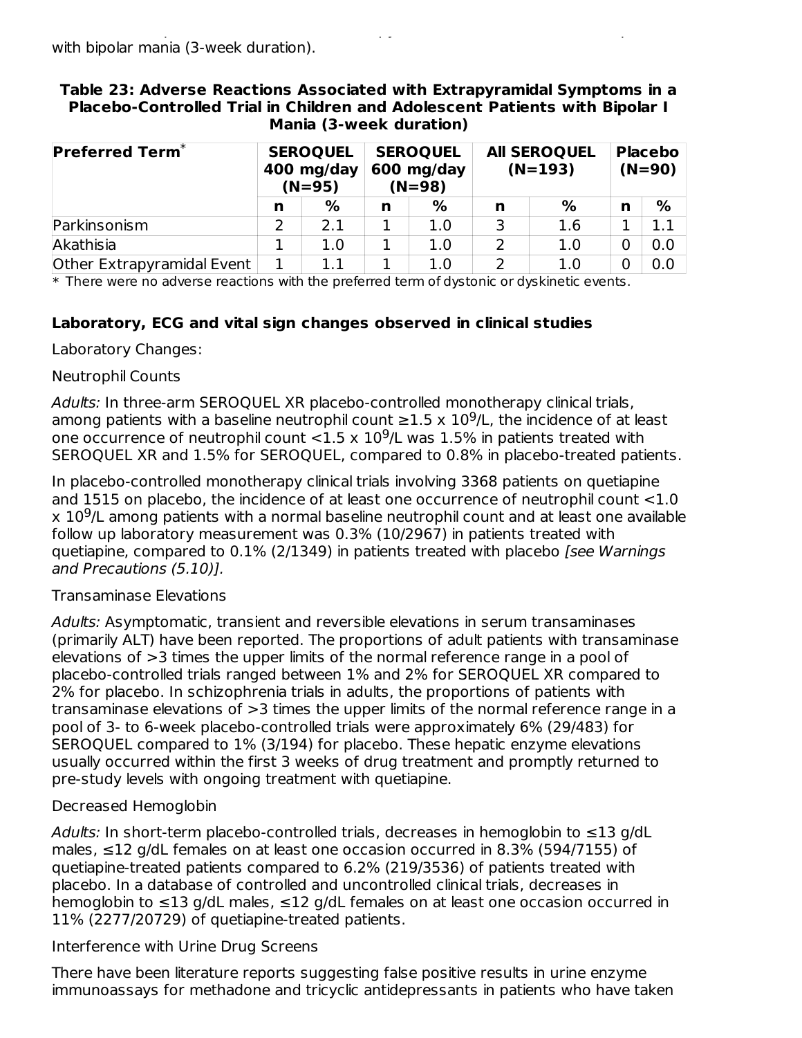with bipolar mania (3-week duration).

**Table 23: Adverse Reactions Associated with Extrapyramidal Symptoms in a Placebo-Controlled Trial in Children and Adolescent Patients with Bipolar I Mania (3-week duration)**

| Preferred Term* | SEROQUEL 400 mg/day (N=95) | | SEROQUEL 600 mg/day (N=98) | | All SEROQUEL (N=193) | | Placebo (N=90) | |
|---|---|---|---|---|---|---|---|---|
| | n | % | n | % | n | % | n | % |
| Parkinsonism | 2 | 2.1 | 1 | 1.0 | 3 | 1.6 | 1 | 1.1 |
| Akathisia | 1 | 1.0 | 1 | 1.0 | 2 | 1.0 | 0 | 0.0 |
| Other Extrapyramidal Event | 1 | 1.1 | 1 | 1.0 | 2 | 1.0 | 0 | 0.0 |

* There were no adverse reactions with the preferred term of dystonic or dyskinetic events.

**Laboratory, ECG and vital sign changes observed in clinical studies**

Laboratory Changes:

Neutrophil Counts

*Adults:* In three-arm SEROQUEL XR placebo-controlled monotherapy clinical trials, among patients with a baseline neutrophil count ≥1.5 x $10^9$/L, the incidence of at least one occurrence of neutrophil count <1.5 x $10^9$/L was 1.5% in patients treated with SEROQUEL XR and 1.5% for SEROQUEL, compared to 0.8% in placebo-treated patients.

In placebo-controlled monotherapy clinical trials involving 3368 patients on quetiapine and 1515 on placebo, the incidence of at least one occurrence of neutrophil count <1.0 x $10^9$/L among patients with a normal baseline neutrophil count and at least one available follow up laboratory measurement was 0.3% (10/2967) in patients treated with quetiapine, compared to 0.1% (2/1349) in patients treated with placebo *[see Warnings and Precautions (5.10)]*.

Transaminase Elevations

*Adults:* Asymptomatic, transient and reversible elevations in serum transaminases (primarily ALT) have been reported. The proportions of adult patients with transaminase elevations of >3 times the upper limits of the normal reference range in a pool of placebo-controlled trials ranged between 1% and 2% for SEROQUEL XR compared to 2% for placebo. In schizophrenia trials in adults, the proportions of patients with transaminase elevations of >3 times the upper limits of the normal reference range in a pool of 3- to 6-week placebo-controlled trials were approximately 6% (29/483) for SEROQUEL compared to 1% (3/194) for placebo. These hepatic enzyme elevations usually occurred within the first 3 weeks of drug treatment and promptly returned to pre-study levels with ongoing treatment with quetiapine.

Decreased Hemoglobin

*Adults:* In short-term placebo-controlled trials, decreases in hemoglobin to ≤13 g/dL males, ≤12 g/dL females on at least one occasion occurred in 8.3% (594/7155) of quetiapine-treated patients compared to 6.2% (219/3536) of patients treated with placebo. In a database of controlled and uncontrolled clinical trials, decreases in hemoglobin to ≤13 g/dL males, ≤12 g/dL females on at least one occasion occurred in 11% (2277/20729) of quetiapine-treated patients.

Interference with Urine Drug Screens

There have been literature reports suggesting false positive results in urine enzyme immunoassays for methadone and tricyclic antidepressants in patients who have taken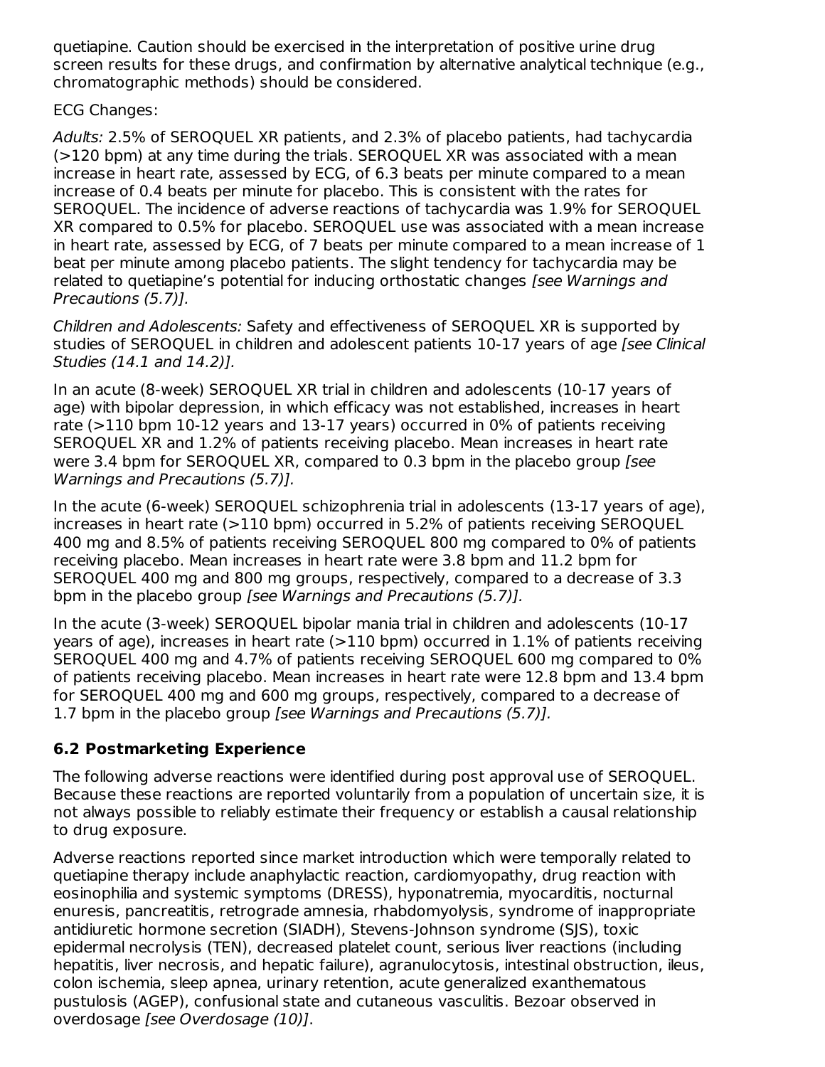quetiapine. Caution should be exercised in the interpretation of positive urine drug screen results for these drugs, and confirmation by alternative analytical technique (e.g., chromatographic methods) should be considered.

ECG Changes:

*Adults:* 2.5% of SEROQUEL XR patients, and 2.3% of placebo patients, had tachycardia (>120 bpm) at any time during the trials. SEROQUEL XR was associated with a mean increase in heart rate, assessed by ECG, of 6.3 beats per minute compared to a mean increase of 0.4 beats per minute for placebo. This is consistent with the rates for SEROQUEL. The incidence of adverse reactions of tachycardia was 1.9% for SEROQUEL XR compared to 0.5% for placebo. SEROQUEL use was associated with a mean increase in heart rate, assessed by ECG, of 7 beats per minute compared to a mean increase of 1 beat per minute among placebo patients. The slight tendency for tachycardia may be related to quetiapine's potential for inducing orthostatic changes *[see Warnings and Precautions (5.7)].*

*Children and Adolescents:* Safety and effectiveness of SEROQUEL XR is supported by studies of SEROQUEL in children and adolescent patients 10-17 years of age *[see Clinical Studies (14.1 and 14.2)].*

In an acute (8-week) SEROQUEL XR trial in children and adolescents (10-17 years of age) with bipolar depression, in which efficacy was not established, increases in heart rate (>110 bpm 10-12 years and 13-17 years) occurred in 0% of patients receiving SEROQUEL XR and 1.2% of patients receiving placebo. Mean increases in heart rate were 3.4 bpm for SEROQUEL XR, compared to 0.3 bpm in the placebo group *[see Warnings and Precautions (5.7)].*

In the acute (6-week) SEROQUEL schizophrenia trial in adolescents (13-17 years of age), increases in heart rate (>110 bpm) occurred in 5.2% of patients receiving SEROQUEL 400 mg and 8.5% of patients receiving SEROQUEL 800 mg compared to 0% of patients receiving placebo. Mean increases in heart rate were 3.8 bpm and 11.2 bpm for SEROQUEL 400 mg and 800 mg groups, respectively, compared to a decrease of 3.3 bpm in the placebo group *[see Warnings and Precautions (5.7)].*

In the acute (3-week) SEROQUEL bipolar mania trial in children and adolescents (10-17 years of age), increases in heart rate (>110 bpm) occurred in 1.1% of patients receiving SEROQUEL 400 mg and 4.7% of patients receiving SEROQUEL 600 mg compared to 0% of patients receiving placebo. Mean increases in heart rate were 12.8 bpm and 13.4 bpm for SEROQUEL 400 mg and 600 mg groups, respectively, compared to a decrease of 1.7 bpm in the placebo group *[see Warnings and Precautions (5.7)].*

### 6.2 Postmarketing Experience

The following adverse reactions were identified during post approval use of SEROQUEL. Because these reactions are reported voluntarily from a population of uncertain size, it is not always possible to reliably estimate their frequency or establish a causal relationship to drug exposure.

Adverse reactions reported since market introduction which were temporally related to quetiapine therapy include anaphylactic reaction, cardiomyopathy, drug reaction with eosinophilia and systemic symptoms (DRESS), hyponatremia, myocarditis, nocturnal enuresis, pancreatitis, retrograde amnesia, rhabdomyolysis, syndrome of inappropriate antidiuretic hormone secretion (SIADH), Stevens-Johnson syndrome (SJS), toxic epidermal necrolysis (TEN), decreased platelet count, serious liver reactions (including hepatitis, liver necrosis, and hepatic failure), agranulocytosis, intestinal obstruction, ileus, colon ischemia, sleep apnea, urinary retention, acute generalized exanthematous pustulosis (AGEP), confusional state and cutaneous vasculitis. Bezoar observed in overdosage *[see Overdosage (10)]*.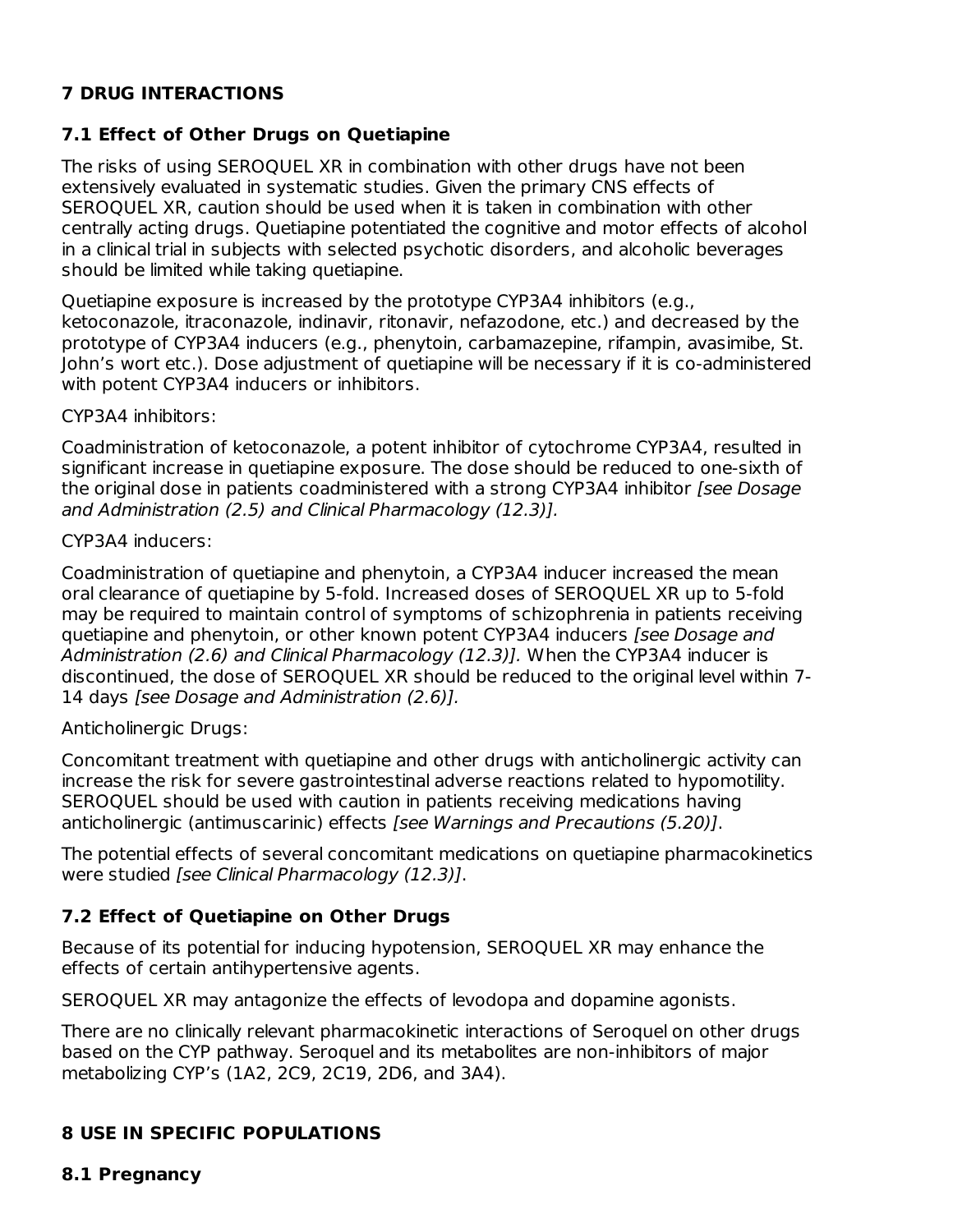# 7 DRUG INTERACTIONS

## 7.1 Effect of Other Drugs on Quetiapine

The risks of using SEROQUEL XR in combination with other drugs have not been extensively evaluated in systematic studies. Given the primary CNS effects of SEROQUEL XR, caution should be used when it is taken in combination with other centrally acting drugs. Quetiapine potentiated the cognitive and motor effects of alcohol in a clinical trial in subjects with selected psychotic disorders, and alcoholic beverages should be limited while taking quetiapine.

Quetiapine exposure is increased by the prototype CYP3A4 inhibitors (e.g., ketoconazole, itraconazole, indinavir, ritonavir, nefazodone, etc.) and decreased by the prototype of CYP3A4 inducers (e.g., phenytoin, carbamazepine, rifampin, avasimibe, St. John's wort etc.). Dose adjustment of quetiapine will be necessary if it is co-administered with potent CYP3A4 inducers or inhibitors.

CYP3A4 inhibitors:

Coadministration of ketoconazole, a potent inhibitor of cytochrome CYP3A4, resulted in significant increase in quetiapine exposure. The dose should be reduced to one-sixth of the original dose in patients coadministered with a strong CYP3A4 inhibitor *[see Dosage and Administration (2.5) and Clinical Pharmacology (12.3)].*

CYP3A4 inducers:

Coadministration of quetiapine and phenytoin, a CYP3A4 inducer increased the mean oral clearance of quetiapine by 5-fold. Increased doses of SEROQUEL XR up to 5-fold may be required to maintain control of symptoms of schizophrenia in patients receiving quetiapine and phenytoin, or other known potent CYP3A4 inducers *[see Dosage and Administration (2.6) and Clinical Pharmacology (12.3)].* When the CYP3A4 inducer is discontinued, the dose of SEROQUEL XR should be reduced to the original level within 7-14 days *[see Dosage and Administration (2.6)].*

Anticholinergic Drugs:

Concomitant treatment with quetiapine and other drugs with anticholinergic activity can increase the risk for severe gastrointestinal adverse reactions related to hypomotility. SEROQUEL should be used with caution in patients receiving medications having anticholinergic (antimuscarinic) effects *[see Warnings and Precautions (5.20)]*.

The potential effects of several concomitant medications on quetiapine pharmacokinetics were studied *[see Clinical Pharmacology (12.3)]*.

## 7.2 Effect of Quetiapine on Other Drugs

Because of its potential for inducing hypotension, SEROQUEL XR may enhance the effects of certain antihypertensive agents.

SEROQUEL XR may antagonize the effects of levodopa and dopamine agonists.

There are no clinically relevant pharmacokinetic interactions of Seroquel on other drugs based on the CYP pathway. Seroquel and its metabolites are non-inhibitors of major metabolizing CYP's (1A2, 2C9, 2C19, 2D6, and 3A4).

# 8 USE IN SPECIFIC POPULATIONS

## 8.1 Pregnancy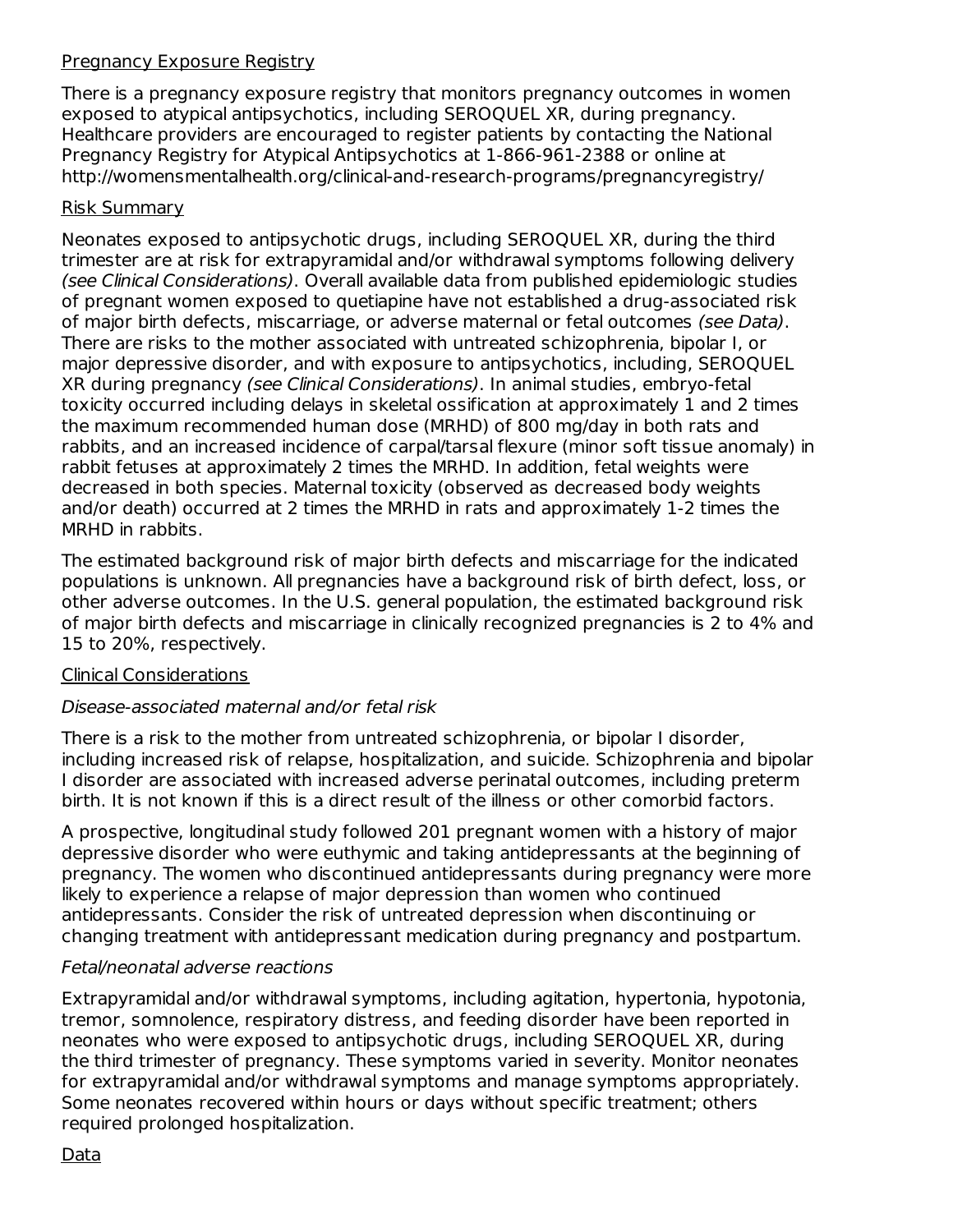Pregnancy Exposure Registry

There is a pregnancy exposure registry that monitors pregnancy outcomes in women exposed to atypical antipsychotics, including SEROQUEL XR, during pregnancy. Healthcare providers are encouraged to register patients by contacting the National Pregnancy Registry for Atypical Antipsychotics at 1-866-961-2388 or online at http://womensmentalhealth.org/clinical-and-research-programs/pregnancyregistry/

Risk Summary

Neonates exposed to antipsychotic drugs, including SEROQUEL XR, during the third trimester are at risk for extrapyramidal and/or withdrawal symptoms following delivery *(see Clinical Considerations)*. Overall available data from published epidemiologic studies of pregnant women exposed to quetiapine have not established a drug-associated risk of major birth defects, miscarriage, or adverse maternal or fetal outcomes *(see Data)*. There are risks to the mother associated with untreated schizophrenia, bipolar I, or major depressive disorder, and with exposure to antipsychotics, including, SEROQUEL XR during pregnancy *(see Clinical Considerations)*. In animal studies, embryo-fetal toxicity occurred including delays in skeletal ossification at approximately 1 and 2 times the maximum recommended human dose (MRHD) of 800 mg/day in both rats and rabbits, and an increased incidence of carpal/tarsal flexure (minor soft tissue anomaly) in rabbit fetuses at approximately 2 times the MRHD. In addition, fetal weights were decreased in both species. Maternal toxicity (observed as decreased body weights and/or death) occurred at 2 times the MRHD in rats and approximately 1-2 times the MRHD in rabbits.

The estimated background risk of major birth defects and miscarriage for the indicated populations is unknown. All pregnancies have a background risk of birth defect, loss, or other adverse outcomes. In the U.S. general population, the estimated background risk of major birth defects and miscarriage in clinically recognized pregnancies is 2 to 4% and 15 to 20%, respectively.

Clinical Considerations

*Disease-associated maternal and/or fetal risk*

There is a risk to the mother from untreated schizophrenia, or bipolar I disorder, including increased risk of relapse, hospitalization, and suicide. Schizophrenia and bipolar I disorder are associated with increased adverse perinatal outcomes, including preterm birth. It is not known if this is a direct result of the illness or other comorbid factors.

A prospective, longitudinal study followed 201 pregnant women with a history of major depressive disorder who were euthymic and taking antidepressants at the beginning of pregnancy. The women who discontinued antidepressants during pregnancy were more likely to experience a relapse of major depression than women who continued antidepressants. Consider the risk of untreated depression when discontinuing or changing treatment with antidepressant medication during pregnancy and postpartum.

*Fetal/neonatal adverse reactions*

Extrapyramidal and/or withdrawal symptoms, including agitation, hypertonia, hypotonia, tremor, somnolence, respiratory distress, and feeding disorder have been reported in neonates who were exposed to antipsychotic drugs, including SEROQUEL XR, during the third trimester of pregnancy. These symptoms varied in severity. Monitor neonates for extrapyramidal and/or withdrawal symptoms and manage symptoms appropriately. Some neonates recovered within hours or days without specific treatment; others required prolonged hospitalization.

Data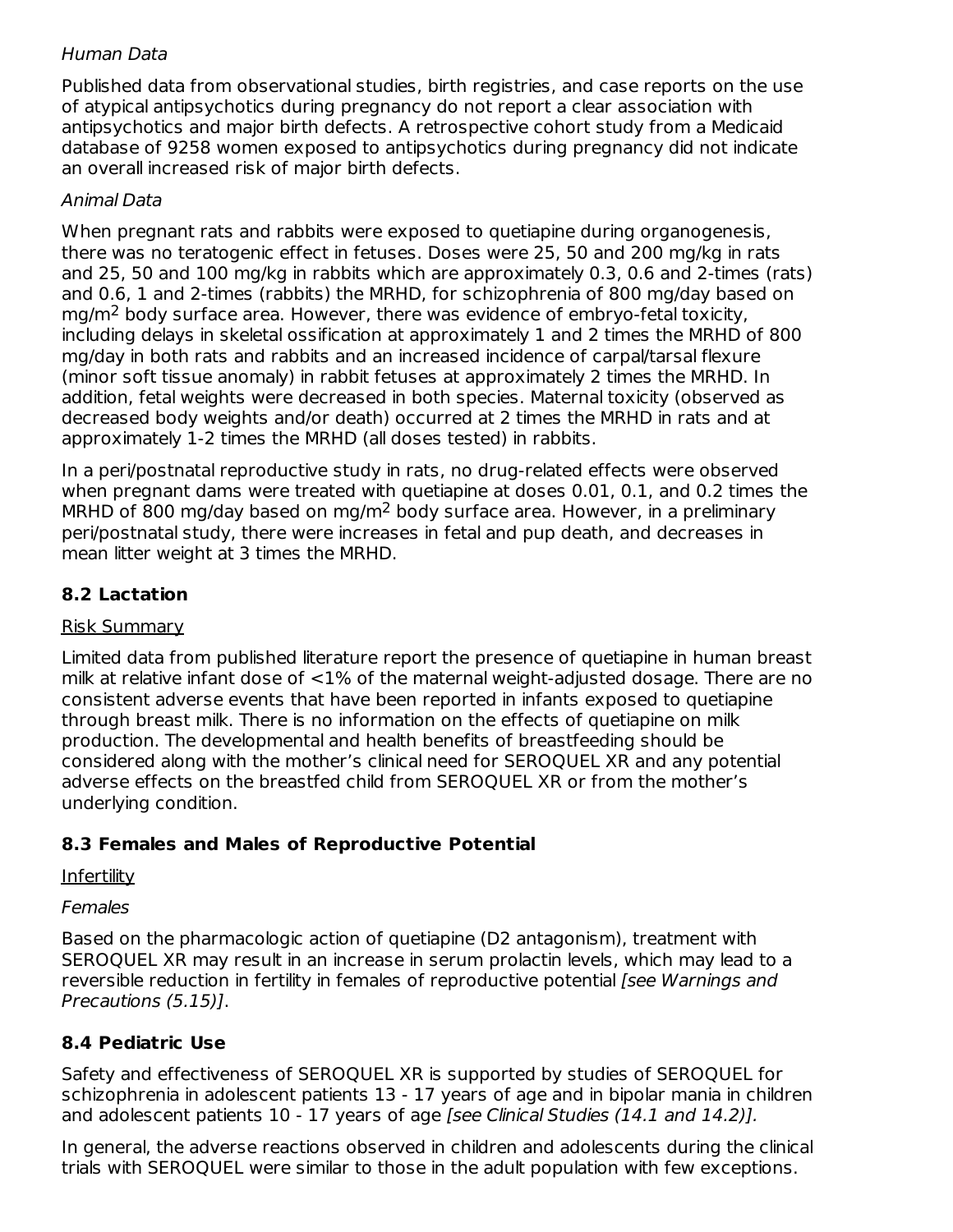*Human Data*

Published data from observational studies, birth registries, and case reports on the use of atypical antipsychotics during pregnancy do not report a clear association with antipsychotics and major birth defects. A retrospective cohort study from a Medicaid database of 9258 women exposed to antipsychotics during pregnancy did not indicate an overall increased risk of major birth defects.

*Animal Data*

When pregnant rats and rabbits were exposed to quetiapine during organogenesis, there was no teratogenic effect in fetuses. Doses were 25, 50 and 200 mg/kg in rats and 25, 50 and 100 mg/kg in rabbits which are approximately 0.3, 0.6 and 2-times (rats) and 0.6, 1 and 2-times (rabbits) the MRHD, for schizophrenia of 800 mg/day based on mg/m$^2$ body surface area. However, there was evidence of embryo-fetal toxicity, including delays in skeletal ossification at approximately 1 and 2 times the MRHD of 800 mg/day in both rats and rabbits and an increased incidence of carpal/tarsal flexure (minor soft tissue anomaly) in rabbit fetuses at approximately 2 times the MRHD. In addition, fetal weights were decreased in both species. Maternal toxicity (observed as decreased body weights and/or death) occurred at 2 times the MRHD in rats and at approximately 1-2 times the MRHD (all doses tested) in rabbits.

In a peri/postnatal reproductive study in rats, no drug-related effects were observed when pregnant dams were treated with quetiapine at doses 0.01, 0.1, and 0.2 times the MRHD of 800 mg/day based on mg/m$^2$ body surface area. However, in a preliminary peri/postnatal study, there were increases in fetal and pup death, and decreases in mean litter weight at 3 times the MRHD.

### 8.2 Lactation

Risk Summary

Limited data from published literature report the presence of quetiapine in human breast milk at relative infant dose of <1% of the maternal weight-adjusted dosage. There are no consistent adverse events that have been reported in infants exposed to quetiapine through breast milk. There is no information on the effects of quetiapine on milk production. The developmental and health benefits of breastfeeding should be considered along with the mother's clinical need for SEROQUEL XR and any potential adverse effects on the breastfed child from SEROQUEL XR or from the mother's underlying condition.

### 8.3 Females and Males of Reproductive Potential

Infertility

*Females*

Based on the pharmacologic action of quetiapine (D2 antagonism), treatment with SEROQUEL XR may result in an increase in serum prolactin levels, which may lead to a reversible reduction in fertility in females of reproductive potential *[see Warnings and Precautions (5.15)]*.

### 8.4 Pediatric Use

Safety and effectiveness of SEROQUEL XR is supported by studies of SEROQUEL for schizophrenia in adolescent patients 13 - 17 years of age and in bipolar mania in children and adolescent patients 10 - 17 years of age *[see Clinical Studies (14.1 and 14.2)]*.

In general, the adverse reactions observed in children and adolescents during the clinical trials with SEROQUEL were similar to those in the adult population with few exceptions.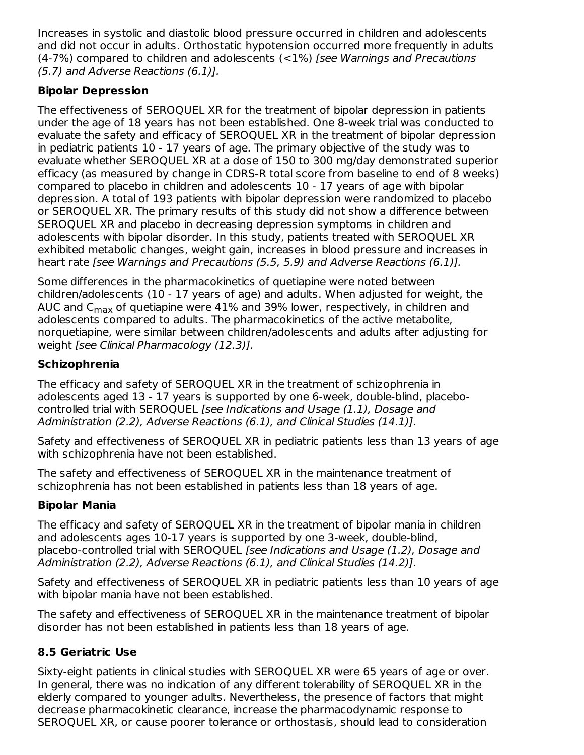Increases in systolic and diastolic blood pressure occurred in children and adolescents and did not occur in adults. Orthostatic hypotension occurred more frequently in adults (4-7%) compared to children and adolescents (<1%) *[see Warnings and Precautions (5.7) and Adverse Reactions (6.1)].*

**Bipolar Depression**

The effectiveness of SEROQUEL XR for the treatment of bipolar depression in patients under the age of 18 years has not been established. One 8-week trial was conducted to evaluate the safety and efficacy of SEROQUEL XR in the treatment of bipolar depression in pediatric patients 10 - 17 years of age. The primary objective of the study was to evaluate whether SEROQUEL XR at a dose of 150 to 300 mg/day demonstrated superior efficacy (as measured by change in CDRS-R total score from baseline to end of 8 weeks) compared to placebo in children and adolescents 10 - 17 years of age with bipolar depression. A total of 193 patients with bipolar depression were randomized to placebo or SEROQUEL XR. The primary results of this study did not show a difference between SEROQUEL XR and placebo in decreasing depression symptoms in children and adolescents with bipolar disorder. In this study, patients treated with SEROQUEL XR exhibited metabolic changes, weight gain, increases in blood pressure and increases in heart rate *[see Warnings and Precautions (5.5, 5.9) and Adverse Reactions (6.1)].*

Some differences in the pharmacokinetics of quetiapine were noted between children/adolescents (10 - 17 years of age) and adults. When adjusted for weight, the AUC and $C_{max}$ of quetiapine were 41% and 39% lower, respectively, in children and adolescents compared to adults. The pharmacokinetics of the active metabolite, norquetiapine, were similar between children/adolescents and adults after adjusting for weight *[see Clinical Pharmacology (12.3)].*

**Schizophrenia**

The efficacy and safety of SEROQUEL XR in the treatment of schizophrenia in adolescents aged 13 - 17 years is supported by one 6-week, double-blind, placebo-controlled trial with SEROQUEL *[see Indications and Usage (1.1), Dosage and Administration (2.2), Adverse Reactions (6.1), and Clinical Studies (14.1)].*

Safety and effectiveness of SEROQUEL XR in pediatric patients less than 13 years of age with schizophrenia have not been established.

The safety and effectiveness of SEROQUEL XR in the maintenance treatment of schizophrenia has not been established in patients less than 18 years of age.

**Bipolar Mania**

The efficacy and safety of SEROQUEL XR in the treatment of bipolar mania in children and adolescents ages 10-17 years is supported by one 3-week, double-blind, placebo-controlled trial with SEROQUEL *[see Indications and Usage (1.2), Dosage and Administration (2.2), Adverse Reactions (6.1), and Clinical Studies (14.2)].*

Safety and effectiveness of SEROQUEL XR in pediatric patients less than 10 years of age with bipolar mania have not been established.

The safety and effectiveness of SEROQUEL XR in the maintenance treatment of bipolar disorder has not been established in patients less than 18 years of age.

### 8.5 Geriatric Use

Sixty-eight patients in clinical studies with SEROQUEL XR were 65 years of age or over. In general, there was no indication of any different tolerability of SEROQUEL XR in the elderly compared to younger adults. Nevertheless, the presence of factors that might decrease pharmacokinetic clearance, increase the pharmacodynamic response to SEROQUEL XR, or cause poorer tolerance or orthostasis, should lead to consideration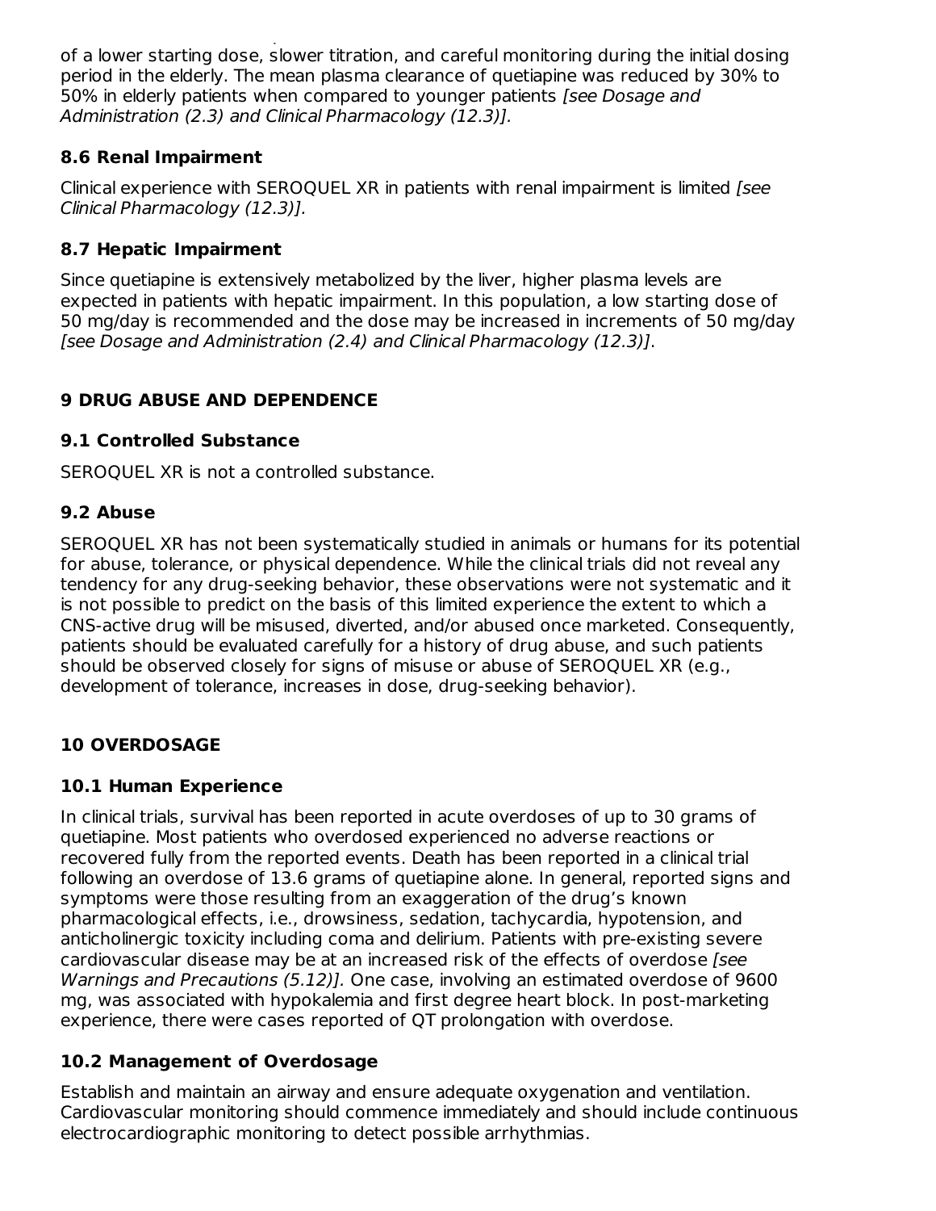of a lower starting dose, slower titration, and careful monitoring during the initial dosing period in the elderly. The mean plasma clearance of quetiapine was reduced by 30% to 50% in elderly patients when compared to younger patients *[see Dosage and Administration (2.3) and Clinical Pharmacology (12.3)].*

### 8.6 Renal Impairment

Clinical experience with SEROQUEL XR in patients with renal impairment is limited *[see Clinical Pharmacology (12.3)].*

### 8.7 Hepatic Impairment

Since quetiapine is extensively metabolized by the liver, higher plasma levels are expected in patients with hepatic impairment. In this population, a low starting dose of 50 mg/day is recommended and the dose may be increased in increments of 50 mg/day *[see Dosage and Administration (2.4) and Clinical Pharmacology (12.3)]*.

## 9 DRUG ABUSE AND DEPENDENCE

### 9.1 Controlled Substance

SEROQUEL XR is not a controlled substance.

### 9.2 Abuse

SEROQUEL XR has not been systematically studied in animals or humans for its potential for abuse, tolerance, or physical dependence. While the clinical trials did not reveal any tendency for any drug-seeking behavior, these observations were not systematic and it is not possible to predict on the basis of this limited experience the extent to which a CNS-active drug will be misused, diverted, and/or abused once marketed. Consequently, patients should be evaluated carefully for a history of drug abuse, and such patients should be observed closely for signs of misuse or abuse of SEROQUEL XR (e.g., development of tolerance, increases in dose, drug-seeking behavior).

## 10 OVERDOSAGE

### 10.1 Human Experience

In clinical trials, survival has been reported in acute overdoses of up to 30 grams of quetiapine. Most patients who overdosed experienced no adverse reactions or recovered fully from the reported events. Death has been reported in a clinical trial following an overdose of 13.6 grams of quetiapine alone. In general, reported signs and symptoms were those resulting from an exaggeration of the drug's known pharmacological effects, i.e., drowsiness, sedation, tachycardia, hypotension, and anticholinergic toxicity including coma and delirium. Patients with pre-existing severe cardiovascular disease may be at an increased risk of the effects of overdose *[see Warnings and Precautions (5.12)].* One case, involving an estimated overdose of 9600 mg, was associated with hypokalemia and first degree heart block. In post-marketing experience, there were cases reported of QT prolongation with overdose.

### 10.2 Management of Overdosage

Establish and maintain an airway and ensure adequate oxygenation and ventilation. Cardiovascular monitoring should commence immediately and should include continuous electrocardiographic monitoring to detect possible arrhythmias.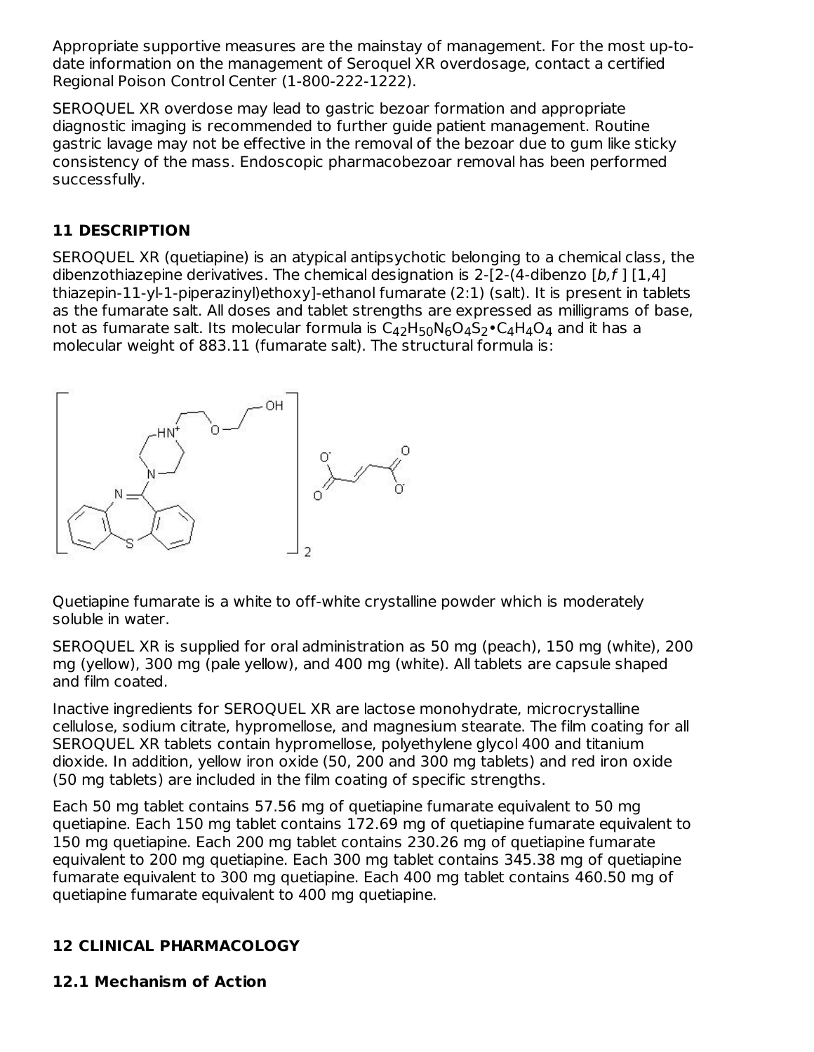Appropriate supportive measures are the mainstay of management. For the most up-to-date information on the management of Seroquel XR overdosage, contact a certified Regional Poison Control Center (1-800-222-1222).

SEROQUEL XR overdose may lead to gastric bezoar formation and appropriate diagnostic imaging is recommended to further guide patient management. Routine gastric lavage may not be effective in the removal of the bezoar due to gum like sticky consistency of the mass. Endoscopic pharmacobezoar removal has been performed successfully.

## 11 DESCRIPTION

SEROQUEL XR (quetiapine) is an atypical antipsychotic belonging to a chemical class, the dibenzothiazepine derivatives. The chemical designation is 2-[2-(4-dibenzo [*b,f* ] [1,4] thiazepin-11-yl-1-piperazinyl)ethoxy]-ethanol fumarate (2:1) (salt). It is present in tablets as the fumarate salt. All doses and tablet strengths are expressed as milligrams of base, not as fumarate salt. Its molecular formula is $C_{42}H_{50}N_6O_4S_2 \bullet C_4H_4O_4$ and it has a molecular weight of 883.11 (fumarate salt). The structural formula is:

Quetiapine fumarate is a white to off-white crystalline powder which is moderately soluble in water.

SEROQUEL XR is supplied for oral administration as 50 mg (peach), 150 mg (white), 200 mg (yellow), 300 mg (pale yellow), and 400 mg (white). All tablets are capsule shaped and film coated.

Inactive ingredients for SEROQUEL XR are lactose monohydrate, microcrystalline cellulose, sodium citrate, hypromellose, and magnesium stearate. The film coating for all SEROQUEL XR tablets contain hypromellose, polyethylene glycol 400 and titanium dioxide. In addition, yellow iron oxide (50, 200 and 300 mg tablets) and red iron oxide (50 mg tablets) are included in the film coating of specific strengths.

Each 50 mg tablet contains 57.56 mg of quetiapine fumarate equivalent to 50 mg quetiapine. Each 150 mg tablet contains 172.69 mg of quetiapine fumarate equivalent to 150 mg quetiapine. Each 200 mg tablet contains 230.26 mg of quetiapine fumarate equivalent to 200 mg quetiapine. Each 300 mg tablet contains 345.38 mg of quetiapine fumarate equivalent to 300 mg quetiapine. Each 400 mg tablet contains 460.50 mg of quetiapine fumarate equivalent to 400 mg quetiapine.

## 12 CLINICAL PHARMACOLOGY

### 12.1 Mechanism of Action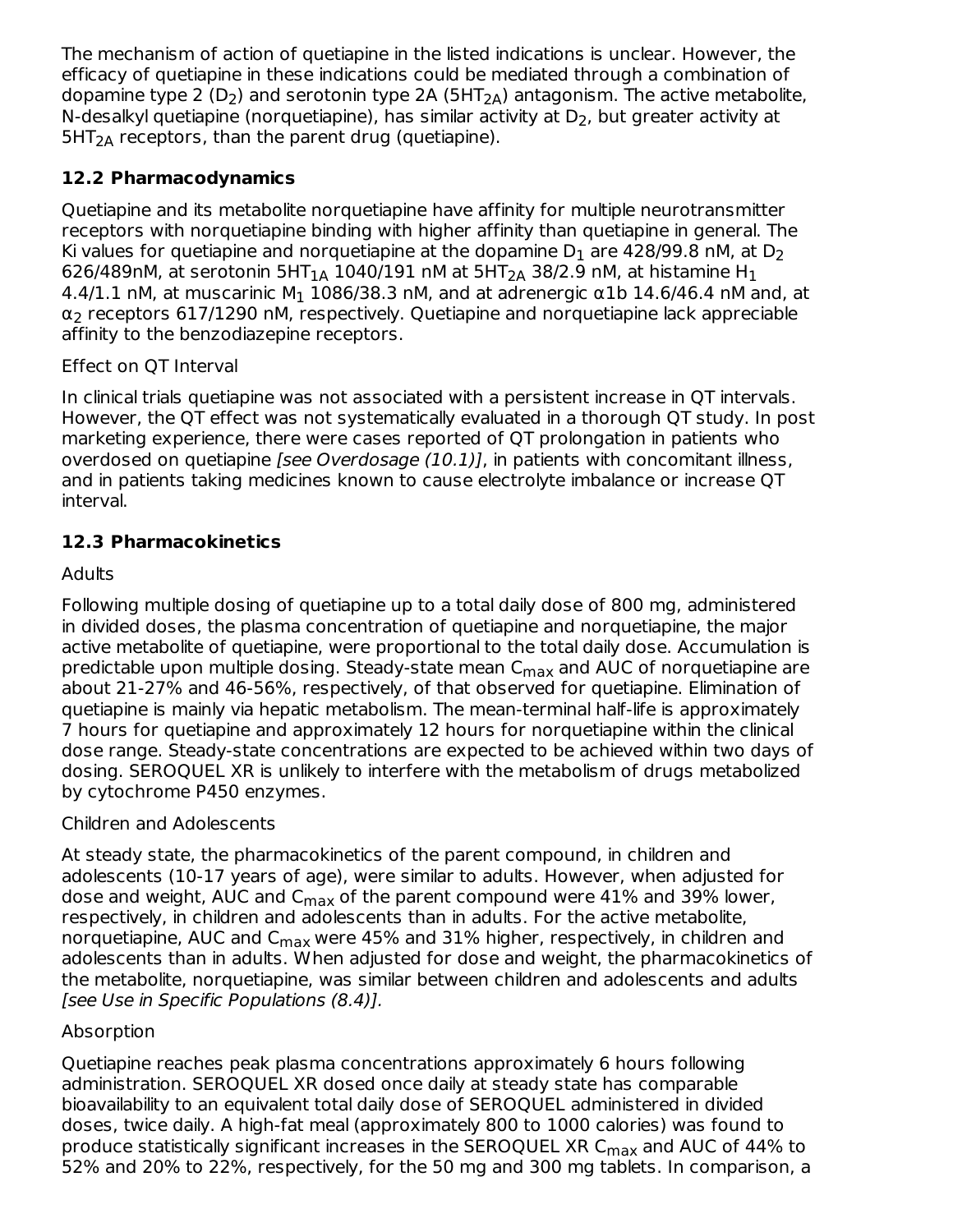The mechanism of action of quetiapine in the listed indications is unclear. However, the efficacy of quetiapine in these indications could be mediated through a combination of dopamine type 2 ($D_2$) and serotonin type 2A ($5HT_{2A}$) antagonism. The active metabolite, N-desalkyl quetiapine (norquetiapine), has similar activity at $D_2$, but greater activity at $5HT_{2A}$ receptors, than the parent drug (quetiapine).

### 12.2 Pharmacodynamics

Quetiapine and its metabolite norquetiapine have affinity for multiple neurotransmitter receptors with norquetiapine binding with higher affinity than quetiapine in general. The Ki values for quetiapine and norquetiapine at the dopamine $D_1$ are 428/99.8 nM, at $D_2$ 626/489nM, at serotonin $5HT_{1A}$ 1040/191 nM at $5HT_{2A}$ 38/2.9 nM, at histamine $H_1$ 4.4/1.1 nM, at muscarinic $M_1$ 1086/38.3 nM, and at adrenergic $\alpha 1b$ 14.6/46.4 nM and, at $\alpha_2$ receptors 617/1290 nM, respectively. Quetiapine and norquetiapine lack appreciable affinity to the benzodiazepine receptors.

Effect on QT Interval

In clinical trials quetiapine was not associated with a persistent increase in QT intervals. However, the QT effect was not systematically evaluated in a thorough QT study. In post marketing experience, there were cases reported of QT prolongation in patients who overdosed on quetiapine *[see Overdosage (10.1)]*, in patients with concomitant illness, and in patients taking medicines known to cause electrolyte imbalance or increase QT interval.

### 12.3 Pharmacokinetics

Adults

Following multiple dosing of quetiapine up to a total daily dose of 800 mg, administered in divided doses, the plasma concentration of quetiapine and norquetiapine, the major active metabolite of quetiapine, were proportional to the total daily dose. Accumulation is predictable upon multiple dosing. Steady-state mean $C_{max}$ and AUC of norquetiapine are about 21-27% and 46-56%, respectively, of that observed for quetiapine. Elimination of quetiapine is mainly via hepatic metabolism. The mean-terminal half-life is approximately 7 hours for quetiapine and approximately 12 hours for norquetiapine within the clinical dose range. Steady-state concentrations are expected to be achieved within two days of dosing. SEROQUEL XR is unlikely to interfere with the metabolism of drugs metabolized by cytochrome P450 enzymes.

Children and Adolescents

At steady state, the pharmacokinetics of the parent compound, in children and adolescents (10-17 years of age), were similar to adults. However, when adjusted for dose and weight, AUC and $C_{max}$ of the parent compound were 41% and 39% lower, respectively, in children and adolescents than in adults. For the active metabolite, norquetiapine, AUC and $C_{max}$ were 45% and 31% higher, respectively, in children and adolescents than in adults. When adjusted for dose and weight, the pharmacokinetics of the metabolite, norquetiapine, was similar between children and adolescents and adults *[see Use in Specific Populations (8.4)]*.

Absorption

Quetiapine reaches peak plasma concentrations approximately 6 hours following administration. SEROQUEL XR dosed once daily at steady state has comparable bioavailability to an equivalent total daily dose of SEROQUEL administered in divided doses, twice daily. A high-fat meal (approximately 800 to 1000 calories) was found to produce statistically significant increases in the SEROQUEL XR $C_{max}$ and AUC of 44% to 52% and 20% to 22%, respectively, for the 50 mg and 300 mg tablets. In comparison, a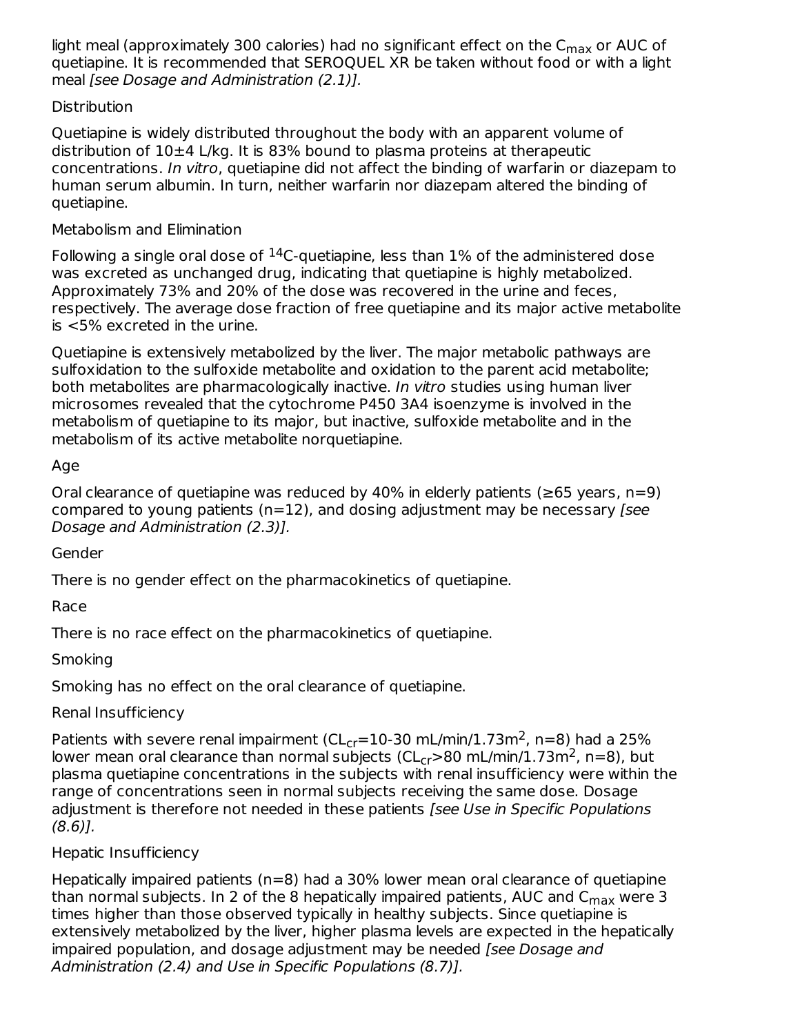light meal (approximately 300 calories) had no significant effect on the $C_{max}$ or AUC of quetiapine. It is recommended that SEROQUEL XR be taken without food or with a light meal *[see Dosage and Administration (2.1)].*

Distribution

Quetiapine is widely distributed throughout the body with an apparent volume of distribution of 10±4 L/kg. It is 83% bound to plasma proteins at therapeutic concentrations. *In vitro*, quetiapine did not affect the binding of warfarin or diazepam to human serum albumin. In turn, neither warfarin nor diazepam altered the binding of quetiapine.

Metabolism and Elimination

Following a single oral dose of $^{14}C$-quetiapine, less than 1% of the administered dose was excreted as unchanged drug, indicating that quetiapine is highly metabolized. Approximately 73% and 20% of the dose was recovered in the urine and feces, respectively. The average dose fraction of free quetiapine and its major active metabolite is <5% excreted in the urine.

Quetiapine is extensively metabolized by the liver. The major metabolic pathways are sulfoxidation to the sulfoxide metabolite and oxidation to the parent acid metabolite; both metabolites are pharmacologically inactive. *In vitro* studies using human liver microsomes revealed that the cytochrome P450 3A4 isoenzyme is involved in the metabolism of quetiapine to its major, but inactive, sulfoxide metabolite and in the metabolism of its active metabolite norquetiapine.

Age

Oral clearance of quetiapine was reduced by 40% in elderly patients (≥65 years, n=9) compared to young patients (n=12), and dosing adjustment may be necessary *[see Dosage and Administration (2.3)].*

Gender

There is no gender effect on the pharmacokinetics of quetiapine.

Race

There is no race effect on the pharmacokinetics of quetiapine.

Smoking

Smoking has no effect on the oral clearance of quetiapine.

Renal Insufficiency

Patients with severe renal impairment ($CL_{cr}$=10-30 mL/min/1.73m$^2$, n=8) had a 25% lower mean oral clearance than normal subjects ($CL_{cr}$>80 mL/min/1.73m$^2$, n=8), but plasma quetiapine concentrations in the subjects with renal insufficiency were within the range of concentrations seen in normal subjects receiving the same dose. Dosage adjustment is therefore not needed in these patients *[see Use in Specific Populations (8.6)].*

Hepatic Insufficiency

Hepatically impaired patients (n=8) had a 30% lower mean oral clearance of quetiapine than normal subjects. In 2 of the 8 hepatically impaired patients, AUC and $C_{max}$ were 3 times higher than those observed typically in healthy subjects. Since quetiapine is extensively metabolized by the liver, higher plasma levels are expected in the hepatically impaired population, and dosage adjustment may be needed *[see Dosage and Administration (2.4) and Use in Specific Populations (8.7)].*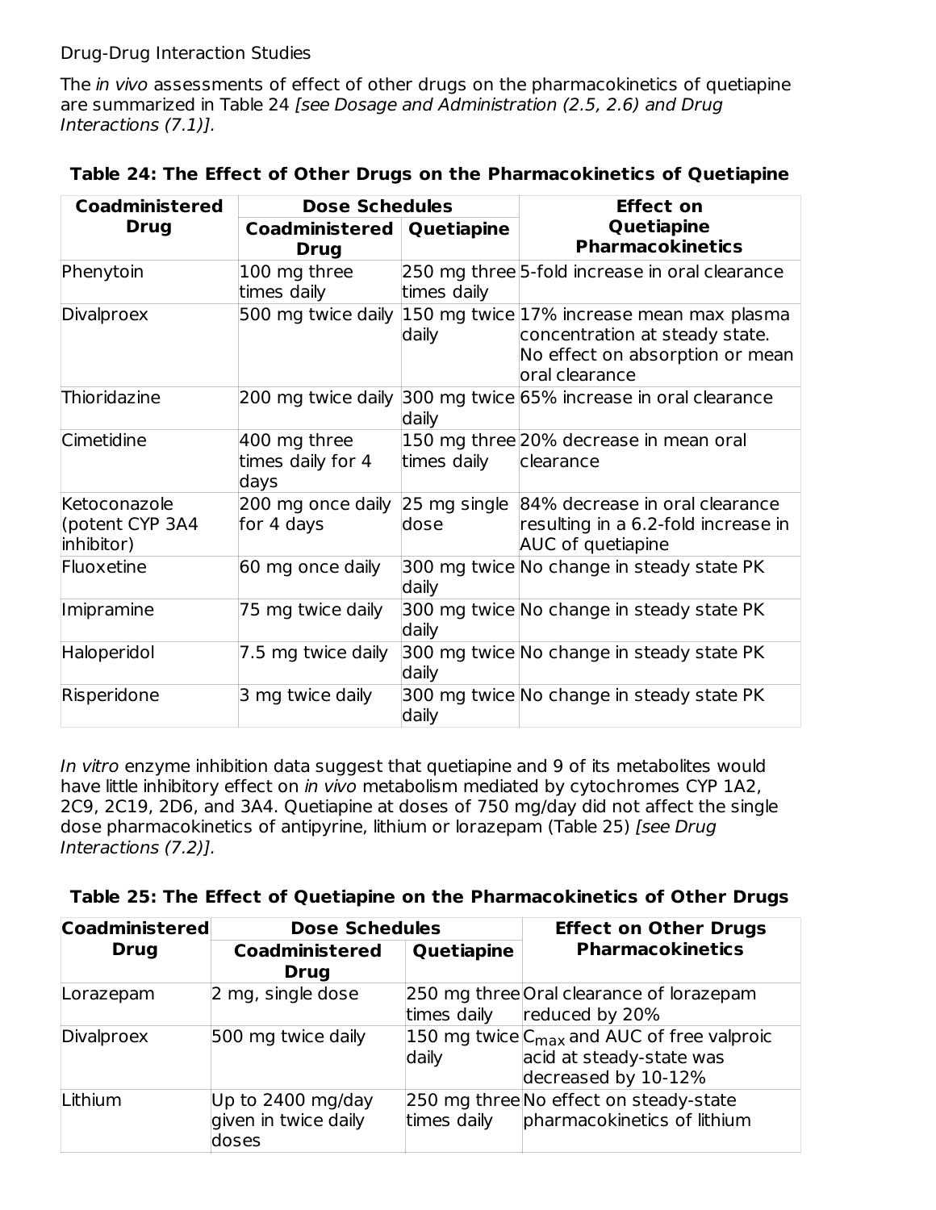Drug-Drug Interaction Studies

The *in vivo* assessments of effect of other drugs on the pharmacokinetics of quetiapine are summarized in Table 24 *[see Dosage and Administration (2.5, 2.6) and Drug Interactions (7.1)]*.

**Table 24: The Effect of Other Drugs on the Pharmacokinetics of Quetiapine**

| Coadministered Drug | Dose Schedules | | Effect on Quetiapine Pharmacokinetics |
|---|---|---|---|
| | Coadministered Drug | Quetiapine | |
| Phenytoin | 100 mg three times daily | 250 mg three times daily | 5-fold increase in oral clearance |
| Divalproex | 500 mg twice daily | 150 mg twice daily | 17% increase mean max plasma concentration at steady state. No effect on absorption or mean oral clearance |
| Thioridazine | 200 mg twice daily | 300 mg twice daily | 65% increase in oral clearance |
| Cimetidine | 400 mg three times daily for 4 days | 150 mg three times daily | 20% decrease in mean oral clearance |
| Ketoconazole (potent CYP 3A4 inhibitor) | 200 mg once daily for 4 days | 25 mg single dose | 84% decrease in oral clearance resulting in a 6.2-fold increase in AUC of quetiapine |
| Fluoxetine | 60 mg once daily | 300 mg twice daily | No change in steady state PK |
| Imipramine | 75 mg twice daily | 300 mg twice daily | No change in steady state PK |
| Haloperidol | 7.5 mg twice daily | 300 mg twice daily | No change in steady state PK |
| Risperidone | 3 mg twice daily | 300 mg twice daily | No change in steady state PK |

*In vitro* enzyme inhibition data suggest that quetiapine and 9 of its metabolites would have little inhibitory effect on *in vivo* metabolism mediated by cytochromes CYP 1A2, 2C9, 2C19, 2D6, and 3A4. Quetiapine at doses of 750 mg/day did not affect the single dose pharmacokinetics of antipyrine, lithium or lorazepam (Table 25) *[see Drug Interactions (7.2)]*.

**Table 25: The Effect of Quetiapine on the Pharmacokinetics of Other Drugs**

| Coadministered Drug | Dose Schedules | | Effect on Other Drugs Pharmacokinetics |
|---|---|---|---|
| | Coadministered Drug | Quetiapine | |
| Lorazepam | 2 mg, single dose | 250 mg three times daily | Oral clearance of lorazepam reduced by 20% |
| Divalproex | 500 mg twice daily | 150 mg twice daily | $C_{max}$ and AUC of free valproic acid at steady-state was decreased by 10-12% |
| Lithium | Up to 2400 mg/day given in twice daily doses | 250 mg three times daily | No effect on steady-state pharmacokinetics of lithium |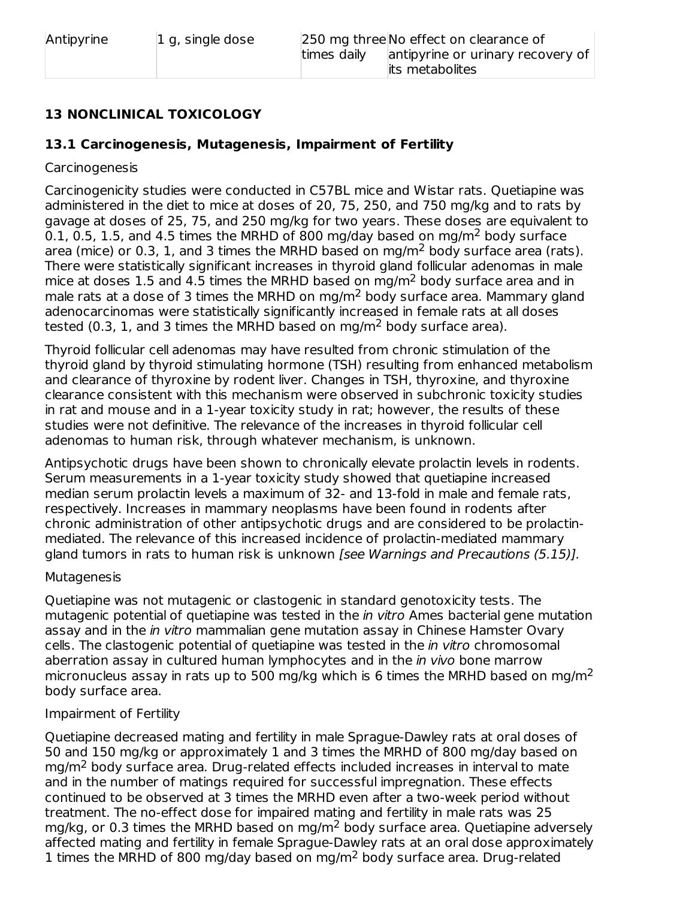| Antipyrine | 1 g, single dose | 250 mg three times daily | No effect on clearance of antipyrine or urinary recovery of its metabolites |
|---|---|---|---|

## 13 NONCLINICAL TOXICOLOGY

### 13.1 Carcinogenesis, Mutagenesis, Impairment of Fertility

Carcinogenesis

Carcinogenicity studies were conducted in C57BL mice and Wistar rats. Quetiapine was administered in the diet to mice at doses of 20, 75, 250, and 750 mg/kg and to rats by gavage at doses of 25, 75, and 250 mg/kg for two years. These doses are equivalent to 0.1, 0.5, 1.5, and 4.5 times the MRHD of 800 mg/day based on mg/m$^2$ body surface area (mice) or 0.3, 1, and 3 times the MRHD based on mg/m$^2$ body surface area (rats). There were statistically significant increases in thyroid gland follicular adenomas in male mice at doses 1.5 and 4.5 times the MRHD based on mg/m$^2$ body surface area and in male rats at a dose of 3 times the MRHD on mg/m$^2$ body surface area. Mammary gland adenocarcinomas were statistically significantly increased in female rats at all doses tested (0.3, 1, and 3 times the MRHD based on mg/m$^2$ body surface area).

Thyroid follicular cell adenomas may have resulted from chronic stimulation of the thyroid gland by thyroid stimulating hormone (TSH) resulting from enhanced metabolism and clearance of thyroxine by rodent liver. Changes in TSH, thyroxine, and thyroxine clearance consistent with this mechanism were observed in subchronic toxicity studies in rat and mouse and in a 1-year toxicity study in rat; however, the results of these studies were not definitive. The relevance of the increases in thyroid follicular cell adenomas to human risk, through whatever mechanism, is unknown.

Antipsychotic drugs have been shown to chronically elevate prolactin levels in rodents. Serum measurements in a 1-year toxicity study showed that quetiapine increased median serum prolactin levels a maximum of 32- and 13-fold in male and female rats, respectively. Increases in mammary neoplasms have been found in rodents after chronic administration of other antipsychotic drugs and are considered to be prolactin-mediated. The relevance of this increased incidence of prolactin-mediated mammary gland tumors in rats to human risk is unknown *[see Warnings and Precautions (5.15)]*.

Mutagenesis

Quetiapine was not mutagenic or clastogenic in standard genotoxicity tests. The mutagenic potential of quetiapine was tested in the *in vitro* Ames bacterial gene mutation assay and in the *in vitro* mammalian gene mutation assay in Chinese Hamster Ovary cells. The clastogenic potential of quetiapine was tested in the *in vitro* chromosomal aberration assay in cultured human lymphocytes and in the *in vivo* bone marrow micronucleus assay in rats up to 500 mg/kg which is 6 times the MRHD based on mg/m$^2$ body surface area.

Impairment of Fertility

Quetiapine decreased mating and fertility in male Sprague-Dawley rats at oral doses of 50 and 150 mg/kg or approximately 1 and 3 times the MRHD of 800 mg/day based on mg/m$^2$ body surface area. Drug-related effects included increases in interval to mate and in the number of matings required for successful impregnation. These effects continued to be observed at 3 times the MRHD even after a two-week period without treatment. The no-effect dose for impaired mating and fertility in male rats was 25 mg/kg, or 0.3 times the MRHD based on mg/m$^2$ body surface area. Quetiapine adversely affected mating and fertility in female Sprague-Dawley rats at an oral dose approximately 1 times the MRHD of 800 mg/day based on mg/m$^2$ body surface area. Drug-related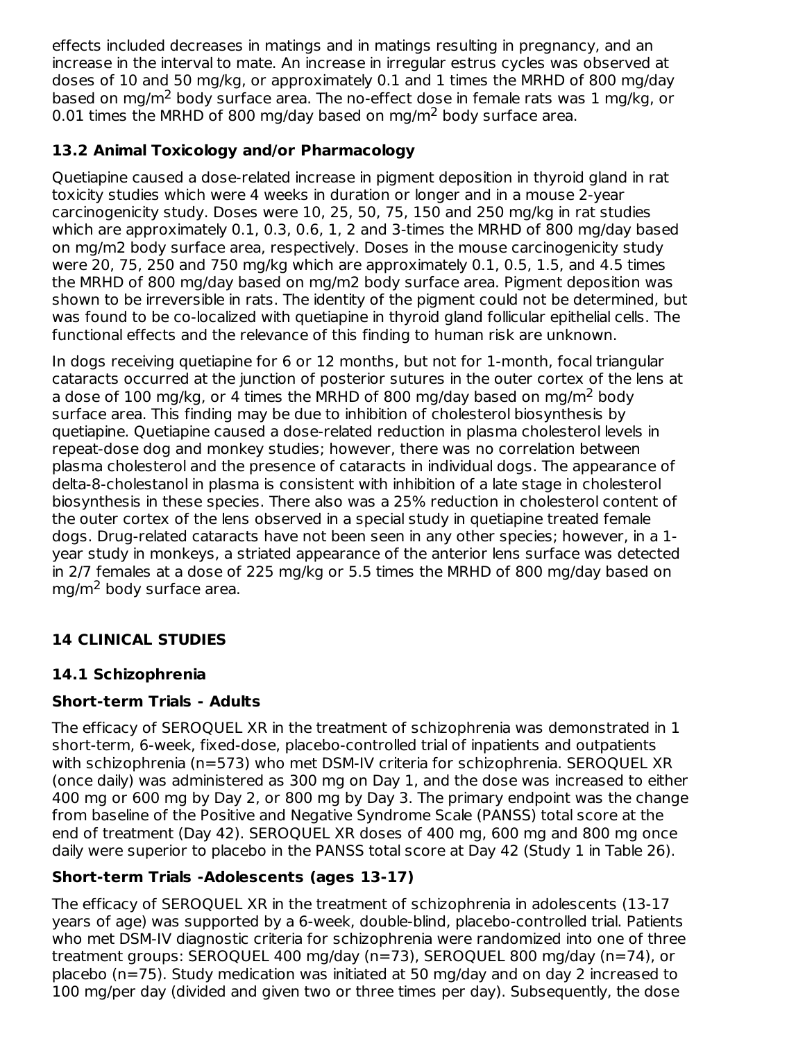effects included decreases in matings and in matings resulting in pregnancy, and an increase in the interval to mate. An increase in irregular estrus cycles was observed at doses of 10 and 50 mg/kg, or approximately 0.1 and 1 times the MRHD of 800 mg/day based on mg/m$^2$ body surface area. The no-effect dose in female rats was 1 mg/kg, or 0.01 times the MRHD of 800 mg/day based on mg/m$^2$ body surface area.

### 13.2 Animal Toxicology and/or Pharmacology

Quetiapine caused a dose-related increase in pigment deposition in thyroid gland in rat toxicity studies which were 4 weeks in duration or longer and in a mouse 2-year carcinogenicity study. Doses were 10, 25, 50, 75, 150 and 250 mg/kg in rat studies which are approximately 0.1, 0.3, 0.6, 1, 2 and 3-times the MRHD of 800 mg/day based on mg/m2 body surface area, respectively. Doses in the mouse carcinogenicity study were 20, 75, 250 and 750 mg/kg which are approximately 0.1, 0.5, 1.5, and 4.5 times the MRHD of 800 mg/day based on mg/m2 body surface area. Pigment deposition was shown to be irreversible in rats. The identity of the pigment could not be determined, but was found to be co-localized with quetiapine in thyroid gland follicular epithelial cells. The functional effects and the relevance of this finding to human risk are unknown.

In dogs receiving quetiapine for 6 or 12 months, but not for 1-month, focal triangular cataracts occurred at the junction of posterior sutures in the outer cortex of the lens at a dose of 100 mg/kg, or 4 times the MRHD of 800 mg/day based on mg/m$^2$ body surface area. This finding may be due to inhibition of cholesterol biosynthesis by quetiapine. Quetiapine caused a dose-related reduction in plasma cholesterol levels in repeat-dose dog and monkey studies; however, there was no correlation between plasma cholesterol and the presence of cataracts in individual dogs. The appearance of delta-8-cholestanol in plasma is consistent with inhibition of a late stage in cholesterol biosynthesis in these species. There also was a 25% reduction in cholesterol content of the outer cortex of the lens observed in a special study in quetiapine treated female dogs. Drug-related cataracts have not been seen in any other species; however, in a 1-year study in monkeys, a striated appearance of the anterior lens surface was detected in 2/7 females at a dose of 225 mg/kg or 5.5 times the MRHD of 800 mg/day based on mg/m$^2$ body surface area.

## 14 CLINICAL STUDIES

### 14.1 Schizophrenia

#### Short-term Trials - Adults

The efficacy of SEROQUEL XR in the treatment of schizophrenia was demonstrated in 1 short-term, 6-week, fixed-dose, placebo-controlled trial of inpatients and outpatients with schizophrenia (n=573) who met DSM-IV criteria for schizophrenia. SEROQUEL XR (once daily) was administered as 300 mg on Day 1, and the dose was increased to either 400 mg or 600 mg by Day 2, or 800 mg by Day 3. The primary endpoint was the change from baseline of the Positive and Negative Syndrome Scale (PANSS) total score at the end of treatment (Day 42). SEROQUEL XR doses of 400 mg, 600 mg and 800 mg once daily were superior to placebo in the PANSS total score at Day 42 (Study 1 in Table 26).

#### Short-term Trials -Adolescents (ages 13-17)

The efficacy of SEROQUEL XR in the treatment of schizophrenia in adolescents (13-17 years of age) was supported by a 6-week, double-blind, placebo-controlled trial. Patients who met DSM-IV diagnostic criteria for schizophrenia were randomized into one of three treatment groups: SEROQUEL 400 mg/day (n=73), SEROQUEL 800 mg/day (n=74), or placebo (n=75). Study medication was initiated at 50 mg/day and on day 2 increased to 100 mg/per day (divided and given two or three times per day). Subsequently, the dose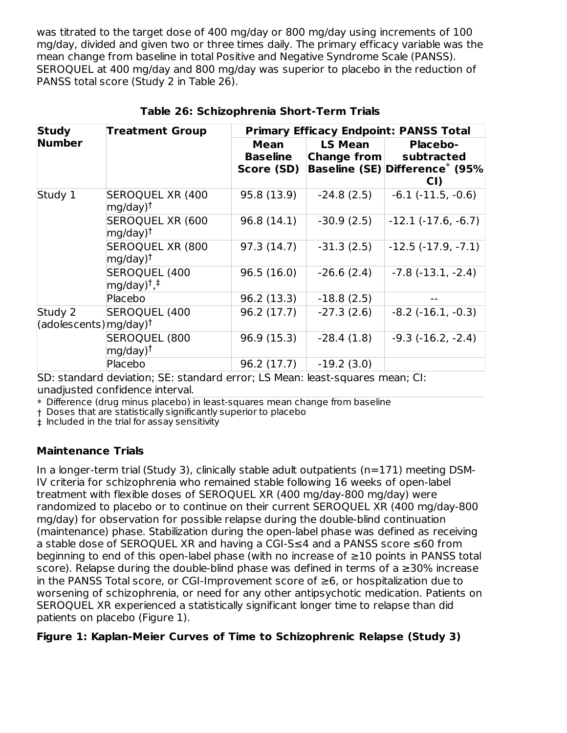was titrated to the target dose of 400 mg/day or 800 mg/day using increments of 100 mg/day, divided and given two or three times daily. The primary efficacy variable was the mean change from baseline in total Positive and Negative Syndrome Scale (PANSS). SEROQUEL at 400 mg/day and 800 mg/day was superior to placebo in the reduction of PANSS total score (Study 2 in Table 26).

**Table 26: Schizophrenia Short-Term Trials**

| Study Number | Treatment Group | Primary Efficacy Endpoint: PANSS Total | | |
|---|---|---|---|---|
| | | Mean Baseline Score (SD) | LS Mean Change from Baseline (SE) | Placebo-subtracted Difference* (95% CI) |
| Study 1 | SEROQUEL XR (400 mg/day)† | 95.8 (13.9) | -24.8 (2.5) | -6.1 (-11.5, -0.6) |
| | SEROQUEL XR (600 mg/day)† | 96.8 (14.1) | -30.9 (2.5) | -12.1 (-17.6, -6.7) |
| | SEROQUEL XR (800 mg/day)† | 97.3 (14.7) | -31.3 (2.5) | -12.5 (-17.9, -7.1) |
| | SEROQUEL (400 mg/day)†,‡ | 96.5 (16.0) | -26.6 (2.4) | -7.8 (-13.1, -2.4) |
| | Placebo | 96.2 (13.3) | -18.8 (2.5) | -- |
| Study 2 (adolescents) | SEROQUEL (400 mg/day)† | 96.2 (17.7) | -27.3 (2.6) | -8.2 (-16.1, -0.3) |
| | SEROQUEL (800 mg/day)† | 96.9 (15.3) | -28.4 (1.8) | -9.3 (-16.2, -2.4) |
| | Placebo | 96.2 (17.7) | -19.2 (3.0) | |

SD: standard deviation; SE: standard error; LS Mean: least-squares mean; CI: unadjusted confidence interval.

* Difference (drug minus placebo) in least-squares mean change from baseline

† Doses that are statistically significantly superior to placebo

‡ Included in the trial for assay sensitivity

### Maintenance Trials

In a longer-term trial (Study 3), clinically stable adult outpatients (n=171) meeting DSM-IV criteria for schizophrenia who remained stable following 16 weeks of open-label treatment with flexible doses of SEROQUEL XR (400 mg/day-800 mg/day) were randomized to placebo or to continue on their current SEROQUEL XR (400 mg/day-800 mg/day) for observation for possible relapse during the double-blind continuation (maintenance) phase. Stabilization during the open-label phase was defined as receiving a stable dose of SEROQUEL XR and having a CGI-S≤4 and a PANSS score ≤60 from beginning to end of this open-label phase (with no increase of ≥10 points in PANSS total score). Relapse during the double-blind phase was defined in terms of a ≥30% increase in the PANSS Total score, or CGI-Improvement score of ≥6, or hospitalization due to worsening of schizophrenia, or need for any other antipsychotic medication. Patients on SEROQUEL XR experienced a statistically significant longer time to relapse than did patients on placebo (Figure 1).

**Figure 1: Kaplan-Meier Curves of Time to Schizophrenic Relapse (Study 3)**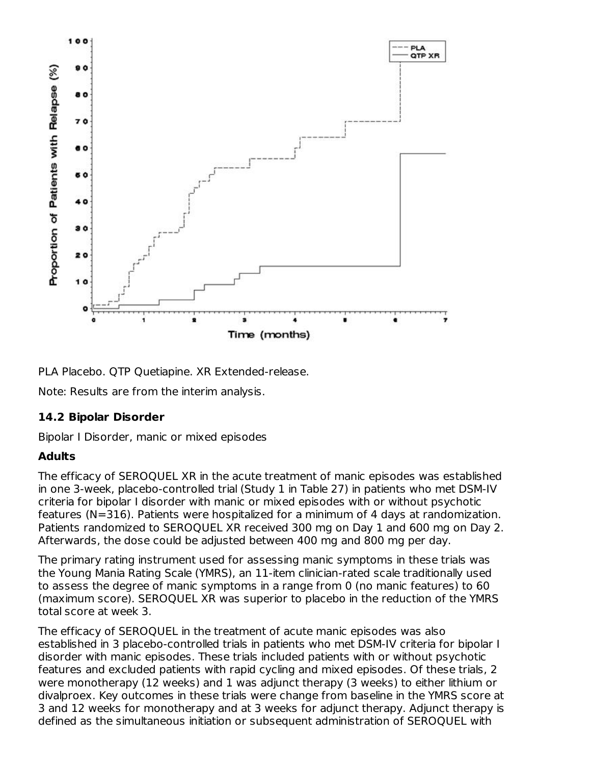PLA Placebo. QTP Quetiapine. XR Extended-release.

Note: Results are from the interim analysis.

### 14.2 Bipolar Disorder

Bipolar I Disorder, manic or mixed episodes

**Adults**

The efficacy of SEROQUEL XR in the acute treatment of manic episodes was established in one 3-week, placebo-controlled trial (Study 1 in Table 27) in patients who met DSM-IV criteria for bipolar I disorder with manic or mixed episodes with or without psychotic features (N=316). Patients were hospitalized for a minimum of 4 days at randomization. Patients randomized to SEROQUEL XR received 300 mg on Day 1 and 600 mg on Day 2. Afterwards, the dose could be adjusted between 400 mg and 800 mg per day.

The primary rating instrument used for assessing manic symptoms in these trials was the Young Mania Rating Scale (YMRS), an 11-item clinician-rated scale traditionally used to assess the degree of manic symptoms in a range from 0 (no manic features) to 60 (maximum score). SEROQUEL XR was superior to placebo in the reduction of the YMRS total score at week 3.

The efficacy of SEROQUEL in the treatment of acute manic episodes was also established in 3 placebo-controlled trials in patients who met DSM-IV criteria for bipolar I disorder with manic episodes. These trials included patients with or without psychotic features and excluded patients with rapid cycling and mixed episodes. Of these trials, 2 were monotherapy (12 weeks) and 1 was adjunct therapy (3 weeks) to either lithium or divalproex. Key outcomes in these trials were change from baseline in the YMRS score at 3 and 12 weeks for monotherapy and at 3 weeks for adjunct therapy. Adjunct therapy is defined as the simultaneous initiation or subsequent administration of SEROQUEL with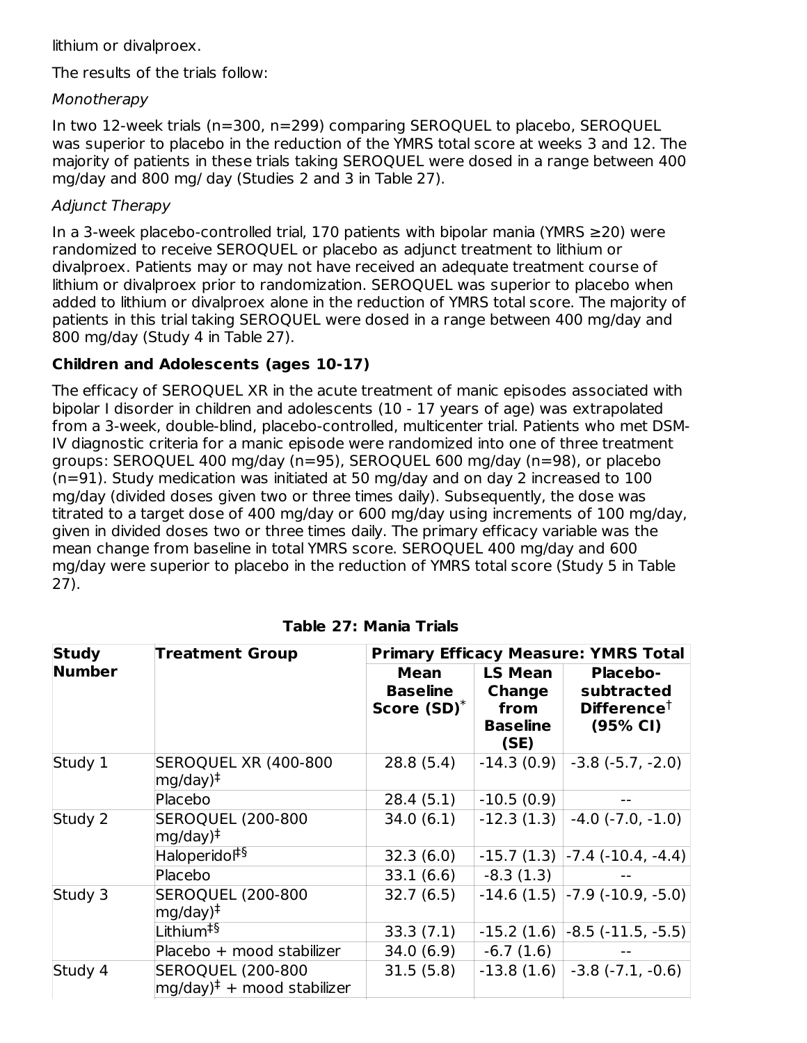lithium or divalproex.

The results of the trials follow:

*Monotherapy*

In two 12-week trials (n=300, n=299) comparing SEROQUEL to placebo, SEROQUEL was superior to placebo in the reduction of the YMRS total score at weeks 3 and 12. The majority of patients in these trials taking SEROQUEL were dosed in a range between 400 mg/day and 800 mg/ day (Studies 2 and 3 in Table 27).

*Adjunct Therapy*

In a 3-week placebo-controlled trial, 170 patients with bipolar mania (YMRS ≥20) were randomized to receive SEROQUEL or placebo as adjunct treatment to lithium or divalproex. Patients may or may not have received an adequate treatment course of lithium or divalproex prior to randomization. SEROQUEL was superior to placebo when added to lithium or divalproex alone in the reduction of YMRS total score. The majority of patients in this trial taking SEROQUEL were dosed in a range between 400 mg/day and 800 mg/day (Study 4 in Table 27).

**Children and Adolescents (ages 10-17)**

The efficacy of SEROQUEL XR in the acute treatment of manic episodes associated with bipolar I disorder in children and adolescents (10 - 17 years of age) was extrapolated from a 3-week, double-blind, placebo-controlled, multicenter trial. Patients who met DSM-IV diagnostic criteria for a manic episode were randomized into one of three treatment groups: SEROQUEL 400 mg/day (n=95), SEROQUEL 600 mg/day (n=98), or placebo (n=91). Study medication was initiated at 50 mg/day and on day 2 increased to 100 mg/day (divided doses given two or three times daily). Subsequently, the dose was titrated to a target dose of 400 mg/day or 600 mg/day using increments of 100 mg/day, given in divided doses two or three times daily. The primary efficacy variable was the mean change from baseline in total YMRS score. SEROQUEL 400 mg/day and 600 mg/day were superior to placebo in the reduction of YMRS total score (Study 5 in Table 27).

**Table 27: Mania Trials**

| Study Number | Treatment Group | Primary Efficacy Measure: YMRS Total | | |
|---|---|---|---|---|
| | | Mean Baseline Score (SD)* | LS Mean Change from Baseline (SE) | Placebo-subtracted Difference† (95% CI) |
| Study 1 | SEROQUEL XR (400-800 mg/day)‡ | 28.8 (5.4) | -14.3 (0.9) | -3.8 (-5.7, -2.0) |
| | Placebo | 28.4 (5.1) | -10.5 (0.9) | -- |
| Study 2 | SEROQUEL (200-800 mg/day)‡ | 34.0 (6.1) | -12.3 (1.3) | -4.0 (-7.0, -1.0) |
| | Haloperidol‡§ | 32.3 (6.0) | -15.7 (1.3) | -7.4 (-10.4, -4.4) |
| | Placebo | 33.1 (6.6) | -8.3 (1.3) | -- |
| Study 3 | SEROQUEL (200-800 mg/day)‡ | 32.7 (6.5) | -14.6 (1.5) | -7.9 (-10.9, -5.0) |
| | Lithium‡§ | 33.3 (7.1) | -15.2 (1.6) | -8.5 (-11.5, -5.5) |
| | Placebo + mood stabilizer | 34.0 (6.9) | -6.7 (1.6) | -- |
| Study 4 | SEROQUEL (200-800 mg/day)‡ + mood stabilizer | 31.5 (5.8) | -13.8 (1.6) | -3.8 (-7.1, -0.6) |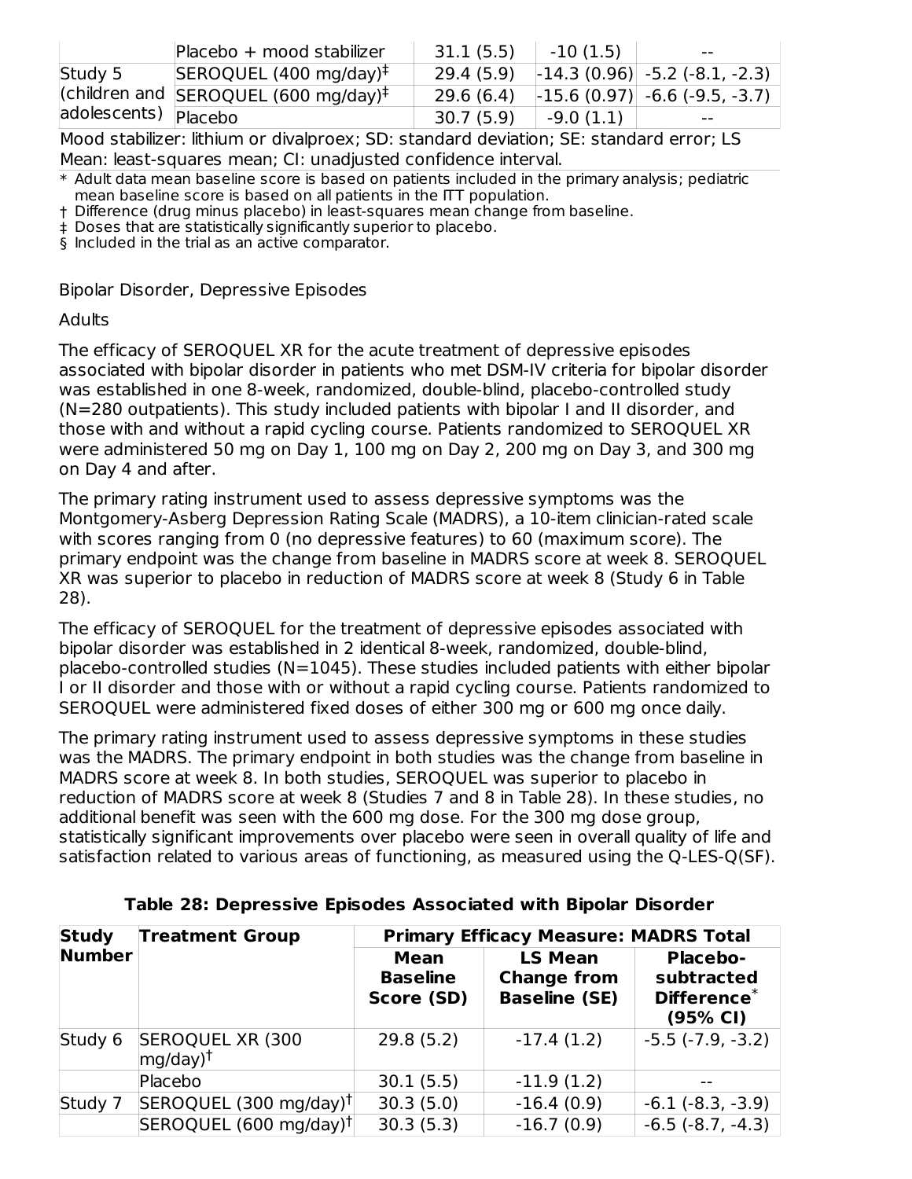| | Placebo + mood stabilizer | 31.1 (5.5) | -10 (1.5) | -- |
|---|---|---|---|---|
| Study 5 (children and adolescents) | SEROQUEL (400 mg/day)‡ | 29.4 (5.9) | -14.3 (0.96) | -5.2 (-8.1, -2.3) |
| | SEROQUEL (600 mg/day)‡ | 29.6 (6.4) | -15.6 (0.97) | -6.6 (-9.5, -3.7) |
| | Placebo | 30.7 (5.9) | -9.0 (1.1) | -- |

Mood stabilizer: lithium or divalproex; SD: standard deviation; SE: standard error; LS Mean: least-squares mean; CI: unadjusted confidence interval.

* Adult data mean baseline score is based on patients included in the primary analysis; pediatric mean baseline score is based on all patients in the ITT population.

† Difference (drug minus placebo) in least-squares mean change from baseline.

‡ Doses that are statistically significantly superior to placebo.

§ Included in the trial as an active comparator.

Bipolar Disorder, Depressive Episodes

Adults

The efficacy of SEROQUEL XR for the acute treatment of depressive episodes associated with bipolar disorder in patients who met DSM-IV criteria for bipolar disorder was established in one 8-week, randomized, double-blind, placebo-controlled study (N=280 outpatients). This study included patients with bipolar I and II disorder, and those with and without a rapid cycling course. Patients randomized to SEROQUEL XR were administered 50 mg on Day 1, 100 mg on Day 2, 200 mg on Day 3, and 300 mg on Day 4 and after.

The primary rating instrument used to assess depressive symptoms was the Montgomery-Asberg Depression Rating Scale (MADRS), a 10-item clinician-rated scale with scores ranging from 0 (no depressive features) to 60 (maximum score). The primary endpoint was the change from baseline in MADRS score at week 8. SEROQUEL XR was superior to placebo in reduction of MADRS score at week 8 (Study 6 in Table 28).

The efficacy of SEROQUEL for the treatment of depressive episodes associated with bipolar disorder was established in 2 identical 8-week, randomized, double-blind, placebo-controlled studies (N=1045). These studies included patients with either bipolar I or II disorder and those with or without a rapid cycling course. Patients randomized to SEROQUEL were administered fixed doses of either 300 mg or 600 mg once daily.

The primary rating instrument used to assess depressive symptoms in these studies was the MADRS. The primary endpoint in both studies was the change from baseline in MADRS score at week 8. In both studies, SEROQUEL was superior to placebo in reduction of MADRS score at week 8 (Studies 7 and 8 in Table 28). In these studies, no additional benefit was seen with the 600 mg dose. For the 300 mg dose group, statistically significant improvements over placebo were seen in overall quality of life and satisfaction related to various areas of functioning, as measured using the Q-LES-Q(SF).

**Table 28: Depressive Episodes Associated with Bipolar Disorder**

| Study Number | Treatment Group | Primary Efficacy Measure: MADRS Total | | |
|---|---|---|---|---|
| | | **Mean Baseline Score (SD)** | **LS Mean Change from Baseline (SE)** | **Placebo-subtracted Difference* (95% CI)** |
| Study 6 | SEROQUEL XR (300 mg/day)† | 29.8 (5.2) | -17.4 (1.2) | -5.5 (-7.9, -3.2) |
| | Placebo | 30.1 (5.5) | -11.9 (1.2) | -- |
| Study 7 | SEROQUEL (300 mg/day)† | 30.3 (5.0) | -16.4 (0.9) | -6.1 (-8.3, -3.9) |
| | SEROQUEL (600 mg/day)† | 30.3 (5.3) | -16.7 (0.9) | -6.5 (-8.7, -4.3) |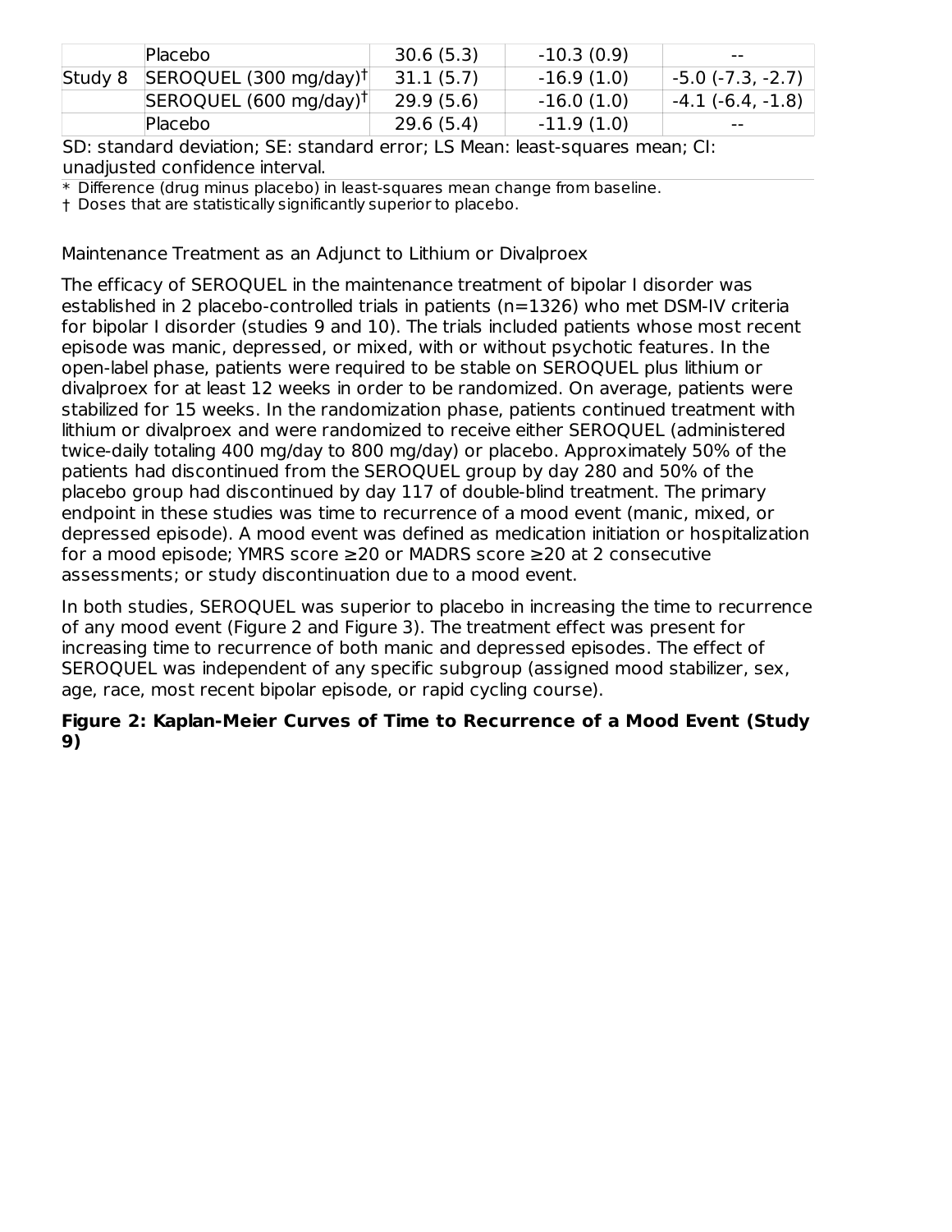| | Placebo | 30.6 (5.3) | -10.3 (0.9) | -- |
|---|---|---|---|---|
| Study 8 | SEROQUEL (300 mg/day)† | 31.1 (5.7) | -16.9 (1.0) | -5.0 (-7.3, -2.7) |
| | SEROQUEL (600 mg/day)† | 29.9 (5.6) | -16.0 (1.0) | -4.1 (-6.4, -1.8) |
| | Placebo | 29.6 (5.4) | -11.9 (1.0) | -- |

SD: standard deviation; SE: standard error; LS Mean: least-squares mean; CI: unadjusted confidence interval.

* Difference (drug minus placebo) in least-squares mean change from baseline.

† Doses that are statistically significantly superior to placebo.

Maintenance Treatment as an Adjunct to Lithium or Divalproex

The efficacy of SEROQUEL in the maintenance treatment of bipolar I disorder was established in 2 placebo-controlled trials in patients (n=1326) who met DSM-IV criteria for bipolar I disorder (studies 9 and 10). The trials included patients whose most recent episode was manic, depressed, or mixed, with or without psychotic features. In the open-label phase, patients were required to be stable on SEROQUEL plus lithium or divalproex for at least 12 weeks in order to be randomized. On average, patients were stabilized for 15 weeks. In the randomization phase, patients continued treatment with lithium or divalproex and were randomized to receive either SEROQUEL (administered twice-daily totaling 400 mg/day to 800 mg/day) or placebo. Approximately 50% of the patients had discontinued from the SEROQUEL group by day 280 and 50% of the placebo group had discontinued by day 117 of double-blind treatment. The primary endpoint in these studies was time to recurrence of a mood event (manic, mixed, or depressed episode). A mood event was defined as medication initiation or hospitalization for a mood episode; YMRS score ≥20 or MADRS score ≥20 at 2 consecutive assessments; or study discontinuation due to a mood event.

In both studies, SEROQUEL was superior to placebo in increasing the time to recurrence of any mood event (Figure 2 and Figure 3). The treatment effect was present for increasing time to recurrence of both manic and depressed episodes. The effect of SEROQUEL was independent of any specific subgroup (assigned mood stabilizer, sex, age, race, most recent bipolar episode, or rapid cycling course).

**Figure 2: Kaplan-Meier Curves of Time to Recurrence of a Mood Event (Study 9)**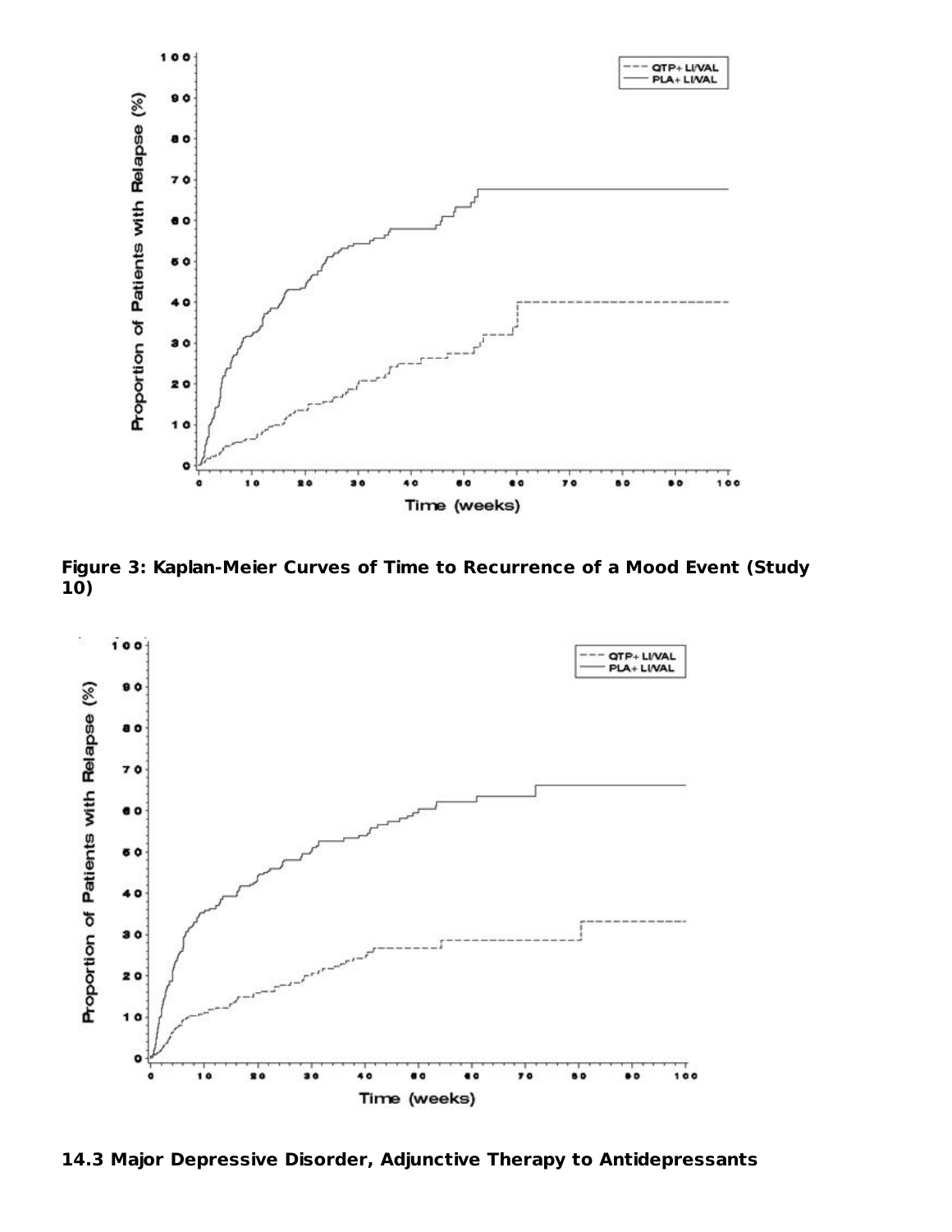**Figure 3: Kaplan-Meier Curves of Time to Recurrence of a Mood Event (Study 10)**

**14.3 Major Depressive Disorder, Adjunctive Therapy to Antidepressants**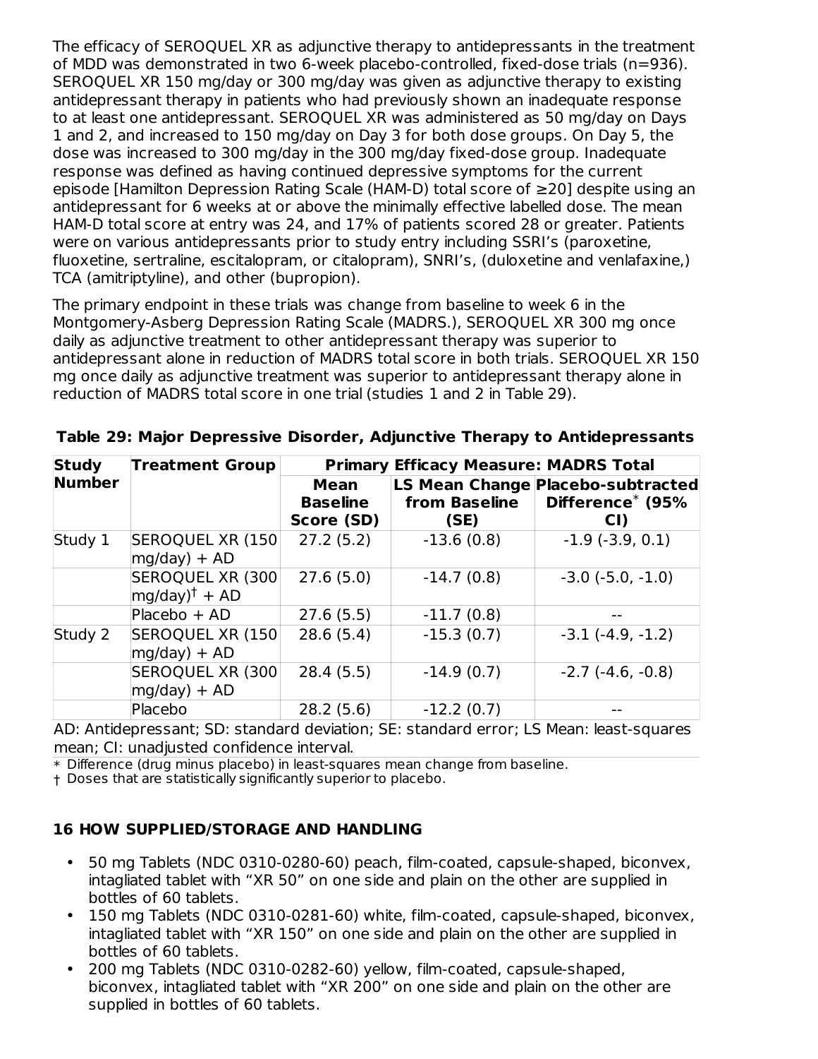The efficacy of SEROQUEL XR as adjunctive therapy to antidepressants in the treatment of MDD was demonstrated in two 6-week placebo-controlled, fixed-dose trials (n=936). SEROQUEL XR 150 mg/day or 300 mg/day was given as adjunctive therapy to existing antidepressant therapy in patients who had previously shown an inadequate response to at least one antidepressant. SEROQUEL XR was administered as 50 mg/day on Days 1 and 2, and increased to 150 mg/day on Day 3 for both dose groups. On Day 5, the dose was increased to 300 mg/day in the 300 mg/day fixed-dose group. Inadequate response was defined as having continued depressive symptoms for the current episode [Hamilton Depression Rating Scale (HAM-D) total score of ≥20] despite using an antidepressant for 6 weeks at or above the minimally effective labelled dose. The mean HAM-D total score at entry was 24, and 17% of patients scored 28 or greater. Patients were on various antidepressants prior to study entry including SSRI's (paroxetine, fluoxetine, sertraline, escitalopram, or citalopram), SNRI's, (duloxetine and venlafaxine,) TCA (amitriptyline), and other (bupropion).

The primary endpoint in these trials was change from baseline to week 6 in the Montgomery-Asberg Depression Rating Scale (MADRS.), SEROQUEL XR 300 mg once daily as adjunctive treatment to other antidepressant therapy was superior to antidepressant alone in reduction of MADRS total score in both trials. SEROQUEL XR 150 mg once daily as adjunctive treatment was superior to antidepressant therapy alone in reduction of MADRS total score in one trial (studies 1 and 2 in Table 29).

**Table 29: Major Depressive Disorder, Adjunctive Therapy to Antidepressants**

| Study Number | Treatment Group | Primary Efficacy Measure: MADRS Total | | |
|---|---|---|---|---|
| | | Mean Baseline Score (SD) | LS Mean Change from Baseline (SE) | Placebo-subtracted Difference* (95% CI) |
| Study 1 | SEROQUEL XR (150 mg/day) + AD | 27.2 (5.2) | -13.6 (0.8) | -1.9 (-3.9, 0.1) |
| | SEROQUEL XR (300 mg/day)† + AD | 27.6 (5.0) | -14.7 (0.8) | -3.0 (-5.0, -1.0) |
| | Placebo + AD | 27.6 (5.5) | -11.7 (0.8) | -- |
| Study 2 | SEROQUEL XR (150 mg/day) + AD | 28.6 (5.4) | -15.3 (0.7) | -3.1 (-4.9, -1.2) |
| | SEROQUEL XR (300 mg/day) + AD | 28.4 (5.5) | -14.9 (0.7) | -2.7 (-4.6, -0.8) |
| | Placebo | 28.2 (5.6) | -12.2 (0.7) | -- |

AD: Antidepressant; SD: standard deviation; SE: standard error; LS Mean: least-squares mean; CI: unadjusted confidence interval.

\* Difference (drug minus placebo) in least-squares mean change from baseline.

† Doses that are statistically significantly superior to placebo.

## 16 HOW SUPPLIED/STORAGE AND HANDLING

- 50 mg Tablets (NDC 0310-0280-60) peach, film-coated, capsule-shaped, biconvex, intagliated tablet with "XR 50" on one side and plain on the other are supplied in bottles of 60 tablets.
- 150 mg Tablets (NDC 0310-0281-60) white, film-coated, capsule-shaped, biconvex, intagliated tablet with "XR 150" on one side and plain on the other are supplied in bottles of 60 tablets.
- 200 mg Tablets (NDC 0310-0282-60) yellow, film-coated, capsule-shaped, biconvex, intagliated tablet with "XR 200" on one side and plain on the other are supplied in bottles of 60 tablets.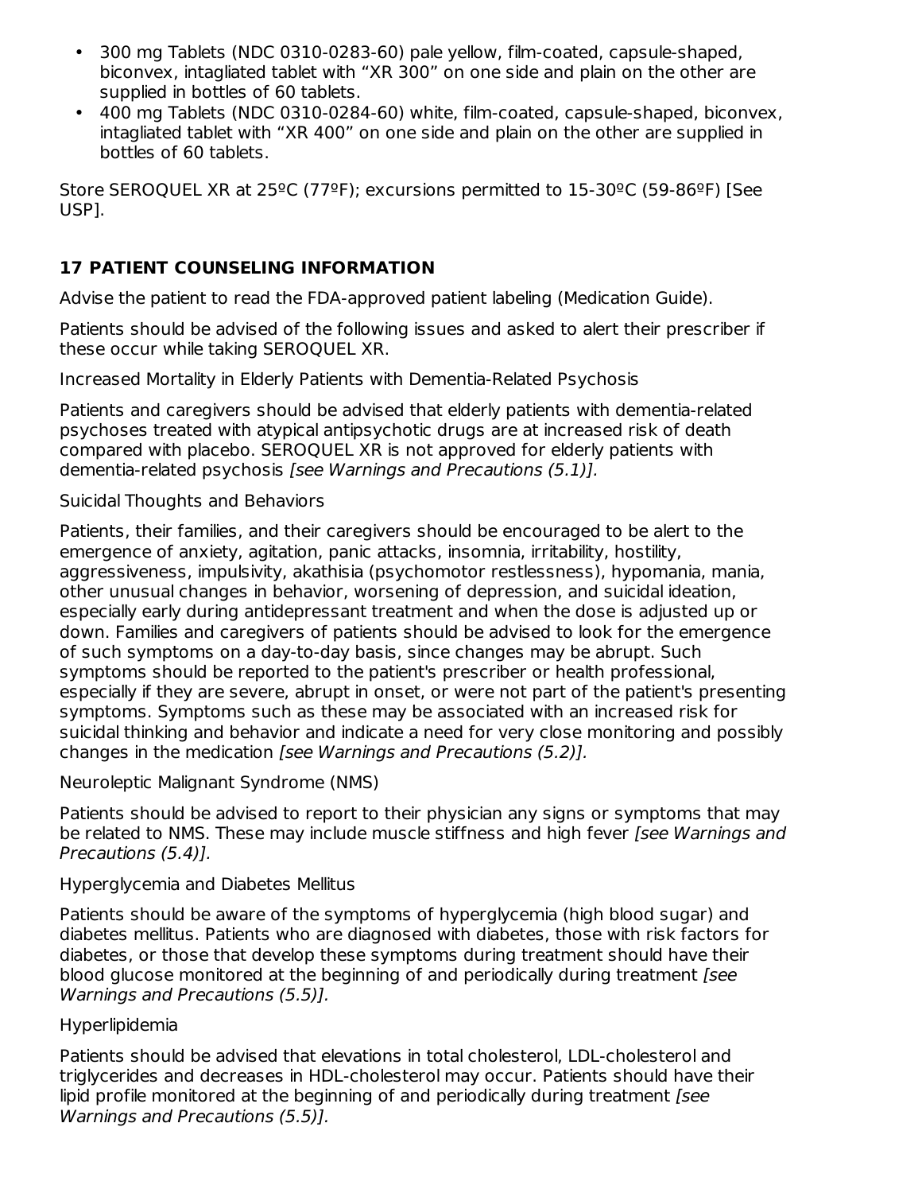- 300 mg Tablets (NDC 0310-0283-60) pale yellow, film-coated, capsule-shaped, biconvex, intagliated tablet with “XR 300” on one side and plain on the other are supplied in bottles of 60 tablets.
- 400 mg Tablets (NDC 0310-0284-60) white, film-coated, capsule-shaped, biconvex, intagliated tablet with “XR 400” on one side and plain on the other are supplied in bottles of 60 tablets.

Store SEROQUEL XR at 25ºC (77ºF); excursions permitted to 15-30ºC (59-86ºF) [See USP].

## 17 PATIENT COUNSELING INFORMATION

Advise the patient to read the FDA-approved patient labeling (Medication Guide).

Patients should be advised of the following issues and asked to alert their prescriber if these occur while taking SEROQUEL XR.

Increased Mortality in Elderly Patients with Dementia-Related Psychosis

Patients and caregivers should be advised that elderly patients with dementia-related psychoses treated with atypical antipsychotic drugs are at increased risk of death compared with placebo. SEROQUEL XR is not approved for elderly patients with dementia-related psychosis *[see Warnings and Precautions (5.1)].*

Suicidal Thoughts and Behaviors

Patients, their families, and their caregivers should be encouraged to be alert to the emergence of anxiety, agitation, panic attacks, insomnia, irritability, hostility, aggressiveness, impulsivity, akathisia (psychomotor restlessness), hypomania, mania, other unusual changes in behavior, worsening of depression, and suicidal ideation, especially early during antidepressant treatment and when the dose is adjusted up or down. Families and caregivers of patients should be advised to look for the emergence of such symptoms on a day-to-day basis, since changes may be abrupt. Such symptoms should be reported to the patient's prescriber or health professional, especially if they are severe, abrupt in onset, or were not part of the patient's presenting symptoms. Symptoms such as these may be associated with an increased risk for suicidal thinking and behavior and indicate a need for very close monitoring and possibly changes in the medication *[see Warnings and Precautions (5.2)].*

Neuroleptic Malignant Syndrome (NMS)

Patients should be advised to report to their physician any signs or symptoms that may be related to NMS. These may include muscle stiffness and high fever *[see Warnings and Precautions (5.4)].*

Hyperglycemia and Diabetes Mellitus

Patients should be aware of the symptoms of hyperglycemia (high blood sugar) and diabetes mellitus. Patients who are diagnosed with diabetes, those with risk factors for diabetes, or those that develop these symptoms during treatment should have their blood glucose monitored at the beginning of and periodically during treatment *[see Warnings and Precautions (5.5)].*

Hyperlipidemia

Patients should be advised that elevations in total cholesterol, LDL-cholesterol and triglycerides and decreases in HDL-cholesterol may occur. Patients should have their lipid profile monitored at the beginning of and periodically during treatment *[see Warnings and Precautions (5.5)].*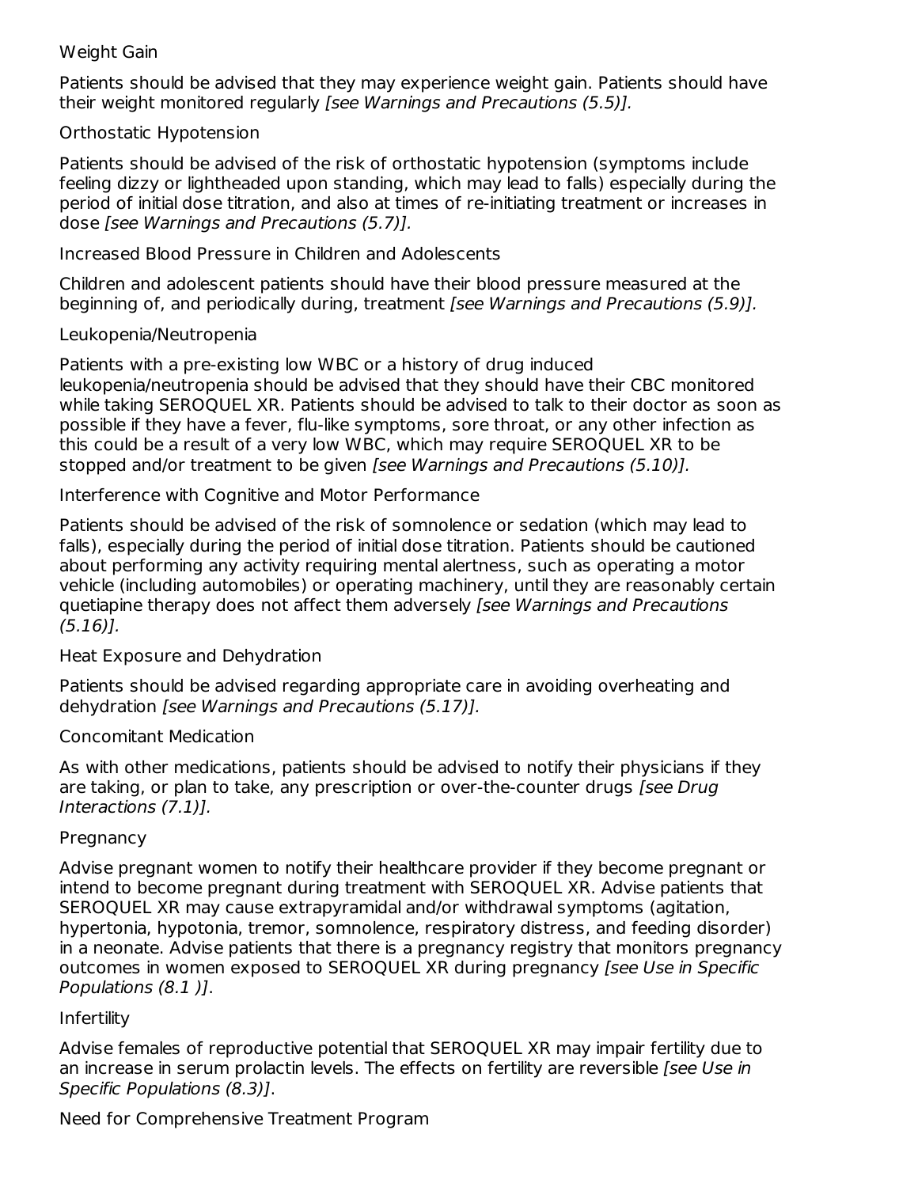Weight Gain

Patients should be advised that they may experience weight gain. Patients should have their weight monitored regularly *[see Warnings and Precautions (5.5)].*

Orthostatic Hypotension

Patients should be advised of the risk of orthostatic hypotension (symptoms include feeling dizzy or lightheaded upon standing, which may lead to falls) especially during the period of initial dose titration, and also at times of re-initiating treatment or increases in dose *[see Warnings and Precautions (5.7)].*

Increased Blood Pressure in Children and Adolescents

Children and adolescent patients should have their blood pressure measured at the beginning of, and periodically during, treatment *[see Warnings and Precautions (5.9)].*

Leukopenia/Neutropenia

Patients with a pre-existing low WBC or a history of drug induced leukopenia/neutropenia should be advised that they should have their CBC monitored while taking SEROQUEL XR. Patients should be advised to talk to their doctor as soon as possible if they have a fever, flu-like symptoms, sore throat, or any other infection as this could be a result of a very low WBC, which may require SEROQUEL XR to be stopped and/or treatment to be given *[see Warnings and Precautions (5.10)].*

Interference with Cognitive and Motor Performance

Patients should be advised of the risk of somnolence or sedation (which may lead to falls), especially during the period of initial dose titration. Patients should be cautioned about performing any activity requiring mental alertness, such as operating a motor vehicle (including automobiles) or operating machinery, until they are reasonably certain quetiapine therapy does not affect them adversely *[see Warnings and Precautions (5.16)].*

Heat Exposure and Dehydration

Patients should be advised regarding appropriate care in avoiding overheating and dehydration *[see Warnings and Precautions (5.17)].*

Concomitant Medication

As with other medications, patients should be advised to notify their physicians if they are taking, or plan to take, any prescription or over-the-counter drugs *[see Drug Interactions (7.1)].*

Pregnancy

Advise pregnant women to notify their healthcare provider if they become pregnant or intend to become pregnant during treatment with SEROQUEL XR. Advise patients that SEROQUEL XR may cause extrapyramidal and/or withdrawal symptoms (agitation, hypertonia, hypotonia, tremor, somnolence, respiratory distress, and feeding disorder) in a neonate. Advise patients that there is a pregnancy registry that monitors pregnancy outcomes in women exposed to SEROQUEL XR during pregnancy *[see Use in Specific Populations (8.1 )]*.

Infertility

Advise females of reproductive potential that SEROQUEL XR may impair fertility due to an increase in serum prolactin levels. The effects on fertility are reversible *[see Use in Specific Populations (8.3)]*.

Need for Comprehensive Treatment Program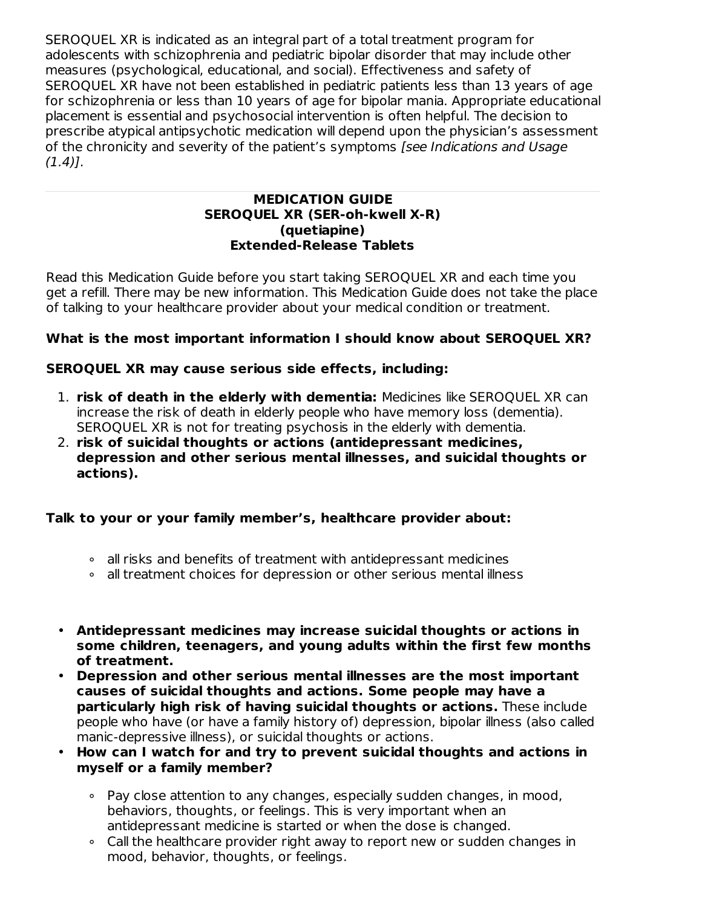SEROQUEL XR is indicated as an integral part of a total treatment program for adolescents with schizophrenia and pediatric bipolar disorder that may include other measures (psychological, educational, and social). Effectiveness and safety of SEROQUEL XR have not been established in pediatric patients less than 13 years of age for schizophrenia or less than 10 years of age for bipolar mania. Appropriate educational placement is essential and psychosocial intervention is often helpful. The decision to prescribe atypical antipsychotic medication will depend upon the physician's assessment of the chronicity and severity of the patient's symptoms *[see Indications and Usage (1.4)]*.

---

**MEDICATION GUIDE**
**SEROQUEL XR (SER-oh-kwell X-R)**
**(quetiapine)**
**Extended-Release Tablets**

Read this Medication Guide before you start taking SEROQUEL XR and each time you get a refill. There may be new information. This Medication Guide does not take the place of talking to your healthcare provider about your medical condition or treatment.

**What is the most important information I should know about SEROQUEL XR?**

**SEROQUEL XR may cause serious side effects, including:**

1. **risk of death in the elderly with dementia:** Medicines like SEROQUEL XR can increase the risk of death in elderly people who have memory loss (dementia). SEROQUEL XR is not for treating psychosis in the elderly with dementia.
2. **risk of suicidal thoughts or actions (antidepressant medicines, depression and other serious mental illnesses, and suicidal thoughts or actions).**

**Talk to your or your family member's, healthcare provider about:**

- all risks and benefits of treatment with antidepressant medicines
- all treatment choices for depression or other serious mental illness

- **Antidepressant medicines may increase suicidal thoughts or actions in some children, teenagers, and young adults within the first few months of treatment.**
- **Depression and other serious mental illnesses are the most important causes of suicidal thoughts and actions. Some people may have a particularly high risk of having suicidal thoughts or actions.** These include people who have (or have a family history of) depression, bipolar illness (also called manic-depressive illness), or suicidal thoughts or actions.
- **How can I watch for and try to prevent suicidal thoughts and actions in myself or a family member?**
    - Pay close attention to any changes, especially sudden changes, in mood, behaviors, thoughts, or feelings. This is very important when an antidepressant medicine is started or when the dose is changed.
    - Call the healthcare provider right away to report new or sudden changes in mood, behavior, thoughts, or feelings.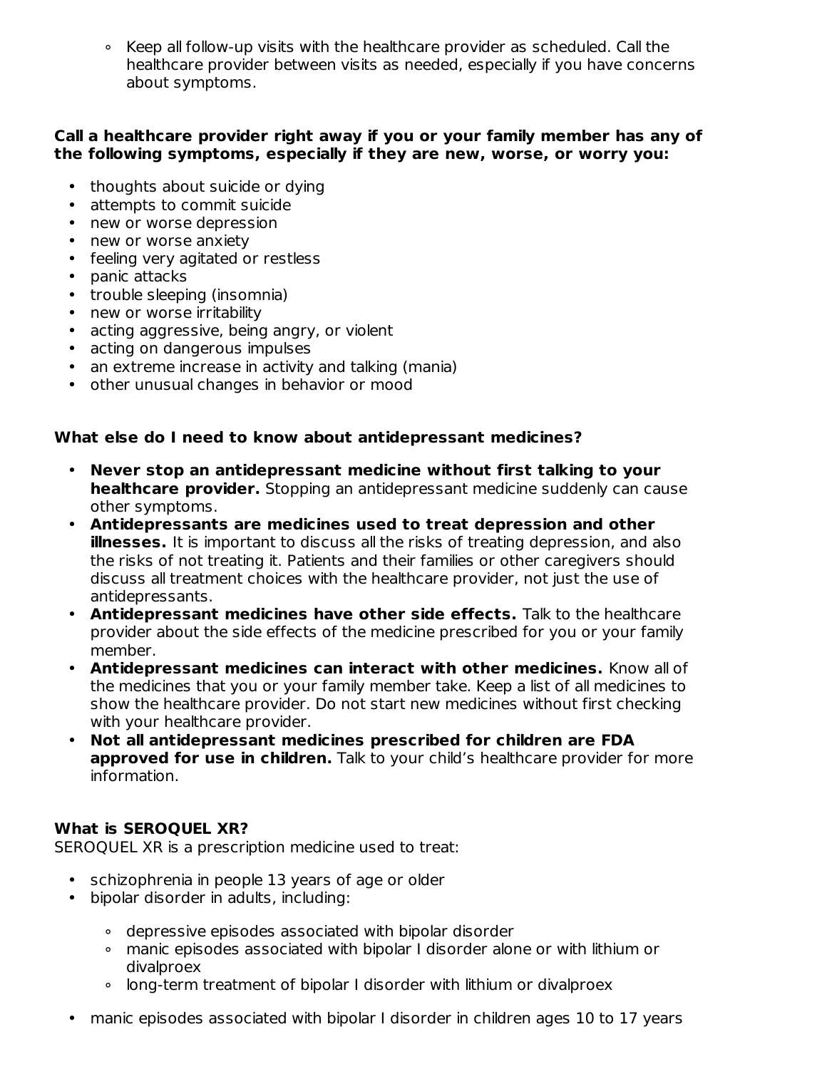- Keep all follow-up visits with the healthcare provider as scheduled. Call the healthcare provider between visits as needed, especially if you have concerns about symptoms.

**Call a healthcare provider right away if you or your family member has any of the following symptoms, especially if they are new, worse, or worry you:**

- thoughts about suicide or dying
- attempts to commit suicide
- new or worse depression
- new or worse anxiety
- feeling very agitated or restless
- panic attacks
- trouble sleeping (insomnia)
- new or worse irritability
- acting aggressive, being angry, or violent
- acting on dangerous impulses
- an extreme increase in activity and talking (mania)
- other unusual changes in behavior or mood

**What else do I need to know about antidepressant medicines?**

- **Never stop an antidepressant medicine without first talking to your healthcare provider.** Stopping an antidepressant medicine suddenly can cause other symptoms.
- **Antidepressants are medicines used to treat depression and other illnesses.** It is important to discuss all the risks of treating depression, and also the risks of not treating it. Patients and their families or other caregivers should discuss all treatment choices with the healthcare provider, not just the use of antidepressants.
- **Antidepressant medicines have other side effects.** Talk to the healthcare provider about the side effects of the medicine prescribed for you or your family member.
- **Antidepressant medicines can interact with other medicines.** Know all of the medicines that you or your family member take. Keep a list of all medicines to show the healthcare provider. Do not start new medicines without first checking with your healthcare provider.
- **Not all antidepressant medicines prescribed for children are FDA approved for use in children.** Talk to your child's healthcare provider for more information.

**What is SEROQUEL XR?**

SEROQUEL XR is a prescription medicine used to treat:

- schizophrenia in people 13 years of age or older
- bipolar disorder in adults, including:
  - depressive episodes associated with bipolar disorder
  - manic episodes associated with bipolar I disorder alone or with lithium or divalproex
  - long-term treatment of bipolar I disorder with lithium or divalproex
- manic episodes associated with bipolar I disorder in children ages 10 to 17 years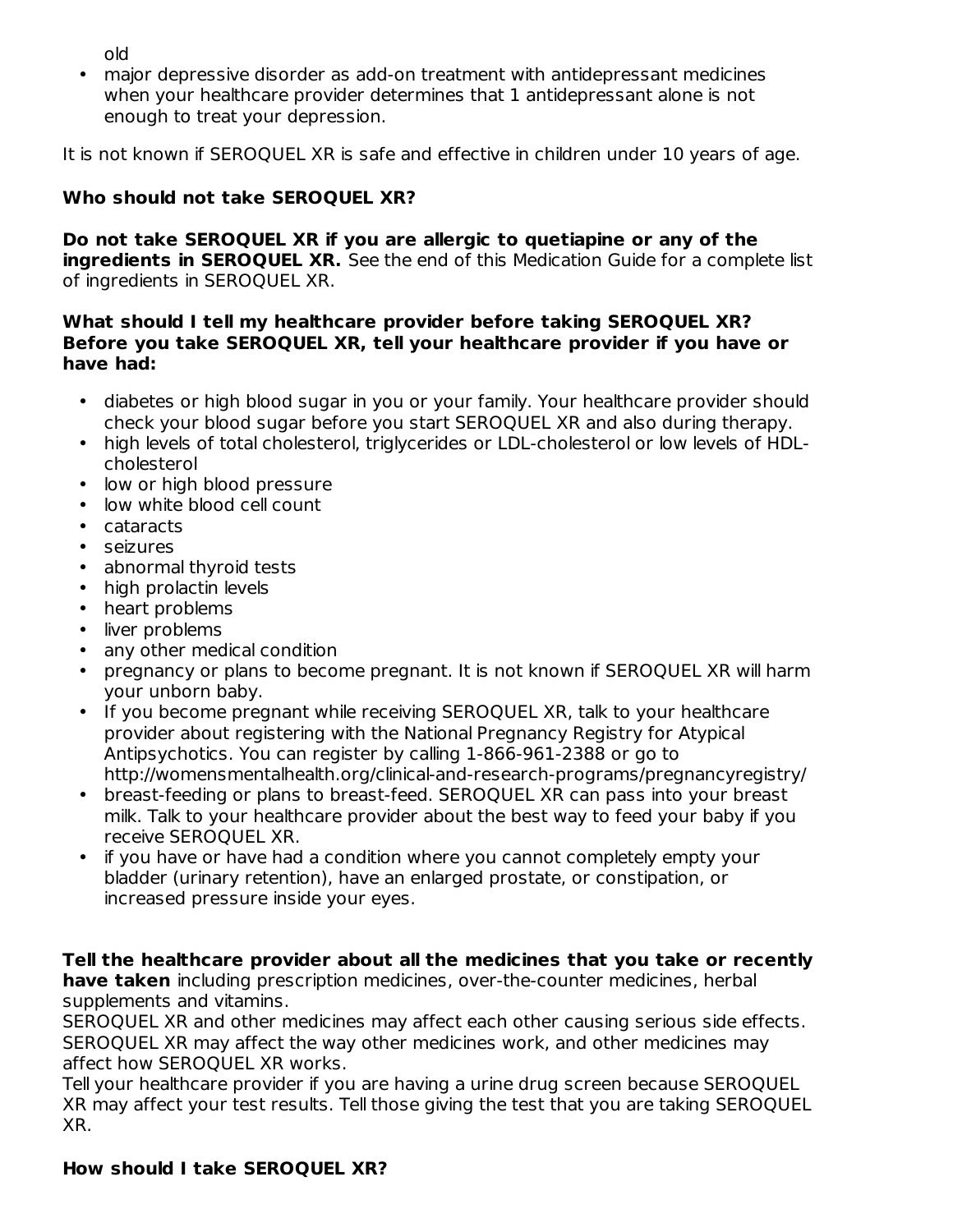old
- major depressive disorder as add-on treatment with antidepressant medicines when your healthcare provider determines that 1 antidepressant alone is not enough to treat your depression.

It is not known if SEROQUEL XR is safe and effective in children under 10 years of age.

**Who should not take SEROQUEL XR?**

**Do not take SEROQUEL XR if you are allergic to quetiapine or any of the ingredients in SEROQUEL XR.** See the end of this Medication Guide for a complete list of ingredients in SEROQUEL XR.

**What should I tell my healthcare provider before taking SEROQUEL XR? Before you take SEROQUEL XR, tell your healthcare provider if you have or have had:**

- diabetes or high blood sugar in you or your family. Your healthcare provider should check your blood sugar before you start SEROQUEL XR and also during therapy.
- high levels of total cholesterol, triglycerides or LDL-cholesterol or low levels of HDL-cholesterol
- low or high blood pressure
- low white blood cell count
- cataracts
- seizures
- abnormal thyroid tests
- high prolactin levels
- heart problems
- liver problems
- any other medical condition
- pregnancy or plans to become pregnant. It is not known if SEROQUEL XR will harm your unborn baby.
- If you become pregnant while receiving SEROQUEL XR, talk to your healthcare provider about registering with the National Pregnancy Registry for Atypical Antipsychotics. You can register by calling 1-866-961-2388 or go to http://womensmentalhealth.org/clinical-and-research-programs/pregnancyregistry/
- breast-feeding or plans to breast-feed. SEROQUEL XR can pass into your breast milk. Talk to your healthcare provider about the best way to feed your baby if you receive SEROQUEL XR.
- if you have or have had a condition where you cannot completely empty your bladder (urinary retention), have an enlarged prostate, or constipation, or increased pressure inside your eyes.

**Tell the healthcare provider about all the medicines that you take or recently have taken** including prescription medicines, over-the-counter medicines, herbal supplements and vitamins.
SEROQUEL XR and other medicines may affect each other causing serious side effects. SEROQUEL XR may affect the way other medicines work, and other medicines may affect how SEROQUEL XR works.
Tell your healthcare provider if you are having a urine drug screen because SEROQUEL XR may affect your test results. Tell those giving the test that you are taking SEROQUEL XR.

**How should I take SEROQUEL XR?**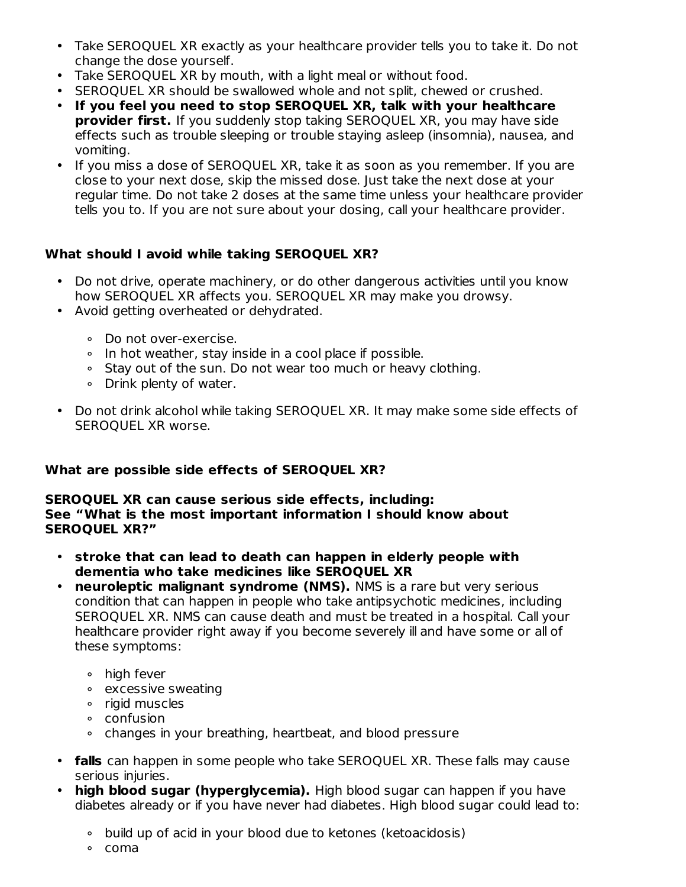- Take SEROQUEL XR exactly as your healthcare provider tells you to take it. Do not change the dose yourself.
- Take SEROQUEL XR by mouth, with a light meal or without food.
- SEROQUEL XR should be swallowed whole and not split, chewed or crushed.
- **If you feel you need to stop SEROQUEL XR, talk with your healthcare provider first.** If you suddenly stop taking SEROQUEL XR, you may have side effects such as trouble sleeping or trouble staying asleep (insomnia), nausea, and vomiting.
- If you miss a dose of SEROQUEL XR, take it as soon as you remember. If you are close to your next dose, skip the missed dose. Just take the next dose at your regular time. Do not take 2 doses at the same time unless your healthcare provider tells you to. If you are not sure about your dosing, call your healthcare provider.

**What should I avoid while taking SEROQUEL XR?**

- Do not drive, operate machinery, or do other dangerous activities until you know how SEROQUEL XR affects you. SEROQUEL XR may make you drowsy.
- Avoid getting overheated or dehydrated.
  - Do not over-exercise.
  - In hot weather, stay inside in a cool place if possible.
  - Stay out of the sun. Do not wear too much or heavy clothing.
  - Drink plenty of water.
- Do not drink alcohol while taking SEROQUEL XR. It may make some side effects of SEROQUEL XR worse.

**What are possible side effects of SEROQUEL XR?**

**SEROQUEL XR can cause serious side effects, including:**
**See "What is the most important information I should know about SEROQUEL XR?"**

- **stroke that can lead to death can happen in elderly people with dementia who take medicines like SEROQUEL XR**
- **neuroleptic malignant syndrome (NMS).** NMS is a rare but very serious condition that can happen in people who take antipsychotic medicines, including SEROQUEL XR. NMS can cause death and must be treated in a hospital. Call your healthcare provider right away if you become severely ill and have some or all of these symptoms:
  - high fever
  - excessive sweating
  - rigid muscles
  - confusion
  - changes in your breathing, heartbeat, and blood pressure
- **falls** can happen in some people who take SEROQUEL XR. These falls may cause serious injuries.
- **high blood sugar (hyperglycemia).** High blood sugar can happen if you have diabetes already or if you have never had diabetes. High blood sugar could lead to:
  - build up of acid in your blood due to ketones (ketoacidosis)
  - coma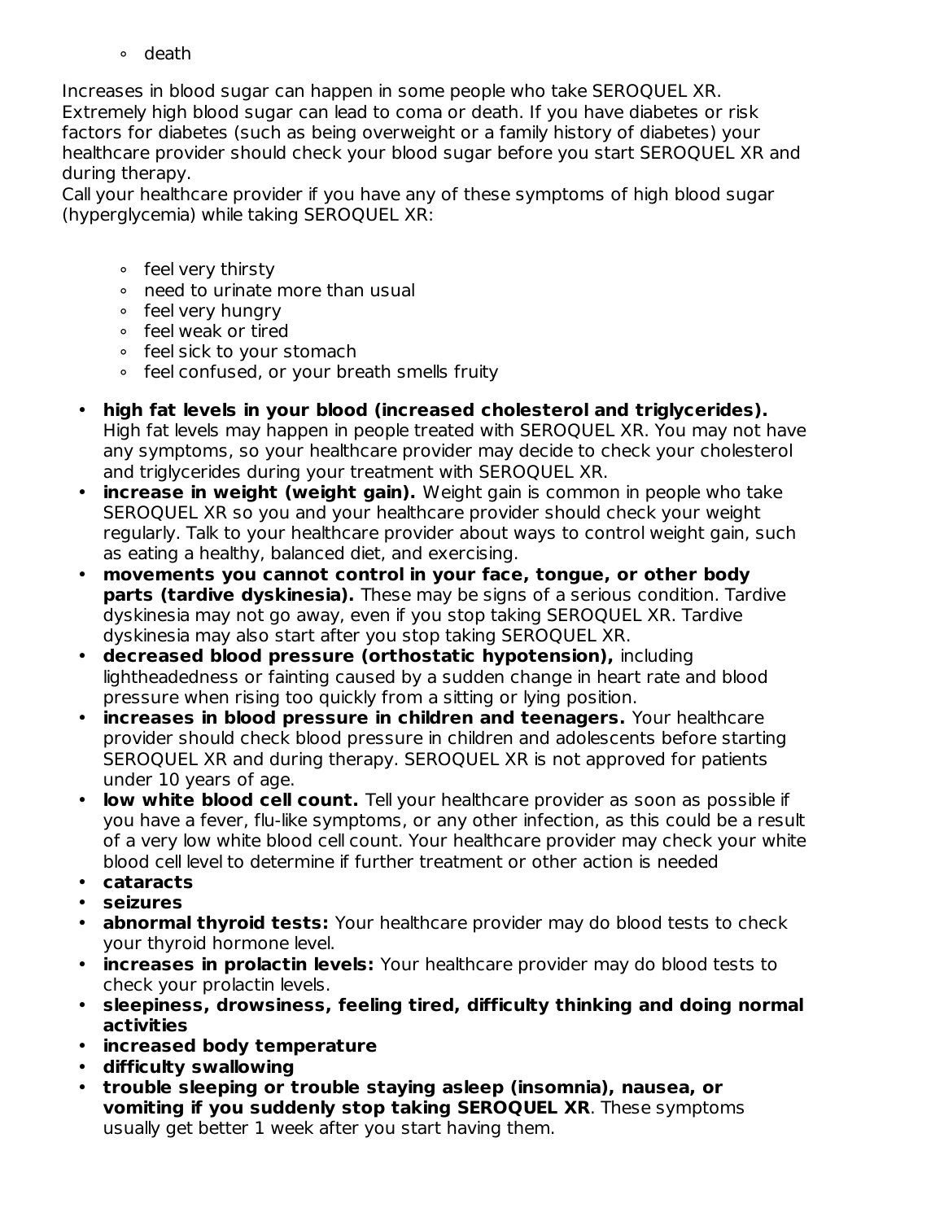- death

Increases in blood sugar can happen in some people who take SEROQUEL XR. Extremely high blood sugar can lead to coma or death. If you have diabetes or risk factors for diabetes (such as being overweight or a family history of diabetes) your healthcare provider should check your blood sugar before you start SEROQUEL XR and during therapy.
Call your healthcare provider if you have any of these symptoms of high blood sugar (hyperglycemia) while taking SEROQUEL XR:

  - feel very thirsty
  - need to urinate more than usual
  - feel very hungry
  - feel weak or tired
  - feel sick to your stomach
  - feel confused, or your breath smells fruity

- **high fat levels in your blood (increased cholesterol and triglycerides).** High fat levels may happen in people treated with SEROQUEL XR. You may not have any symptoms, so your healthcare provider may decide to check your cholesterol and triglycerides during your treatment with SEROQUEL XR.
- **increase in weight (weight gain).** Weight gain is common in people who take SEROQUEL XR so you and your healthcare provider should check your weight regularly. Talk to your healthcare provider about ways to control weight gain, such as eating a healthy, balanced diet, and exercising.
- **movements you cannot control in your face, tongue, or other body parts (tardive dyskinesia).** These may be signs of a serious condition. Tardive dyskinesia may not go away, even if you stop taking SEROQUEL XR. Tardive dyskinesia may also start after you stop taking SEROQUEL XR.
- **decreased blood pressure (orthostatic hypotension),** including lightheadedness or fainting caused by a sudden change in heart rate and blood pressure when rising too quickly from a sitting or lying position.
- **increases in blood pressure in children and teenagers.** Your healthcare provider should check blood pressure in children and adolescents before starting SEROQUEL XR and during therapy. SEROQUEL XR is not approved for patients under 10 years of age.
- **low white blood cell count.** Tell your healthcare provider as soon as possible if you have a fever, flu-like symptoms, or any other infection, as this could be a result of a very low white blood cell count. Your healthcare provider may check your white blood cell level to determine if further treatment or other action is needed
- **cataracts**
- **seizures**
- **abnormal thyroid tests:** Your healthcare provider may do blood tests to check your thyroid hormone level.
- **increases in prolactin levels:** Your healthcare provider may do blood tests to check your prolactin levels.
- **sleepiness, drowsiness, feeling tired, difficulty thinking and doing normal activities**
- **increased body temperature**
- **difficulty swallowing**
- **trouble sleeping or trouble staying asleep (insomnia), nausea, or vomiting if you suddenly stop taking SEROQUEL XR**. These symptoms usually get better 1 week after you start having them.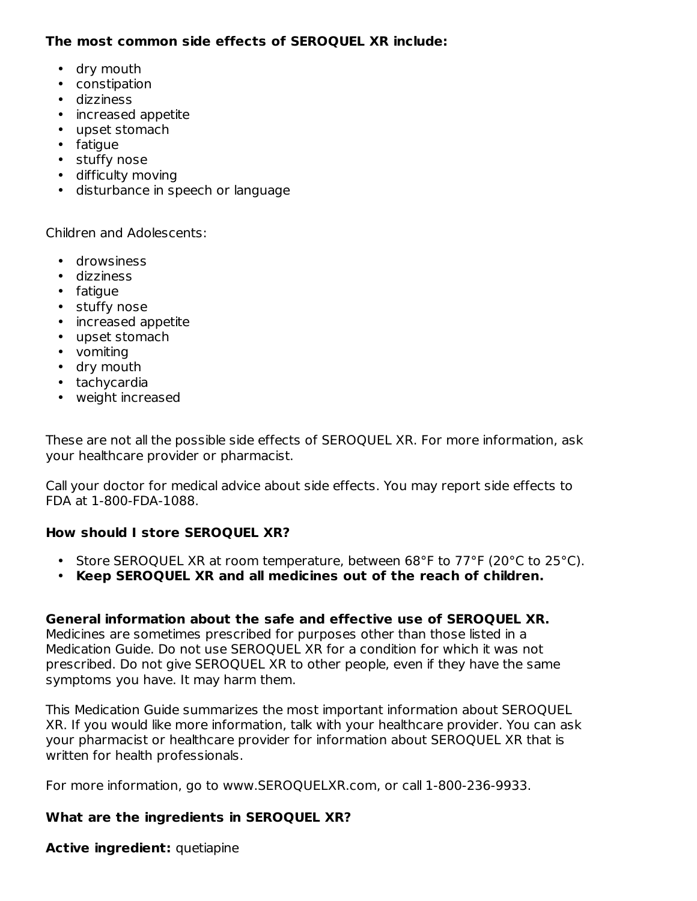**The most common side effects of SEROQUEL XR include:**

- dry mouth
- constipation
- dizziness
- increased appetite
- upset stomach
- fatigue
- stuffy nose
- difficulty moving
- disturbance in speech or language

Children and Adolescents:

- drowsiness
- dizziness
- fatigue
- stuffy nose
- increased appetite
- upset stomach
- vomiting
- dry mouth
- tachycardia
- weight increased

These are not all the possible side effects of SEROQUEL XR. For more information, ask your healthcare provider or pharmacist.

Call your doctor for medical advice about side effects. You may report side effects to FDA at 1-800-FDA-1088.

**How should I store SEROQUEL XR?**

- Store SEROQUEL XR at room temperature, between 68°F to 77°F (20°C to 25°C).
- **Keep SEROQUEL XR and all medicines out of the reach of children.**

**General information about the safe and effective use of SEROQUEL XR.**
Medicines are sometimes prescribed for purposes other than those listed in a Medication Guide. Do not use SEROQUEL XR for a condition for which it was not prescribed. Do not give SEROQUEL XR to other people, even if they have the same symptoms you have. It may harm them.

This Medication Guide summarizes the most important information about SEROQUEL XR. If you would like more information, talk with your healthcare provider. You can ask your pharmacist or healthcare provider for information about SEROQUEL XR that is written for health professionals.

For more information, go to www.SEROQUELXR.com, or call 1-800-236-9933.

**What are the ingredients in SEROQUEL XR?**

**Active ingredient:** quetiapine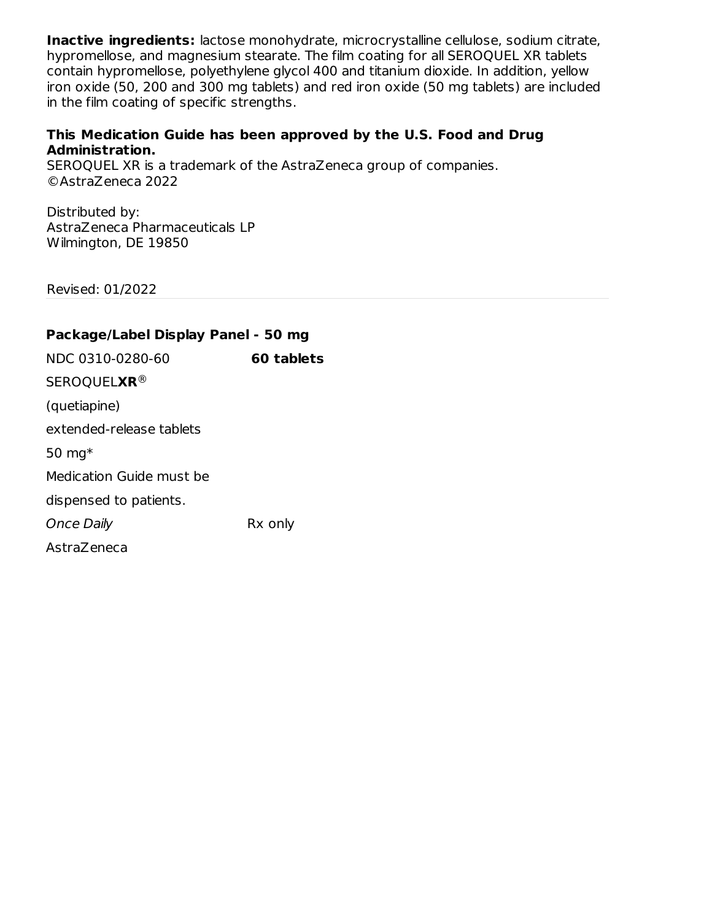**Inactive ingredients:** lactose monohydrate, microcrystalline cellulose, sodium citrate, hypromellose, and magnesium stearate. The film coating for all SEROQUEL XR tablets contain hypromellose, polyethylene glycol 400 and titanium dioxide. In addition, yellow iron oxide (50, 200 and 300 mg tablets) and red iron oxide (50 mg tablets) are included in the film coating of specific strengths.

**This Medication Guide has been approved by the U.S. Food and Drug Administration.**
SEROQUEL XR is a trademark of the AstraZeneca group of companies.
©AstraZeneca 2022

Distributed by:
AstraZeneca Pharmaceuticals LP
Wilmington, DE 19850

Revised: 01/2022

---

**Package/Label Display Panel - 50 mg**

NDC 0310-0280-60 **60 tablets**

SEROQUEL**XR**®

(quetiapine)

extended-release tablets

50 mg*

Medication Guide must be

dispensed to patients.

*Once Daily* Rx only

AstraZeneca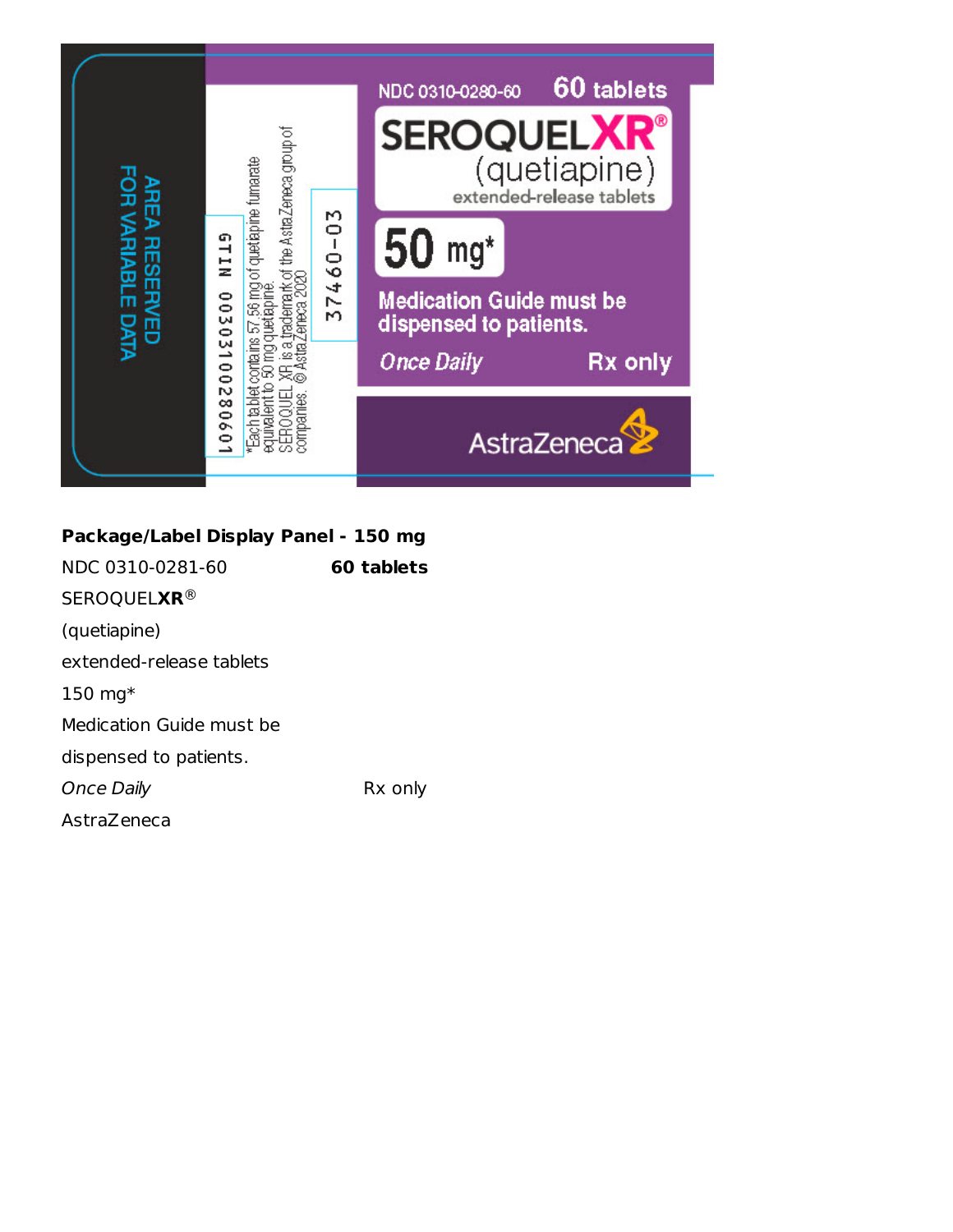NDC 0310-0280-60 60 tablets

SEROQUEL XR®

(quetiapine)

extended-release tablets

50 mg*

Medication Guide must be dispensed to patients.

*Once Daily* Rx only

AstraZeneca

AREA RESERVED FOR VARIABLE DATA

GTIN 00303100280601

*Each tablet contains 57.56 mg of quetiapine fumarate equivalent to 50 mg quetiapine.
SEROQUEL XR is a trademark of the AstraZeneca group of companies. © AstraZeneca 2020

37460-03

**Package/Label Display Panel - 150 mg**

NDC 0310-0281-60 **60 tablets**

SEROQUEL**XR**®

(quetiapine)

extended-release tablets

150 mg*

Medication Guide must be

dispensed to patients.

*Once Daily* Rx only

AstraZeneca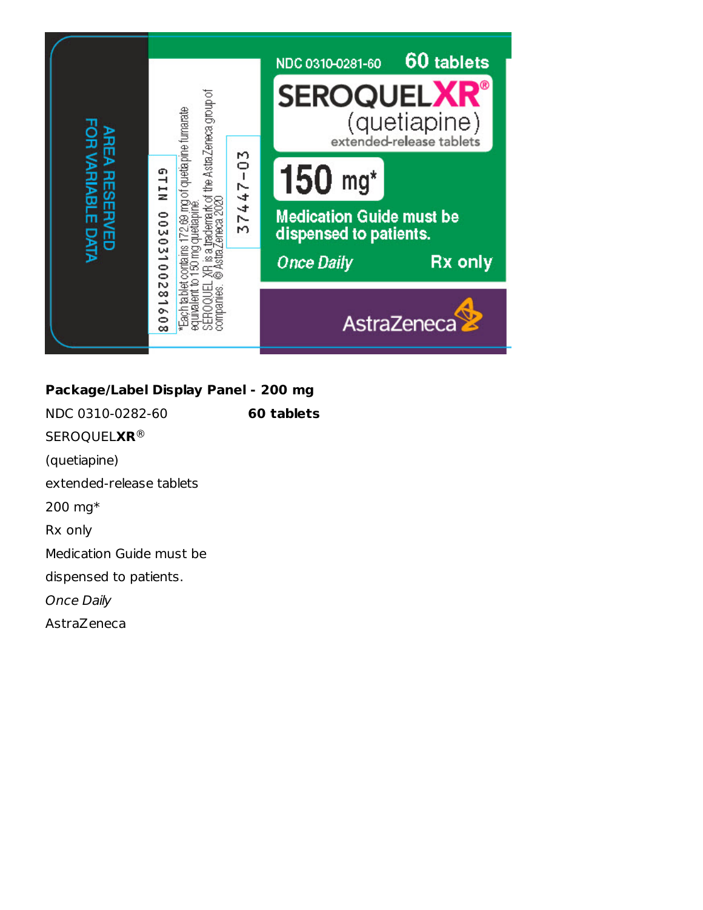AREA RESERVED FOR VARIABLE DATA

GTIN 00303100281608

*Each tablet contains 172.69 mg of quetiapine fumarate equivalent to 150 mg quetiapine.
SEROQUEL XR is a trademark of the AstraZeneca group of companies. © AstraZeneca 2020

37447-03

NDC 0310-0281-60 **60 tablets**

**SEROQUELXR®**
(quetiapine)
extended-release tablets

**150 mg***

**Medication Guide must be dispensed to patients.**

*Once Daily* **Rx only**

AstraZeneca

**Package/Label Display Panel - 200 mg**

NDC 0310-0282-60 **60 tablets**

SEROQUEL**XR**®

(quetiapine)

extended-release tablets

200 mg*

Rx only

Medication Guide must be

dispensed to patients.

*Once Daily*

AstraZeneca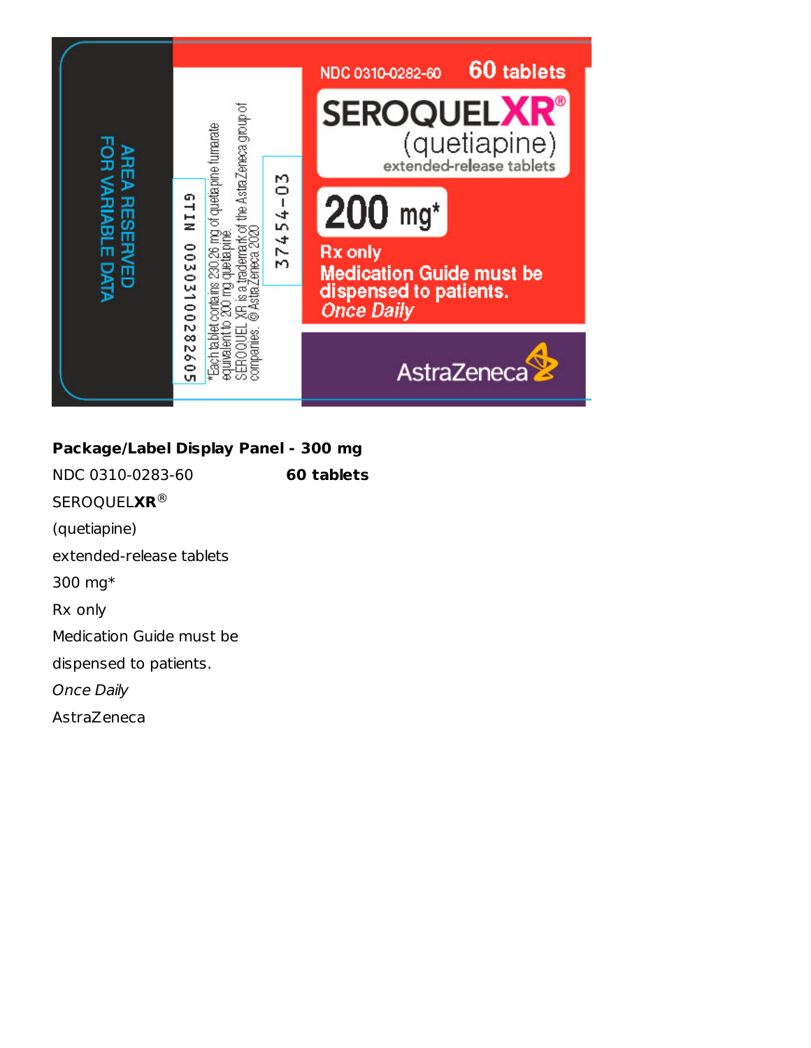AREA RESERVED FOR VARIABLE DATA

GTIN 00303100282605

*Each tablet contains 230.26 mg of quetiapine fumarate equivalent to 200 mg quetiapine.
SEROQUEL XR is a trademark of the AstraZeneca group of companies. © AstraZeneca 2020

37454-03

NDC 0310-0282-60 **60 tablets**

**SEROQUELXR®**
(quetiapine)
extended-release tablets

**200 mg***

Rx only
Medication Guide must be dispensed to patients.
*Once Daily*

AstraZeneca

**Package/Label Display Panel - 300 mg**

NDC 0310-0283-60 **60 tablets**

SEROQUEL**XR**®

(quetiapine)

extended-release tablets

300 mg*

Rx only

Medication Guide must be

dispensed to patients.

*Once Daily*

AstraZeneca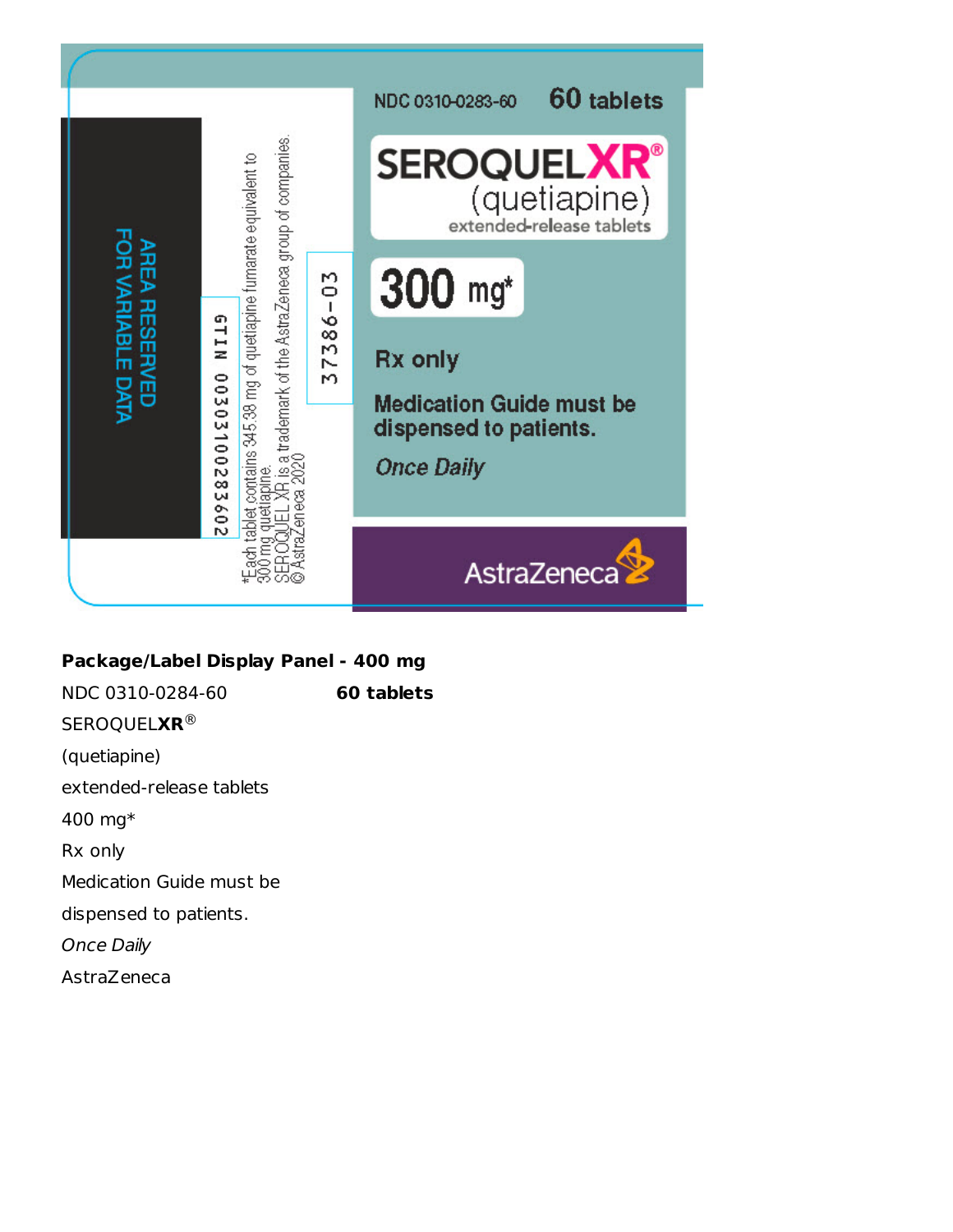NDC 0310-0283-60 **60 tablets**

**SEROQUELXR®**

(quetiapine)

extended-release tablets

**300 mg***

**Rx only**

**Medication Guide must be dispensed to patients.**

*Once Daily*

AstraZeneca

AREA RESERVED FOR VARIABLE DATA

GTIN 00303100283602

*Each tablet contains 345.38 mg of quetiapine fumarate equivalent to 300 mg quetiapine.

SEROQUEL XR is a trademark of the AstraZeneca group of companies.

© AstraZeneca 2020

37386-03

**Package/Label Display Panel - 400 mg**

NDC 0310-0284-60 **60 tablets**

SEROQUEL**XR**®

(quetiapine)

extended-release tablets

400 mg*

Rx only

Medication Guide must be

dispensed to patients.

*Once Daily*

AstraZeneca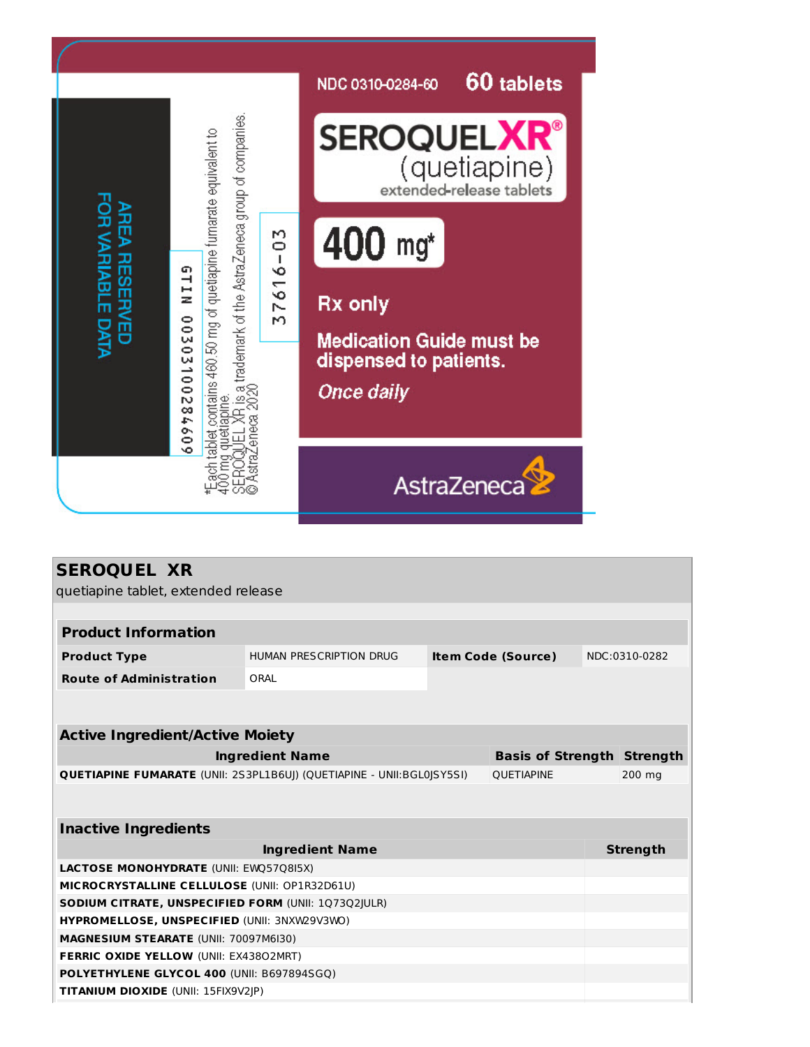NDC 0310-0284-60 60 tablets

**SEROQUEL XR®**
(quetiapine)
extended-release tablets

**400 mg***

**Rx only**

**Medication Guide must be dispensed to patients.**

*Once daily*

AstraZeneca

AREA RESERVED FOR VARIABLE DATA

GTIN 00303100284609

*Each tablet contains 460.50 mg of quetiapine fumarate equivalent to 400 mg quetiapine.
SEROQUEL XR is a trademark of the AstraZeneca group of companies.
© AstraZeneca 2020

37616-03

## SEROQUEL XR

quetiapine tablet, extended release

| **Product Information** | | | |
|---|---|---|---|
| **Product Type** | HUMAN PRESCRIPTION DRUG | **Item Code (Source)** | NDC:0310-0282 |
| **Route of Administration** | ORAL | | |

| **Active Ingredient/Active Moiety** | | |
|---|---|---|
| **Ingredient Name** | **Basis of Strength** | **Strength** |
| **QUETIAPINE FUMARATE** (UNII: 2S3PL1B6UJ) (QUETIAPINE - UNII:BGL0JSY5SI) | QUETIAPINE | 200 mg |

| **Inactive Ingredients** | |
|---|---|
| **Ingredient Name** | **Strength** |
| **LACTOSE MONOHYDRATE** (UNII: EWQ57Q8I5X) | |
| **MICROCRYSTALLINE CELLULOSE** (UNII: OP1R32D61U) | |
| **SODIUM CITRATE, UNSPECIFIED FORM** (UNII: 1Q73Q2JULR) | |
| **HYPROMELLOSE, UNSPECIFIED** (UNII: 3NXW29V3WO) | |
| **MAGNESIUM STEARATE** (UNII: 70097M6I30) | |
| **FERRIC OXIDE YELLOW** (UNII: EX438O2MRT) | |
| **POLYETHYLENE GLYCOL 400** (UNII: B697894SGQ) | |
| **TITANIUM DIOXIDE** (UNII: 15FIX9V2JP) | |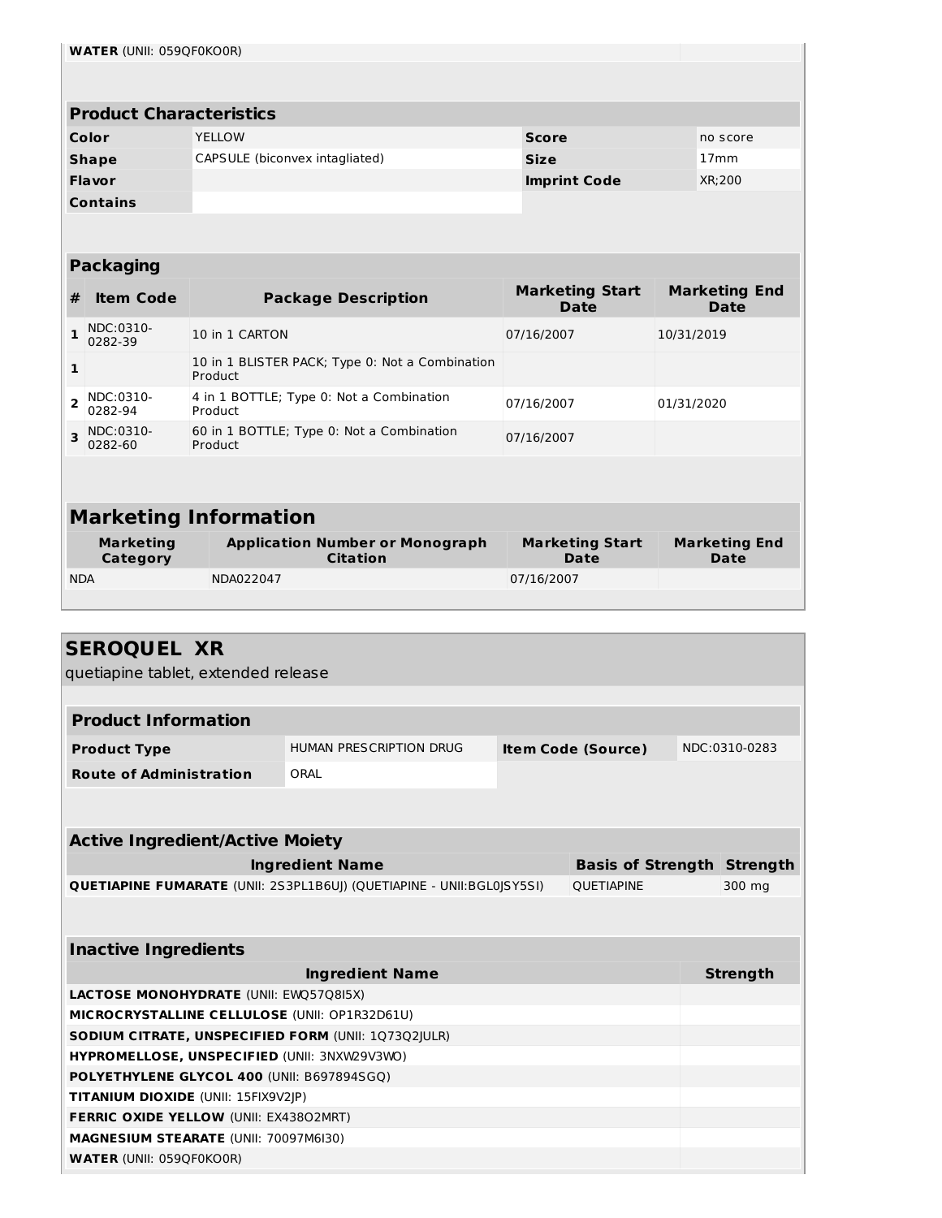| | |
|---|---|
| **WATER** (UNII: 059QF0KO0R) | |

| Product Characteristics | | | |
|---|---|---|---|
| **Color** | YELLOW | **Score** | no score |
| **Shape** | CAPSULE (biconvex intagliated) | **Size** | 17mm |
| **Flavor** | | **Imprint Code** | XR;200 |
| **Contains** | | | |

| Packaging | | | | |
|---|---|---|---|---|
| **#** | **Item Code** | **Package Description** | **Marketing Start Date** | **Marketing End Date** |
| 1 | NDC:0310-0282-39 | 10 in 1 CARTON | 07/16/2007 | 10/31/2019 |
| 1 | | 10 in 1 BLISTER PACK; Type 0: Not a Combination Product | | |
| 2 | NDC:0310-0282-94 | 4 in 1 BOTTLE; Type 0: Not a Combination Product | 07/16/2007 | 01/31/2020 |
| 3 | NDC:0310-0282-60 | 60 in 1 BOTTLE; Type 0: Not a Combination Product | 07/16/2007 | |

| Marketing Information | | | |
|---|---|---|---|
| **Marketing Category** | **Application Number or Monograph Citation** | **Marketing Start Date** | **Marketing End Date** |
| NDA | NDA022047 | 07/16/2007 | |

## SEROQUEL XR

quetiapine tablet, extended release

| Product Information | | | |
|---|---|---|---|
| **Product Type** | HUMAN PRESCRIPTION DRUG | **Item Code (Source)** | NDC:0310-0283 |
| **Route of Administration** | ORAL | | |

| Active Ingredient/Active Moiety | | |
|---|---|---|
| **Ingredient Name** | **Basis of Strength** | **Strength** |
| **QUETIAPINE FUMARATE** (UNII: 2S3PL1B6UJ) (QUETIAPINE - UNII:BGL0JSY5SI) | QUETIAPINE | 300 mg |

| Inactive Ingredients | |
|---|---|
| **Ingredient Name** | **Strength** |
| **LACTOSE MONOHYDRATE** (UNII: EWQ57Q8I5X) | |
| **MICROCRYSTALLINE CELLULOSE** (UNII: OP1R32D61U) | |
| **SODIUM CITRATE, UNSPECIFIED FORM** (UNII: 1Q73Q2JULR) | |
| **HYPROMELLOSE, UNSPECIFIED** (UNII: 3NXW29V3WO) | |
| **POLYETHYLENE GLYCOL 400** (UNII: B697894SGQ) | |
| **TITANIUM DIOXIDE** (UNII: 15FIX9V2JP) | |
| **FERRIC OXIDE YELLOW** (UNII: EX438O2MRT) | |
| **MAGNESIUM STEARATE** (UNII: 70097M6I30) | |
| **WATER** (UNII: 059QF0KO0R) | |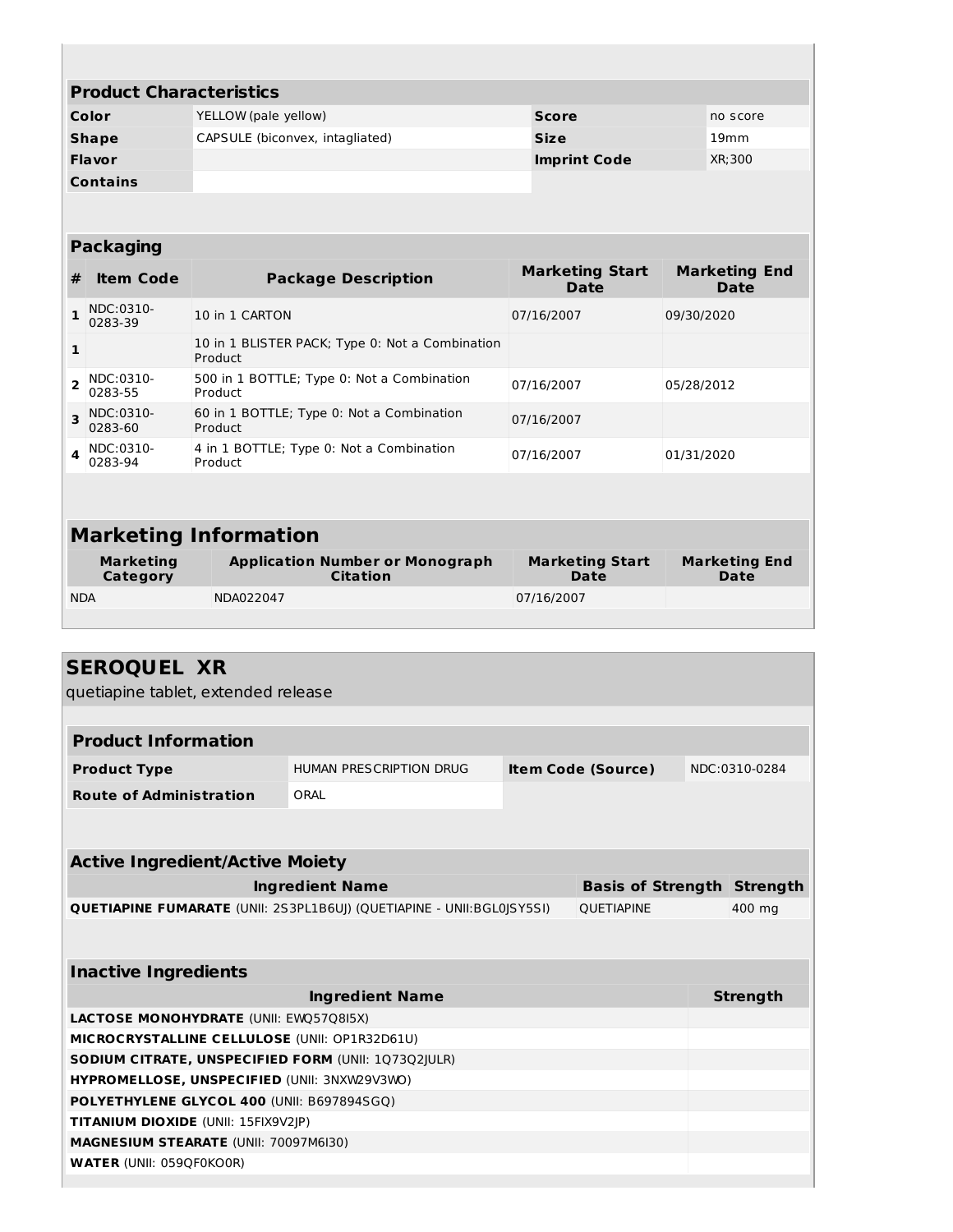### Product Characteristics

| | | | |
|---|---|---|---|
| **Color** | YELLOW (pale yellow) | **Score** | no score |
| **Shape** | CAPSULE (biconvex, intagliated) | **Size** | 19mm |
| **Flavor** | | **Imprint Code** | XR;300 |
| **Contains** | | | |

### Packaging

| # | Item Code | Package Description | Marketing Start Date | Marketing End Date |
|---|---|---|---|---|
| 1 | NDC:0310-0283-39 | 10 in 1 CARTON | 07/16/2007 | 09/30/2020 |
| 1 | | 10 in 1 BLISTER PACK; Type 0: Not a Combination Product | | |
| 2 | NDC:0310-0283-55 | 500 in 1 BOTTLE; Type 0: Not a Combination Product | 07/16/2007 | 05/28/2012 |
| 3 | NDC:0310-0283-60 | 60 in 1 BOTTLE; Type 0: Not a Combination Product | 07/16/2007 | |
| 4 | NDC:0310-0283-94 | 4 in 1 BOTTLE; Type 0: Not a Combination Product | 07/16/2007 | 01/31/2020 |

### Marketing Information

| Marketing Category | Application Number or Monograph Citation | Marketing Start Date | Marketing End Date |
|---|---|---|---|
| NDA | NDA022047 | 07/16/2007 | |

## SEROQUEL XR

quetiapine tablet, extended release

### Product Information

| | | | |
|---|---|---|---|
| **Product Type** | HUMAN PRESCRIPTION DRUG | **Item Code (Source)** | NDC:0310-0284 |
| **Route of Administration** | ORAL | | |

### Active Ingredient/Active Moiety

| Ingredient Name | Basis of Strength | Strength |
|---|---|---|
| **QUETIAPINE FUMARATE** (UNII: 2S3PL1B6UJ) (QUETIAPINE - UNII:BGL0JSY5SI) | QUETIAPINE | 400 mg |

### Inactive Ingredients

| Ingredient Name | Strength |
|---|---|
| **LACTOSE MONOHYDRATE** (UNII: EWQ57Q8I5X) | |
| **MICROCRYSTALLINE CELLULOSE** (UNII: OP1R32D61U) | |
| **SODIUM CITRATE, UNSPECIFIED FORM** (UNII: 1Q73Q2JULR) | |
| **HYPROMELLOSE, UNSPECIFIED** (UNII: 3NXW29V3WO) | |
| **POLYETHYLENE GLYCOL 400** (UNII: B697894SGQ) | |
| **TITANIUM DIOXIDE** (UNII: 15FIX9V2JP) | |
| **MAGNESIUM STEARATE** (UNII: 70097M6I30) | |
| **WATER** (UNII: 059QF0KO0R) | |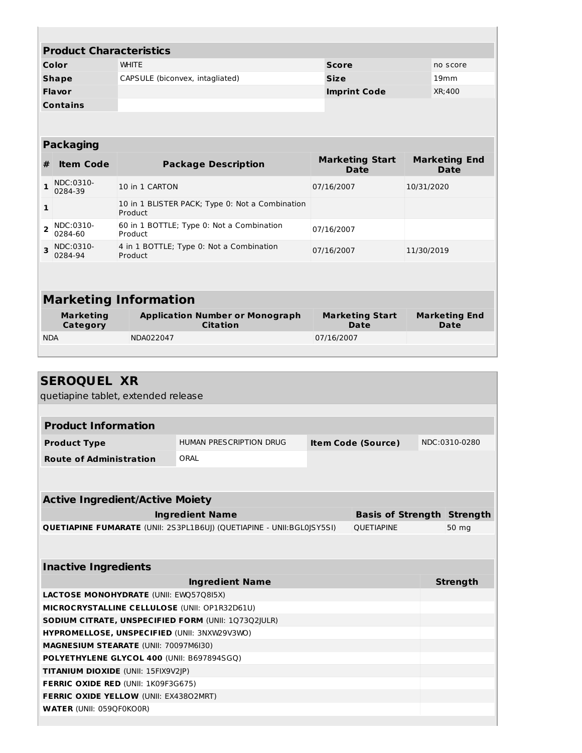| Product Characteristics | | | |
|---|---|---|---|
| **Color** | WHITE | **Score** | no score |
| **Shape** | CAPSULE (biconvex, intagliated) | **Size** | 19mm |
| **Flavor** | | **Imprint Code** | XR;400 |
| **Contains** | | | |

| Packaging | | | | |
|---|---|---|---|---|
| **#** | **Item Code** | **Package Description** | **Marketing Start Date** | **Marketing End Date** |
| **1** | NDC:0310-0284-39 | 10 in 1 CARTON | 07/16/2007 | 10/31/2020 |
| **1** | | 10 in 1 BLISTER PACK; Type 0: Not a Combination Product | | |
| **2** | NDC:0310-0284-60 | 60 in 1 BOTTLE; Type 0: Not a Combination Product | 07/16/2007 | |
| **3** | NDC:0310-0284-94 | 4 in 1 BOTTLE; Type 0: Not a Combination Product | 07/16/2007 | 11/30/2019 |

| Marketing Information | | | |
|---|---|---|---|
| **Marketing Category** | **Application Number or Monograph Citation** | **Marketing Start Date** | **Marketing End Date** |
| NDA | NDA022047 | 07/16/2007 | |

## SEROQUEL XR

quetiapine tablet, extended release

| Product Information | | | |
|---|---|---|---|
| **Product Type** | HUMAN PRESCRIPTION DRUG | **Item Code (Source)** | NDC:0310-0280 |
| **Route of Administration** | ORAL | | |

| Active Ingredient/Active Moiety | | |
|---|---|---|
| **Ingredient Name** | **Basis of Strength** | **Strength** |
| **QUETIAPINE FUMARATE** (UNII: 2S3PL1B6UJ) (QUETIAPINE - UNII:BGL0JSY5SI) | QUETIAPINE | 50 mg |

| Inactive Ingredients | |
|---|---|
| **Ingredient Name** | **Strength** |
| **LACTOSE MONOHYDRATE** (UNII: EWQ57Q8I5X) | |
| **MICROCRYSTALLINE CELLULOSE** (UNII: OP1R32D61U) | |
| **SODIUM CITRATE, UNSPECIFIED FORM** (UNII: 1Q73Q2JULR) | |
| **HYPROMELLOSE, UNSPECIFIED** (UNII: 3NXW29V3WO) | |
| **MAGNESIUM STEARATE** (UNII: 70097M6I30) | |
| **POLYETHYLENE GLYCOL 400** (UNII: B697894SGQ) | |
| **TITANIUM DIOXIDE** (UNII: 15FIX9V2JP) | |
| **FERRIC OXIDE RED** (UNII: 1K09F3G675) | |
| **FERRIC OXIDE YELLOW** (UNII: EX438O2MRT) | |
| **WATER** (UNII: 059QF0KO0R) | |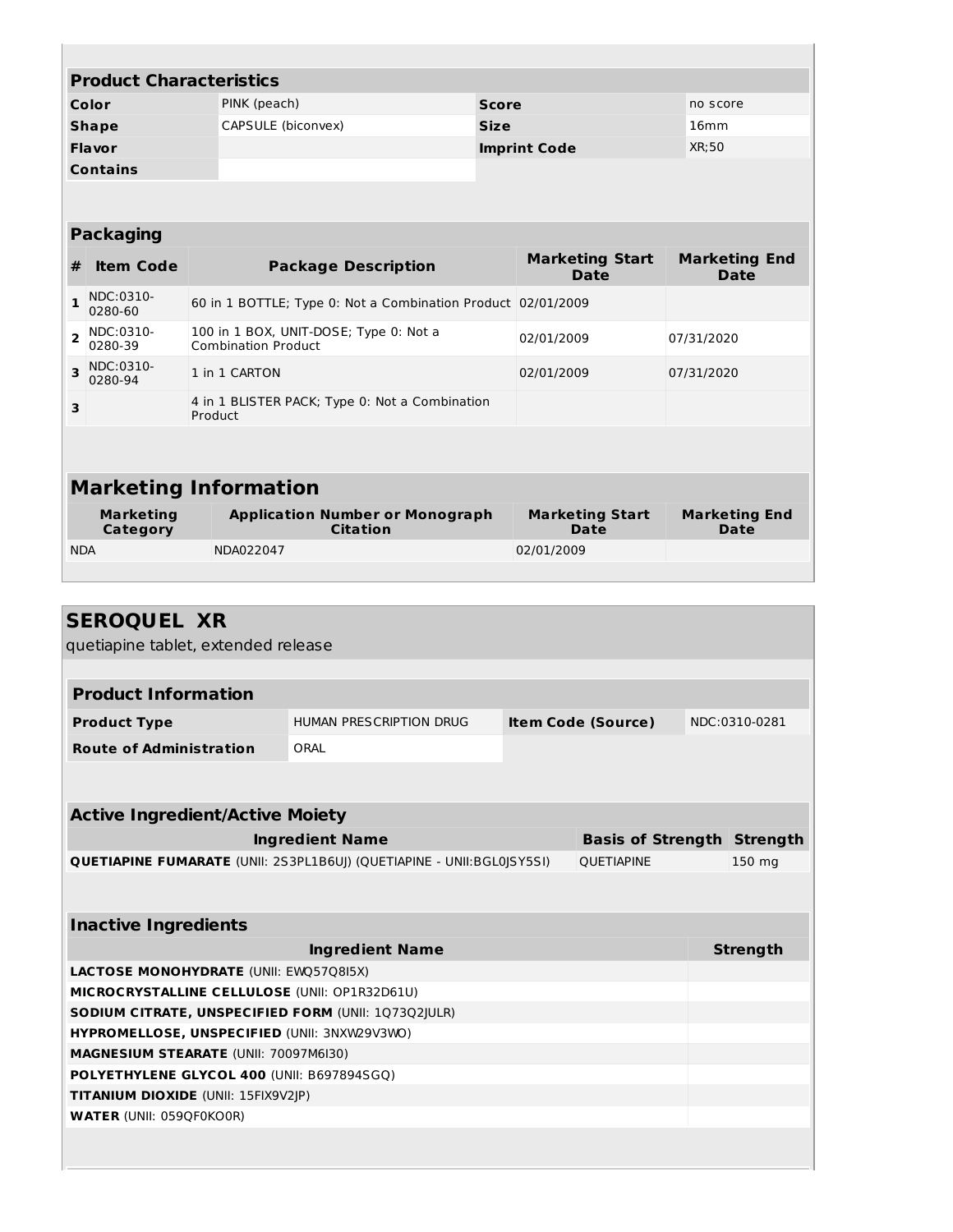| Product Characteristics | | | |
|---|---|---|---|
| **Color** | PINK (peach) | **Score** | no score |
| **Shape** | CAPSULE (biconvex) | **Size** | 16mm |
| **Flavor** | | **Imprint Code** | XR;50 |
| **Contains** | | | |

**Packaging**

| # | Item Code | Package Description | Marketing Start Date | Marketing End Date |
|---|---|---|---|---|
| 1 | NDC:0310-0280-60 | 60 in 1 BOTTLE; Type 0: Not a Combination Product | 02/01/2009 | |
| 2 | NDC:0310-0280-39 | 100 in 1 BOX, UNIT-DOSE; Type 0: Not a Combination Product | 02/01/2009 | 07/31/2020 |
| 3 | NDC:0310-0280-94 | 1 in 1 CARTON | 02/01/2009 | 07/31/2020 |
| 3 | | 4 in 1 BLISTER PACK; Type 0: Not a Combination Product | | |

**Marketing Information**

| Marketing Category | Application Number or Monograph Citation | Marketing Start Date | Marketing End Date |
|---|---|---|---|
| NDA | NDA022047 | 02/01/2009 | |

## SEROQUEL XR

quetiapine tablet, extended release

**Product Information**

| | | | |
|---|---|---|---|
| **Product Type** | HUMAN PRESCRIPTION DRUG | **Item Code (Source)** | NDC:0310-0281 |
| **Route of Administration** | ORAL | | |

**Active Ingredient/Active Moiety**

| Ingredient Name | Basis of Strength | Strength |
|---|---|---|
| **QUETIAPINE FUMARATE** (UNII: 2S3PL1B6UJ) (QUETIAPINE - UNII:BGL0JSY5SI) | QUETIAPINE | 150 mg |

**Inactive Ingredients**

| Ingredient Name | Strength |
|---|---|
| **LACTOSE MONOHYDRATE** (UNII: EWQ57Q8I5X) | |
| **MICROCRYSTALLINE CELLULOSE** (UNII: OP1R32D61U) | |
| **SODIUM CITRATE, UNSPECIFIED FORM** (UNII: 1Q73Q2JULR) | |
| **HYPROMELLOSE, UNSPECIFIED** (UNII: 3NXW29V3WO) | |
| **MAGNESIUM STEARATE** (UNII: 70097M6I30) | |
| **POLYETHYLENE GLYCOL 400** (UNII: B697894SGQ) | |
| **TITANIUM DIOXIDE** (UNII: 15FIX9V2JP) | |
| **WATER** (UNII: 059QF0KO0R) | |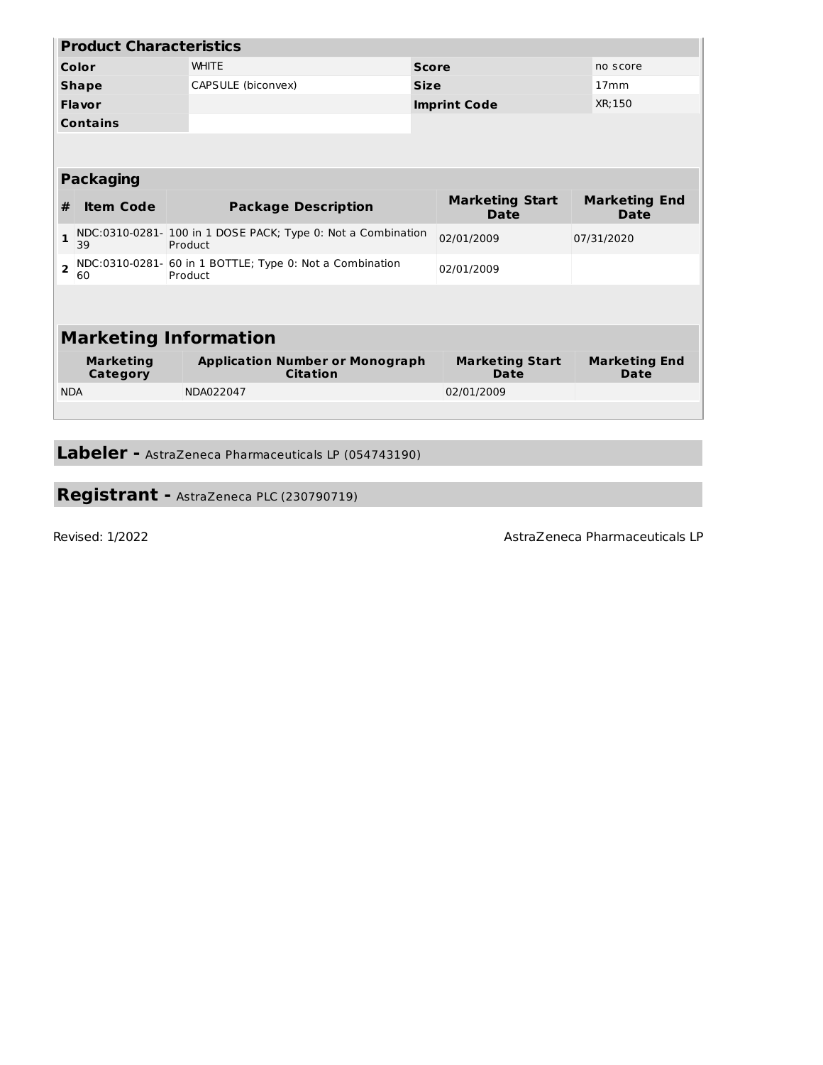| Product Characteristics | | | |
| --- | --- | --- | --- |
| **Color** | WHITE | **Score** | no score |
| **Shape** | CAPSULE (biconvex) | **Size** | 17mm |
| **Flavor** | | **Imprint Code** | XR;150 |
| **Contains** | | | |

**Packaging**

| # | Item Code | Package Description | Marketing Start Date | Marketing End Date |
| --- | --- | --- | --- | --- |
| 1 | NDC:0310-0281-39 | 100 in 1 DOSE PACK; Type 0: Not a Combination Product | 02/01/2009 | 07/31/2020 |
| 2 | NDC:0310-0281-60 | 60 in 1 BOTTLE; Type 0: Not a Combination Product | 02/01/2009 | |

## Marketing Information

| Marketing Category | Application Number or Monograph Citation | Marketing Start Date | Marketing End Date |
| --- | --- | --- | --- |
| NDA | NDA022047 | 02/01/2009 | |

## Labeler - AstraZeneca Pharmaceuticals LP (054743190)

## Registrant - AstraZeneca PLC (230790719)

Revised: 1/2022

AstraZeneca Pharmaceuticals LP